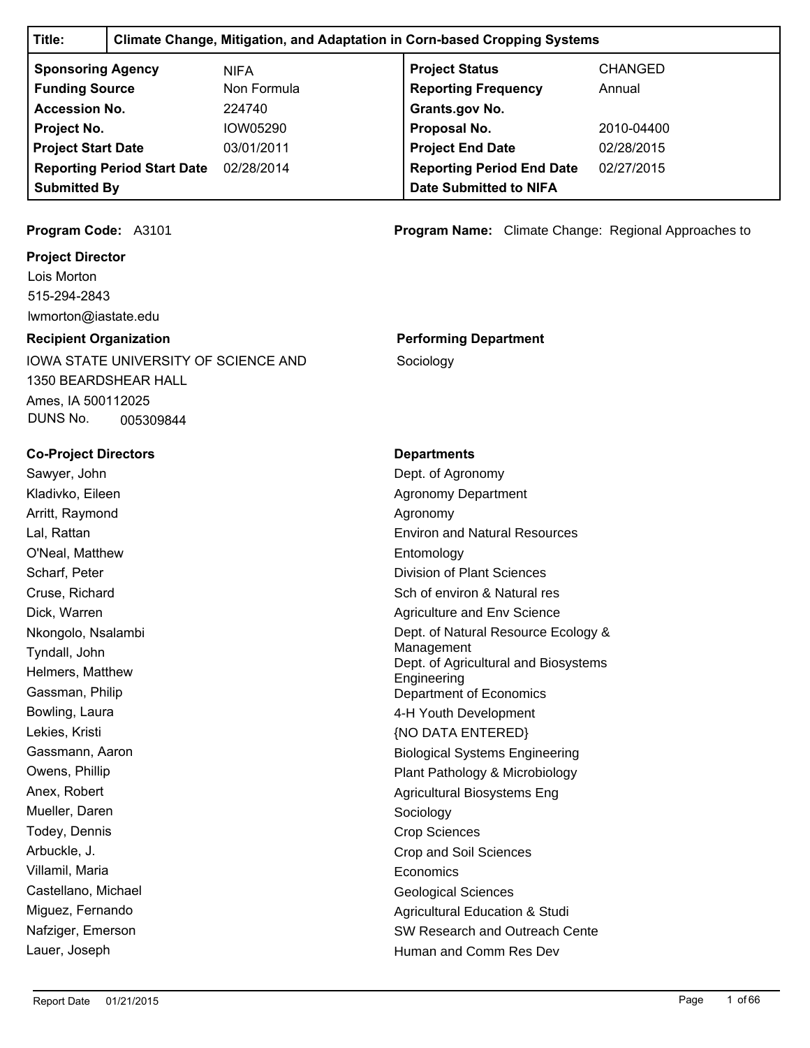| Title: | Climate Change, Mitigation, and Adaptation in Corn-based Cropping Systems | | |
|---|---|---|---|
| **Sponsoring Agency** | NIFA | **Project Status** | CHANGED |
| **Funding Source** | Non Formula | **Reporting Frequency** | Annual |
| **Accession No.** | 224740 | **Grants.gov No.** | |
| **Project No.** | IOW05290 | **Proposal No.** | 2010-04400 |
| **Project Start Date** | 03/01/2011 | **Project End Date** | 02/28/2015 |
| **Reporting Period Start Date** | 02/28/2014 | **Reporting Period End Date** | 02/27/2015 |
| **Submitted By** | | **Date Submitted to NIFA** | |

**Program Code:** A3101

**Program Name:** Climate Change: Regional Approaches to

**Project Director**

Lois Morton
515-294-2843
lwmorton@iastate.edu

**Recipient Organization**

IOWA STATE UNIVERSITY OF SCIENCE AND
1350 BEARDSHEAR HALL
Ames, IA 500112025
DUNS No. 005309844

**Performing Department**

Sociology

| Co-Project Directors | Departments |
|---|---|
| Sawyer, John | Dept. of Agronomy |
| Kladivko, Eileen | Agronomy Department |
| Arritt, Raymond | Agronomy |
| Lal, Rattan | Environ and Natural Resources |
| O'Neal, Matthew | Entomology |
| Scharf, Peter | Division of Plant Sciences |
| Cruse, Richard | Sch of environ & Natural res |
| Dick, Warren | Agriculture and Env Science |
| Nkongolo, Nsalambi | Dept. of Natural Resource Ecology & Management |
| Tyndall, John | Dept. of Agricultural and Biosystems Engineering |
| Helmers, Matthew | Department of Economics |
| Gassman, Philip | 4-H Youth Development |
| Bowling, Laura | {NO DATA ENTERED} |
| Lekies, Kristi | Biological Systems Engineering |
| Gassmann, Aaron | Plant Pathology & Microbiology |
| Owens, Phillip | Agricultural Biosystems Eng |
| Anex, Robert | Sociology |
| Mueller, Daren | Crop Sciences |
| Todey, Dennis | Crop and Soil Sciences |
| Arbuckle, J. | Economics |
| Villamil, Maria | Geological Sciences |
| Castellano, Michael | Agricultural Education & Studi |
| Miguez, Fernando | SW Research and Outreach Cente |
| Nafziger, Emerson | Human and Comm Res Dev |
| Lauer, Joseph | |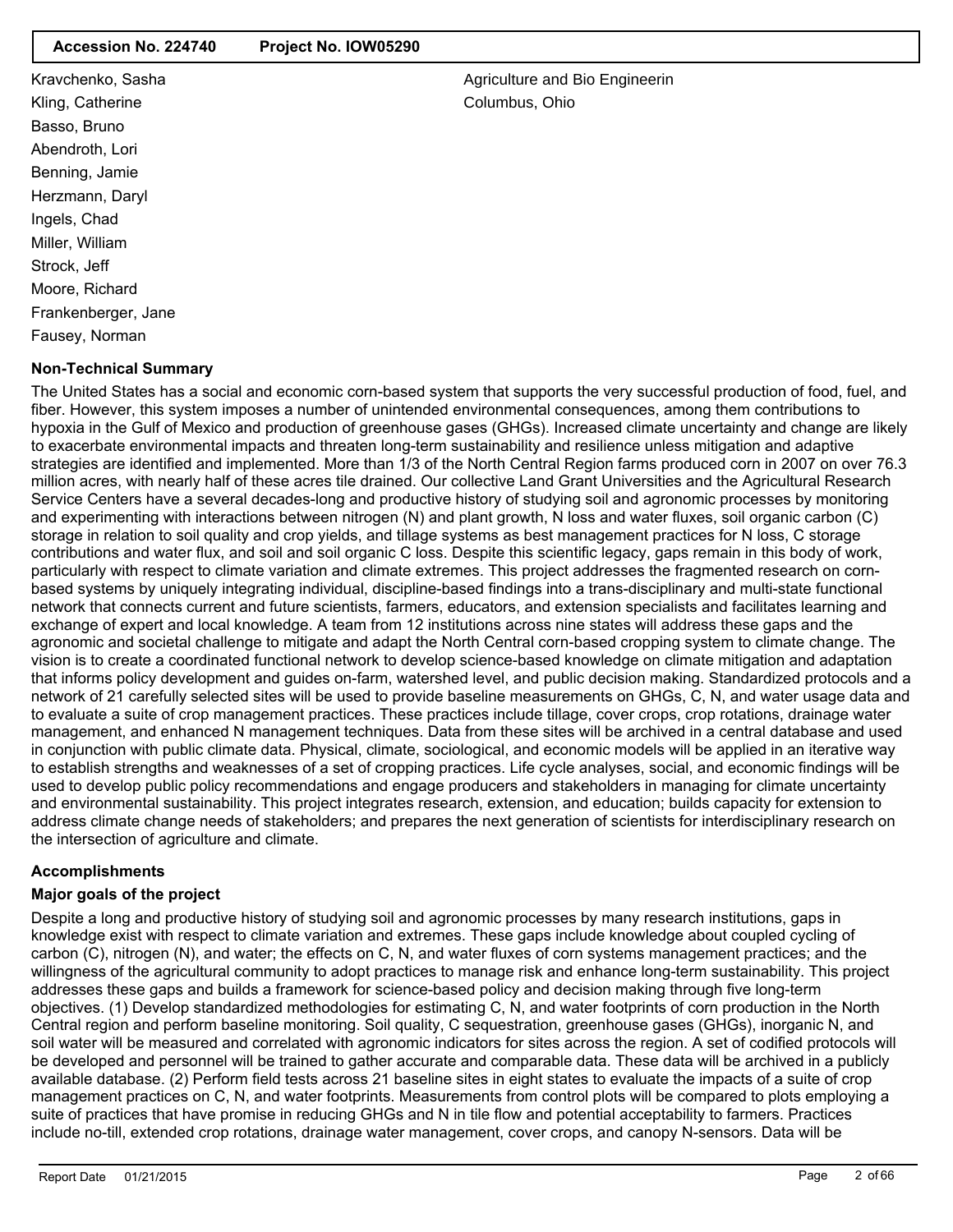Kravchenko, Sasha | Agriculture and Bio Engineerin
Kling, Catherine | Columbus, Ohio
Basso, Bruno
Abendroth, Lori
Benning, Jamie
Herzmann, Daryl
Ingels, Chad
Miller, William
Strock, Jeff
Moore, Richard
Frankenberger, Jane
Fausey, Norman

**Non-Technical Summary**

The United States has a social and economic corn-based system that supports the very successful production of food, fuel, and fiber. However, this system imposes a number of unintended environmental consequences, among them contributions to hypoxia in the Gulf of Mexico and production of greenhouse gases (GHGs). Increased climate uncertainty and change are likely to exacerbate environmental impacts and threaten long-term sustainability and resilience unless mitigation and adaptive strategies are identified and implemented. More than 1/3 of the North Central Region farms produced corn in 2007 on over 76.3 million acres, with nearly half of these acres tile drained. Our collective Land Grant Universities and the Agricultural Research Service Centers have a several decades-long and productive history of studying soil and agronomic processes by monitoring and experimenting with interactions between nitrogen (N) and plant growth, N loss and water fluxes, soil organic carbon (C) storage in relation to soil quality and crop yields, and tillage systems as best management practices for N loss, C storage contributions and water flux, and soil and soil organic C loss. Despite this scientific legacy, gaps remain in this body of work, particularly with respect to climate variation and climate extremes. This project addresses the fragmented research on corn-based systems by uniquely integrating individual, discipline-based findings into a trans-disciplinary and multi-state functional network that connects current and future scientists, farmers, educators, and extension specialists and facilitates learning and exchange of expert and local knowledge. A team from 12 institutions across nine states will address these gaps and the agronomic and societal challenge to mitigate and adapt the North Central corn-based cropping system to climate change. The vision is to create a coordinated functional network to develop science-based knowledge on climate mitigation and adaptation that informs policy development and guides on-farm, watershed level, and public decision making. Standardized protocols and a network of 21 carefully selected sites will be used to provide baseline measurements on GHGs, C, N, and water usage data and to evaluate a suite of crop management practices. These practices include tillage, cover crops, crop rotations, drainage water management, and enhanced N management techniques. Data from these sites will be archived in a central database and used in conjunction with public climate data. Physical, climate, sociological, and economic models will be applied in an iterative way to establish strengths and weaknesses of a set of cropping practices. Life cycle analyses, social, and economic findings will be used to develop public policy recommendations and engage producers and stakeholders in managing for climate uncertainty and environmental sustainability. This project integrates research, extension, and education; builds capacity for extension to address climate change needs of stakeholders; and prepares the next generation of scientists for interdisciplinary research on the intersection of agriculture and climate.

**Accomplishments**

**Major goals of the project**

Despite a long and productive history of studying soil and agronomic processes by many research institutions, gaps in knowledge exist with respect to climate variation and extremes. These gaps include knowledge about coupled cycling of carbon (C), nitrogen (N), and water; the effects on C, N, and water fluxes of corn systems management practices; and the willingness of the agricultural community to adopt practices to manage risk and enhance long-term sustainability. This project addresses these gaps and builds a framework for science-based policy and decision making through five long-term objectives. (1) Develop standardized methodologies for estimating C, N, and water footprints of corn production in the North Central region and perform baseline monitoring. Soil quality, C sequestration, greenhouse gases (GHGs), inorganic N, and soil water will be measured and correlated with agronomic indicators for sites across the region. A set of codified protocols will be developed and personnel will be trained to gather accurate and comparable data. These data will be archived in a publicly available database. (2) Perform field tests across 21 baseline sites in eight states to evaluate the impacts of a suite of crop management practices on C, N, and water footprints. Measurements from control plots will be compared to plots employing a suite of practices that have promise in reducing GHGs and N in tile flow and potential acceptability to farmers. Practices include no-till, extended crop rotations, drainage water management, cover crops, and canopy N-sensors. Data will be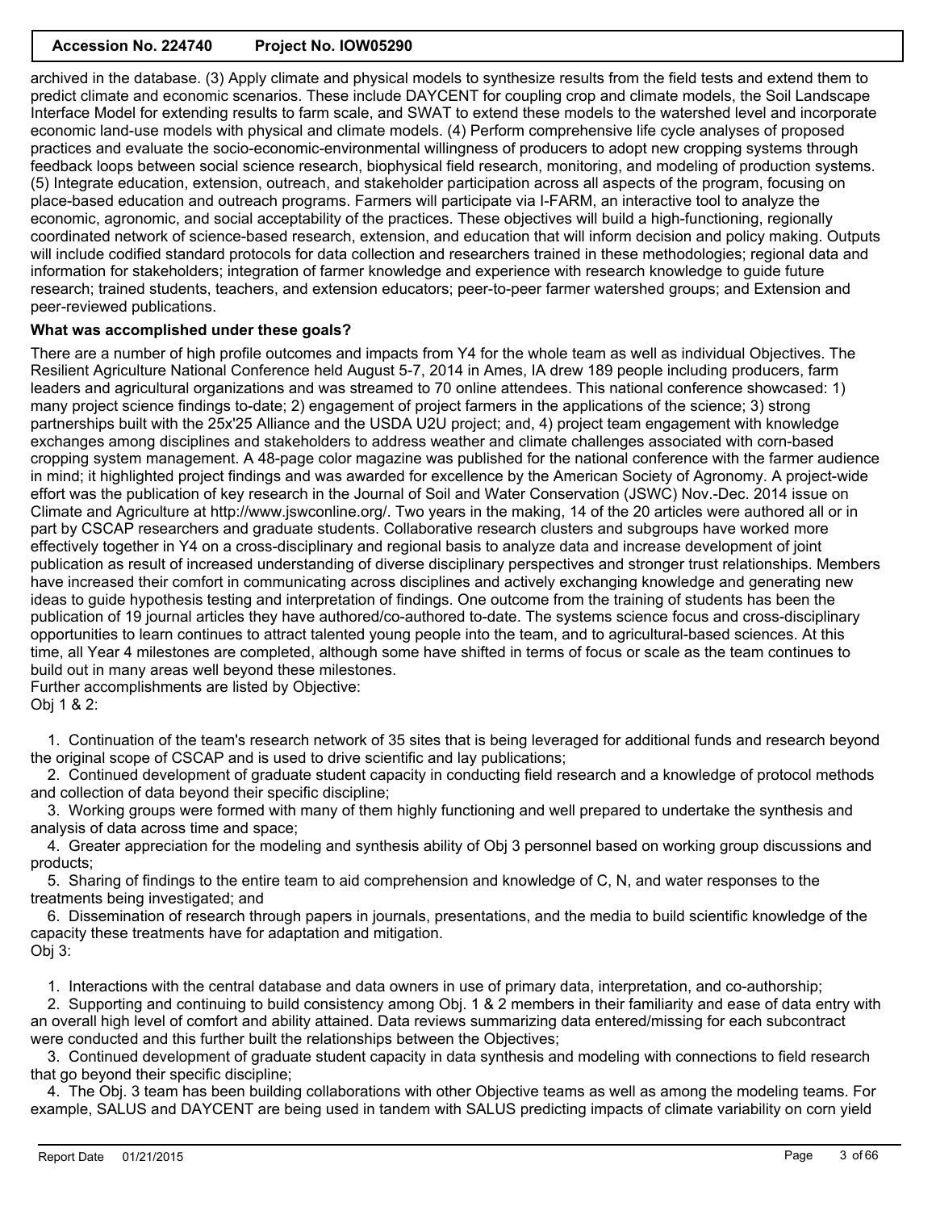archived in the database. (3) Apply climate and physical models to synthesize results from the field tests and extend them to predict climate and economic scenarios. These include DAYCENT for coupling crop and climate models, the Soil Landscape Interface Model for extending results to farm scale, and SWAT to extend these models to the watershed level and incorporate economic land-use models with physical and climate models. (4) Perform comprehensive life cycle analyses of proposed practices and evaluate the socio-economic-environmental willingness of producers to adopt new cropping systems through feedback loops between social science research, biophysical field research, monitoring, and modeling of production systems. (5) Integrate education, extension, outreach, and stakeholder participation across all aspects of the program, focusing on place-based education and outreach programs. Farmers will participate via I-FARM, an interactive tool to analyze the economic, agronomic, and social acceptability of the practices. These objectives will build a high-functioning, regionally coordinated network of science-based research, extension, and education that will inform decision and policy making. Outputs will include codified standard protocols for data collection and researchers trained in these methodologies; regional data and information for stakeholders; integration of farmer knowledge and experience with research knowledge to guide future research; trained students, teachers, and extension educators; peer-to-peer farmer watershed groups; and Extension and peer-reviewed publications.

**What was accomplished under these goals?**

There are a number of high profile outcomes and impacts from Y4 for the whole team as well as individual Objectives. The Resilient Agriculture National Conference held August 5-7, 2014 in Ames, IA drew 189 people including producers, farm leaders and agricultural organizations and was streamed to 70 online attendees. This national conference showcased: 1) many project science findings to-date; 2) engagement of project farmers in the applications of the science; 3) strong partnerships built with the 25x'25 Alliance and the USDA U2U project; and, 4) project team engagement with knowledge exchanges among disciplines and stakeholders to address weather and climate challenges associated with corn-based cropping system management. A 48-page color magazine was published for the national conference with the farmer audience in mind; it highlighted project findings and was awarded for excellence by the American Society of Agronomy. A project-wide effort was the publication of key research in the Journal of Soil and Water Conservation (JSWC) Nov.-Dec. 2014 issue on Climate and Agriculture at http://www.jswconline.org/. Two years in the making, 14 of the 20 articles were authored all or in part by CSCAP researchers and graduate students. Collaborative research clusters and subgroups have worked more effectively together in Y4 on a cross-disciplinary and regional basis to analyze data and increase development of joint publication as result of increased understanding of diverse disciplinary perspectives and stronger trust relationships. Members have increased their comfort in communicating across disciplines and actively exchanging knowledge and generating new ideas to guide hypothesis testing and interpretation of findings. One outcome from the training of students has been the publication of 19 journal articles they have authored/co-authored to-date. The systems science focus and cross-disciplinary opportunities to learn continues to attract talented young people into the team, and to agricultural-based sciences. At this time, all Year 4 milestones are completed, although some have shifted in terms of focus or scale as the team continues to build out in many areas well beyond these milestones.

Further accomplishments are listed by Objective:

Obj 1 & 2:

1. Continuation of the team's research network of 35 sites that is being leveraged for additional funds and research beyond the original scope of CSCAP and is used to drive scientific and lay publications;
2. Continued development of graduate student capacity in conducting field research and a knowledge of protocol methods and collection of data beyond their specific discipline;
3. Working groups were formed with many of them highly functioning and well prepared to undertake the synthesis and analysis of data across time and space;
4. Greater appreciation for the modeling and synthesis ability of Obj 3 personnel based on working group discussions and products;
5. Sharing of findings to the entire team to aid comprehension and knowledge of C, N, and water responses to the treatments being investigated; and
6. Dissemination of research through papers in journals, presentations, and the media to build scientific knowledge of the capacity these treatments have for adaptation and mitigation.

Obj 3:

1. Interactions with the central database and data owners in use of primary data, interpretation, and co-authorship;
2. Supporting and continuing to build consistency among Obj. 1 & 2 members in their familiarity and ease of data entry with an overall high level of comfort and ability attained. Data reviews summarizing data entered/missing for each subcontract were conducted and this further built the relationships between the Objectives;
3. Continued development of graduate student capacity in data synthesis and modeling with connections to field research that go beyond their specific discipline;
4. The Obj. 3 team has been building collaborations with other Objective teams as well as among the modeling teams. For example, SALUS and DAYCENT are being used in tandem with SALUS predicting impacts of climate variability on corn yield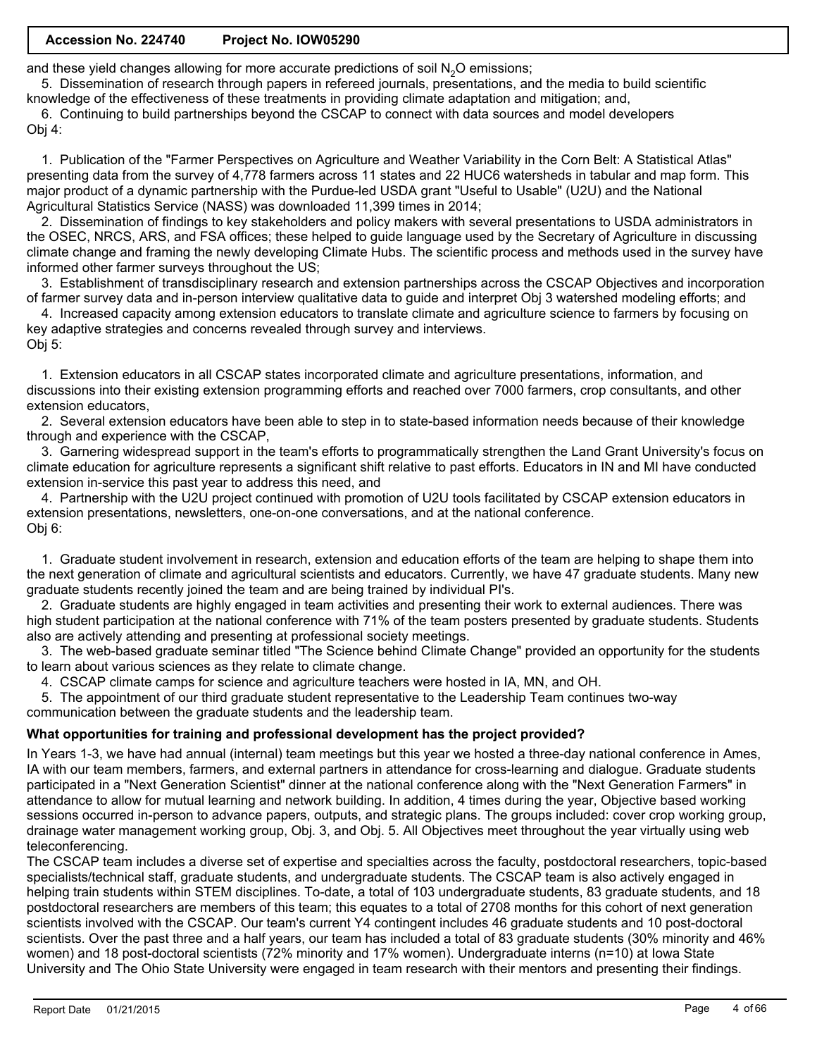and these yield changes allowing for more accurate predictions of soil $N_2O$ emissions;

5. Dissemination of research through papers in refereed journals, presentations, and the media to build scientific knowledge of the effectiveness of these treatments in providing climate adaptation and mitigation; and,

6. Continuing to build partnerships beyond the CSCAP to connect with data sources and model developers

Obj 4:

1. Publication of the "Farmer Perspectives on Agriculture and Weather Variability in the Corn Belt: A Statistical Atlas" presenting data from the survey of 4,778 farmers across 11 states and 22 HUC6 watersheds in tabular and map form. This major product of a dynamic partnership with the Purdue-led USDA grant "Useful to Usable" (U2U) and the National Agricultural Statistics Service (NASS) was downloaded 11,399 times in 2014;

2. Dissemination of findings to key stakeholders and policy makers with several presentations to USDA administrators in the OSEC, NRCS, ARS, and FSA offices; these helped to guide language used by the Secretary of Agriculture in discussing climate change and framing the newly developing Climate Hubs. The scientific process and methods used in the survey have informed other farmer surveys throughout the US;

3. Establishment of transdisciplinary research and extension partnerships across the CSCAP Objectives and incorporation of farmer survey data and in-person interview qualitative data to guide and interpret Obj 3 watershed modeling efforts; and

4. Increased capacity among extension educators to translate climate and agriculture science to farmers by focusing on key adaptive strategies and concerns revealed through survey and interviews.

Obj 5:

1. Extension educators in all CSCAP states incorporated climate and agriculture presentations, information, and discussions into their existing extension programming efforts and reached over 7000 farmers, crop consultants, and other extension educators,

2. Several extension educators have been able to step in to state-based information needs because of their knowledge through and experience with the CSCAP,

3. Garnering widespread support in the team's efforts to programmatically strengthen the Land Grant University's focus on climate education for agriculture represents a significant shift relative to past efforts. Educators in IN and MI have conducted extension in-service this past year to address this need, and

4. Partnership with the U2U project continued with promotion of U2U tools facilitated by CSCAP extension educators in extension presentations, newsletters, one-on-one conversations, and at the national conference.

Obj 6:

1. Graduate student involvement in research, extension and education efforts of the team are helping to shape them into the next generation of climate and agricultural scientists and educators. Currently, we have 47 graduate students. Many new graduate students recently joined the team and are being trained by individual PI's.

2. Graduate students are highly engaged in team activities and presenting their work to external audiences. There was high student participation at the national conference with 71% of the team posters presented by graduate students. Students also are actively attending and presenting at professional society meetings.

3. The web-based graduate seminar titled "The Science behind Climate Change" provided an opportunity for the students to learn about various sciences as they relate to climate change.

4. CSCAP climate camps for science and agriculture teachers were hosted in IA, MN, and OH.

5. The appointment of our third graduate student representative to the Leadership Team continues two-way communication between the graduate students and the leadership team.

**What opportunities for training and professional development has the project provided?**

In Years 1-3, we have had annual (internal) team meetings but this year we hosted a three-day national conference in Ames, IA with our team members, farmers, and external partners in attendance for cross-learning and dialogue. Graduate students participated in a "Next Generation Scientist" dinner at the national conference along with the "Next Generation Farmers" in attendance to allow for mutual learning and network building. In addition, 4 times during the year, Objective based working sessions occurred in-person to advance papers, outputs, and strategic plans. The groups included: cover crop working group, drainage water management working group, Obj. 3, and Obj. 5. All Objectives meet throughout the year virtually using web teleconferencing.

The CSCAP team includes a diverse set of expertise and specialties across the faculty, postdoctoral researchers, topic-based specialists/technical staff, graduate students, and undergraduate students. The CSCAP team is also actively engaged in helping train students within STEM disciplines. To-date, a total of 103 undergraduate students, 83 graduate students, and 18 postdoctoral researchers are members of this team; this equates to a total of 2708 months for this cohort of next generation scientists involved with the CSCAP. Our team's current Y4 contingent includes 46 graduate students and 10 post-doctoral scientists. Over the past three and a half years, our team has included a total of 83 graduate students (30% minority and 46% women) and 18 post-doctoral scientists (72% minority and 17% women). Undergraduate interns (n=10) at Iowa State University and The Ohio State University were engaged in team research with their mentors and presenting their findings.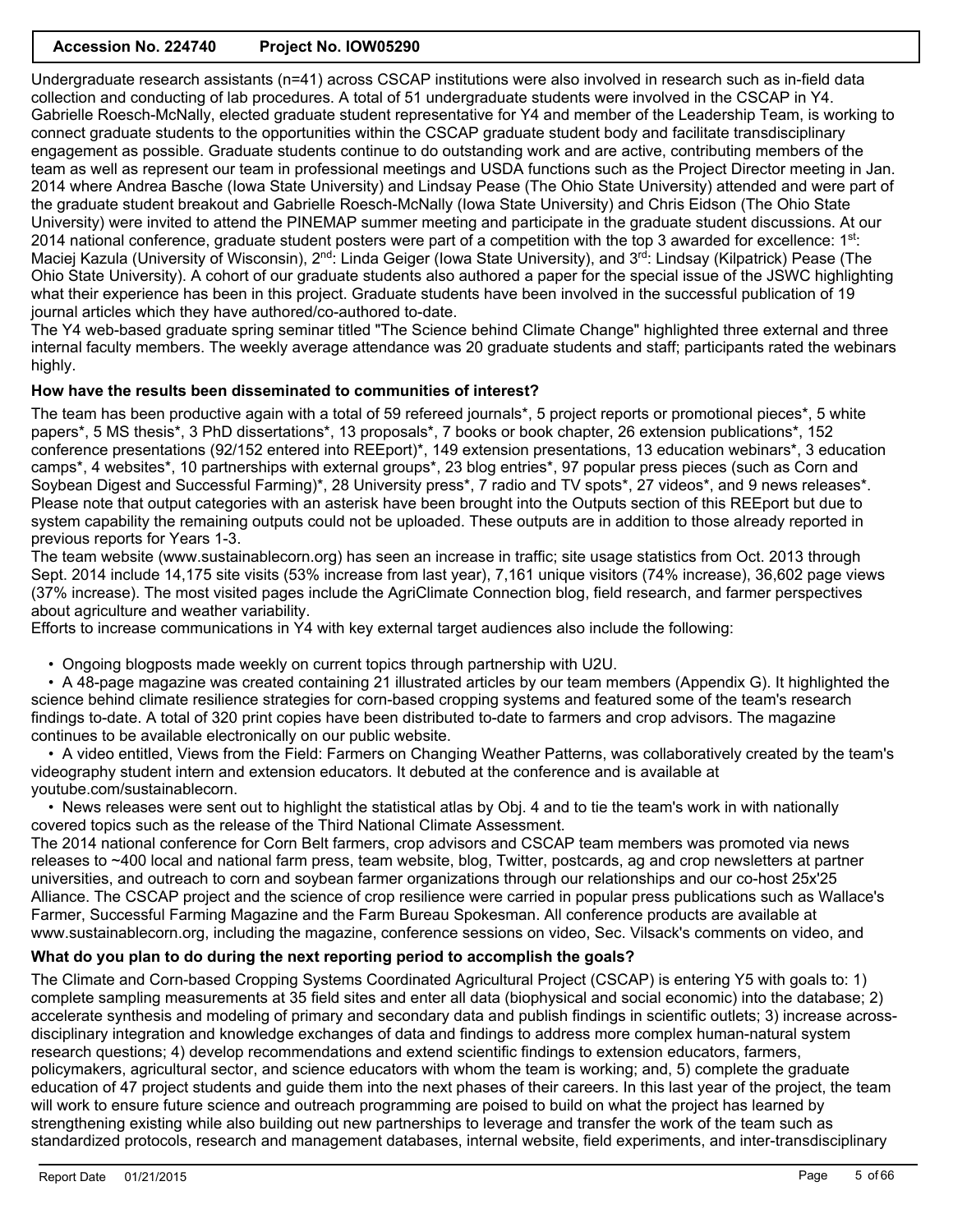Undergraduate research assistants (n=41) across CSCAP institutions were also involved in research such as in-field data collection and conducting of lab procedures. A total of 51 undergraduate students were involved in the CSCAP in Y4. Gabrielle Roesch-McNally, elected graduate student representative for Y4 and member of the Leadership Team, is working to connect graduate students to the opportunities within the CSCAP graduate student body and facilitate transdisciplinary engagement as possible. Graduate students continue to do outstanding work and are active, contributing members of the team as well as represent our team in professional meetings and USDA functions such as the Project Director meeting in Jan. 2014 where Andrea Basche (Iowa State University) and Lindsay Pease (The Ohio State University) attended and were part of the graduate student breakout and Gabrielle Roesch-McNally (Iowa State University) and Chris Eidson (The Ohio State University) were invited to attend the PINEMAP summer meeting and participate in the graduate student discussions. At our 2014 national conference, graduate student posters were part of a competition with the top 3 awarded for excellence: 1st: Maciej Kazula (University of Wisconsin), 2nd: Linda Geiger (Iowa State University), and 3rd: Lindsay (Kilpatrick) Pease (The Ohio State University). A cohort of our graduate students also authored a paper for the special issue of the JSWC highlighting what their experience has been in this project. Graduate students have been involved in the successful publication of 19 journal articles which they have authored/co-authored to-date.

The Y4 web-based graduate spring seminar titled "The Science behind Climate Change" highlighted three external and three internal faculty members. The weekly average attendance was 20 graduate students and staff; participants rated the webinars highly.

**How have the results been disseminated to communities of interest?**

The team has been productive again with a total of 59 refereed journals*, 5 project reports or promotional pieces*, 5 white papers*, 5 MS thesis*, 3 PhD dissertations*, 13 proposals*, 7 books or book chapter, 26 extension publications*, 152 conference presentations (92/152 entered into REEport)*, 149 extension presentations, 13 education webinars*, 3 education camps*, 4 websites*, 10 partnerships with external groups*, 23 blog entries*, 97 popular press pieces (such as Corn and Soybean Digest and Successful Farming)*, 28 University press*, 7 radio and TV spots*, 27 videos*, and 9 news releases*. Please note that output categories with an asterisk have been brought into the Outputs section of this REEport but due to system capability the remaining outputs could not be uploaded. These outputs are in addition to those already reported in previous reports for Years 1-3.

The team website (www.sustainablecorn.org) has seen an increase in traffic; site usage statistics from Oct. 2013 through Sept. 2014 include 14,175 site visits (53% increase from last year), 7,161 unique visitors (74% increase), 36,602 page views (37% increase). The most visited pages include the AgriClimate Connection blog, field research, and farmer perspectives about agriculture and weather variability.

Efforts to increase communications in Y4 with key external target audiences also include the following:

- Ongoing blogposts made weekly on current topics through partnership with U2U.
- A 48-page magazine was created containing 21 illustrated articles by our team members (Appendix G). It highlighted the science behind climate resilience strategies for corn-based cropping systems and featured some of the team's research findings to-date. A total of 320 print copies have been distributed to-date to farmers and crop advisors. The magazine continues to be available electronically on our public website.
- A video entitled, Views from the Field: Farmers on Changing Weather Patterns, was collaboratively created by the team's videography student intern and extension educators. It debuted at the conference and is available at youtube.com/sustainablecorn.
- News releases were sent out to highlight the statistical atlas by Obj. 4 and to tie the team's work in with nationally covered topics such as the release of the Third National Climate Assessment.

The 2014 national conference for Corn Belt farmers, crop advisors and CSCAP team members was promoted via news releases to ~400 local and national farm press, team website, blog, Twitter, postcards, ag and crop newsletters at partner universities, and outreach to corn and soybean farmer organizations through our relationships and our co-host 25x'25 Alliance. The CSCAP project and the science of crop resilience were carried in popular press publications such as Wallace's Farmer, Successful Farming Magazine and the Farm Bureau Spokesman. All conference products are available at www.sustainablecorn.org, including the magazine, conference sessions on video, Sec. Vilsack's comments on video, and

**What do you plan to do during the next reporting period to accomplish the goals?**

The Climate and Corn-based Cropping Systems Coordinated Agricultural Project (CSCAP) is entering Y5 with goals to: 1) complete sampling measurements at 35 field sites and enter all data (biophysical and social economic) into the database; 2) accelerate synthesis and modeling of primary and secondary data and publish findings in scientific outlets; 3) increase across-disciplinary integration and knowledge exchanges of data and findings to address more complex human-natural system research questions; 4) develop recommendations and extend scientific findings to extension educators, farmers, policymakers, agricultural sector, and science educators with whom the team is working; and, 5) complete the graduate education of 47 project students and guide them into the next phases of their careers. In this last year of the project, the team will work to ensure future science and outreach programming are poised to build on what the project has learned by strengthening existing while also building out new partnerships to leverage and transfer the work of the team such as standardized protocols, research and management databases, internal website, field experiments, and inter-transdisciplinary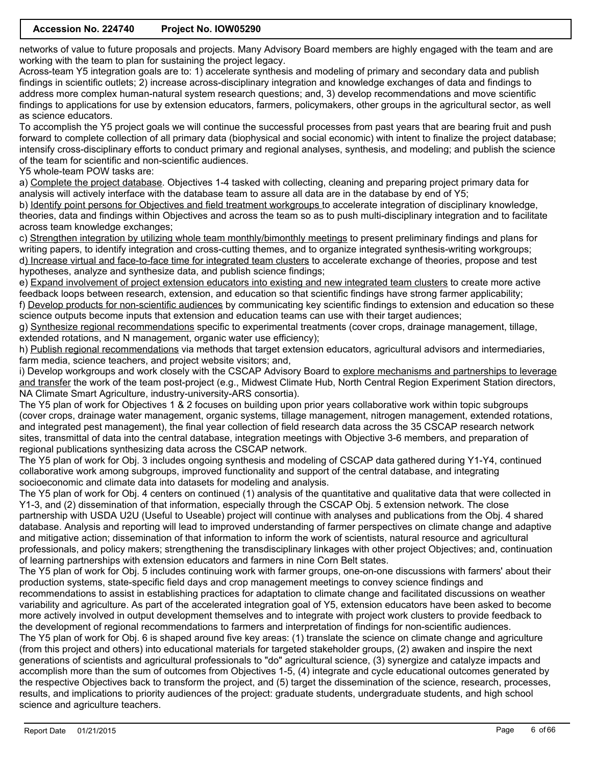networks of value to future proposals and projects. Many Advisory Board members are highly engaged with the team and are working with the team to plan for sustaining the project legacy.

Across-team Y5 integration goals are to: 1) accelerate synthesis and modeling of primary and secondary data and publish findings in scientific outlets; 2) increase across-disciplinary integration and knowledge exchanges of data and findings to address more complex human-natural system research questions; and, 3) develop recommendations and move scientific findings to applications for use by extension educators, farmers, policymakers, other groups in the agricultural sector, as well as science educators.

To accomplish the Y5 project goals we will continue the successful processes from past years that are bearing fruit and push forward to complete collection of all primary data (biophysical and social economic) with intent to finalize the project database; intensify cross-disciplinary efforts to conduct primary and regional analyses, synthesis, and modeling; and publish the science of the team for scientific and non-scientific audiences.

Y5 whole-team POW tasks are:

a) Complete the project database. Objectives 1-4 tasked with collecting, cleaning and preparing project primary data for analysis will actively interface with the database team to assure all data are in the database by end of Y5;

b) Identify point persons for Objectives and field treatment workgroups to accelerate integration of disciplinary knowledge, theories, data and findings within Objectives and across the team so as to push multi-disciplinary integration and to facilitate across team knowledge exchanges;

c) Strengthen integration by utilizing whole team monthly/bimonthly meetings to present preliminary findings and plans for writing papers, to identify integration and cross-cutting themes, and to organize integrated synthesis-writing workgroups;

d) Increase virtual and face-to-face time for integrated team clusters to accelerate exchange of theories, propose and test hypotheses, analyze and synthesize data, and publish science findings;

e) Expand involvement of project extension educators into existing and new integrated team clusters to create more active feedback loops between research, extension, and education so that scientific findings have strong farmer applicability;

f) Develop products for non-scientific audiences by communicating key scientific findings to extension and education so these science outputs become inputs that extension and education teams can use with their target audiences;

g) Synthesize regional recommendations specific to experimental treatments (cover crops, drainage management, tillage, extended rotations, and N management, organic water use efficiency);

h) Publish regional recommendations via methods that target extension educators, agricultural advisors and intermediaries, farm media, science teachers, and project website visitors; and,

i) Develop workgroups and work closely with the CSCAP Advisory Board to explore mechanisms and partnerships to leverage and transfer the work of the team post-project (e.g., Midwest Climate Hub, North Central Region Experiment Station directors, NA Climate Smart Agriculture, industry-university-ARS consortia).

The Y5 plan of work for Objectives 1 & 2 focuses on building upon prior years collaborative work within topic subgroups (cover crops, drainage water management, organic systems, tillage management, nitrogen management, extended rotations, and integrated pest management), the final year collection of field research data across the 35 CSCAP research network sites, transmittal of data into the central database, integration meetings with Objective 3-6 members, and preparation of regional publications synthesizing data across the CSCAP network.

The Y5 plan of work for Obj. 3 includes ongoing synthesis and modeling of CSCAP data gathered during Y1-Y4, continued collaborative work among subgroups, improved functionality and support of the central database, and integrating socioeconomic and climate data into datasets for modeling and analysis.

The Y5 plan of work for Obj. 4 centers on continued (1) analysis of the quantitative and qualitative data that were collected in Y1-3, and (2) dissemination of that information, especially through the CSCAP Obj. 5 extension network. The close partnership with USDA U2U (Useful to Useable) project will continue with analyses and publications from the Obj. 4 shared database. Analysis and reporting will lead to improved understanding of farmer perspectives on climate change and adaptive and mitigative action; dissemination of that information to inform the work of scientists, natural resource and agricultural professionals, and policy makers; strengthening the transdisciplinary linkages with other project Objectives; and, continuation of learning partnerships with extension educators and farmers in nine Corn Belt states.

The Y5 plan of work for Obj. 5 includes continuing work with farmer groups, one-on-one discussions with farmers' about their production systems, state-specific field days and crop management meetings to convey science findings and recommendations to assist in establishing practices for adaptation to climate change and facilitated discussions on weather variability and agriculture. As part of the accelerated integration goal of Y5, extension educators have been asked to become more actively involved in output development themselves and to integrate with project work clusters to provide feedback to the development of regional recommendations to farmers and interpretation of findings for non-scientific audiences.

The Y5 plan of work for Obj. 6 is shaped around five key areas: (1) translate the science on climate change and agriculture (from this project and others) into educational materials for targeted stakeholder groups, (2) awaken and inspire the next generations of scientists and agricultural professionals to "do" agricultural science, (3) synergize and catalyze impacts and accomplish more than the sum of outcomes from Objectives 1-5, (4) integrate and cycle educational outcomes generated by the respective Objectives back to transform the project, and (5) target the dissemination of the science, research, processes, results, and implications to priority audiences of the project: graduate students, undergraduate students, and high school science and agriculture teachers.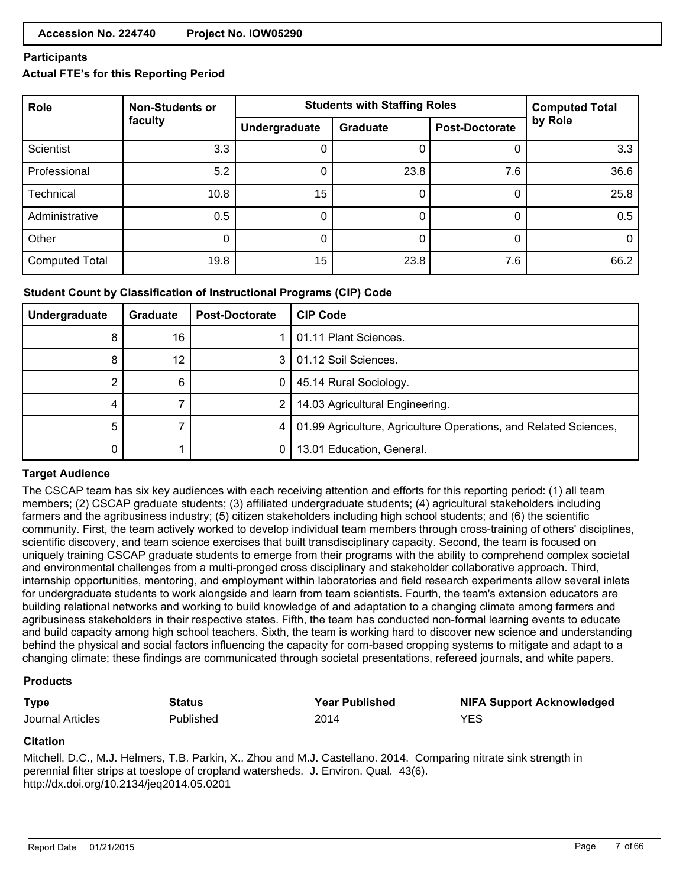**Accession No. 224740 Project No. IOW05290**

### Participants

#### Actual FTE's for this Reporting Period

| Role | Non-Students or faculty | Students with Staffing Roles | | | Computed Total by Role |
|---|---|---|---|---|---|
| | | Undergraduate | Graduate | Post-Doctorate | |
| Scientist | 3.3 | 0 | 0 | 0 | 3.3 |
| Professional | 5.2 | 0 | 23.8 | 7.6 | 36.6 |
| Technical | 10.8 | 15 | 0 | 0 | 25.8 |
| Administrative | 0.5 | 0 | 0 | 0 | 0.5 |
| Other | 0 | 0 | 0 | 0 | 0 |
| Computed Total | 19.8 | 15 | 23.8 | 7.6 | 66.2 |

#### Student Count by Classification of Instructional Programs (CIP) Code

| Undergraduate | Graduate | Post-Doctorate | CIP Code |
|---|---|---|---|
| 8 | 16 | 1 | 01.11 Plant Sciences. |
| 8 | 12 | 3 | 01.12 Soil Sciences. |
| 2 | 6 | 0 | 45.14 Rural Sociology. |
| 4 | 7 | 2 | 14.03 Agricultural Engineering. |
| 5 | 7 | 4 | 01.99 Agriculture, Agriculture Operations, and Related Sciences, |
| 0 | 1 | 0 | 13.01 Education, General. |

### Target Audience

The CSCAP team has six key audiences with each receiving attention and efforts for this reporting period: (1) all team members; (2) CSCAP graduate students; (3) affiliated undergraduate students; (4) agricultural stakeholders including farmers and the agribusiness industry; (5) citizen stakeholders including high school students; and (6) the scientific community. First, the team actively worked to develop individual team members through cross-training of others' disciplines, scientific discovery, and team science exercises that built transdisciplinary capacity. Second, the team is focused on uniquely training CSCAP graduate students to emerge from their programs with the ability to comprehend complex societal and environmental challenges from a multi-pronged cross disciplinary and stakeholder collaborative approach. Third, internship opportunities, mentoring, and employment within laboratories and field research experiments allow several inlets for undergraduate students to work alongside and learn from team scientists. Fourth, the team's extension educators are building relational networks and working to build knowledge of and adaptation to a changing climate among farmers and agribusiness stakeholders in their respective states. Fifth, the team has conducted non-formal learning events to educate and build capacity among high school teachers. Sixth, the team is working hard to discover new science and understanding behind the physical and social factors influencing the capacity for corn-based cropping systems to mitigate and adapt to a changing climate; these findings are communicated through societal presentations, refereed journals, and white papers.

### Products

| Type | Status | Year Published | NIFA Support Acknowledged |
|---|---|---|---|
| Journal Articles | Published | 2014 | YES |

#### Citation

Mitchell, D.C., M.J. Helmers, T.B. Parkin, X.. Zhou and M.J. Castellano. 2014. Comparing nitrate sink strength in perennial filter strips at toeslope of cropland watersheds. J. Environ. Qual. 43(6).
http://dx.doi.org/10.2134/jeq2014.05.0201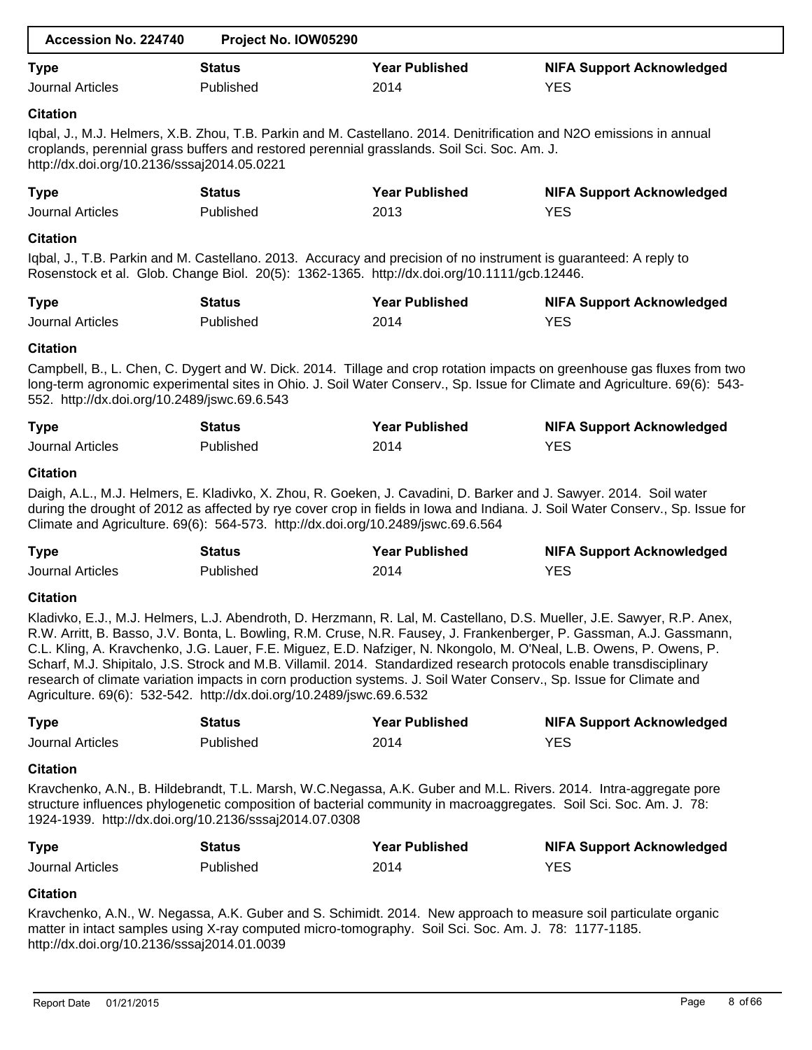| Accession No. 224740 | Project No. IOW05290 |
|---|---|

| Type | Status | Year Published | NIFA Support Acknowledged |
|---|---|---|---|
| Journal Articles | Published | 2014 | YES |

**Citation**

Iqbal, J., M.J. Helmers, X.B. Zhou, T.B. Parkin and M. Castellano. 2014. Denitrification and N2O emissions in annual croplands, perennial grass buffers and restored perennial grasslands. Soil Sci. Soc. Am. J. http://dx.doi.org/10.2136/sssaj2014.05.0221

| Type | Status | Year Published | NIFA Support Acknowledged |
|---|---|---|---|
| Journal Articles | Published | 2013 | YES |

**Citation**

Iqbal, J., T.B. Parkin and M. Castellano. 2013. Accuracy and precision of no instrument is guaranteed: A reply to Rosenstock et al. Glob. Change Biol. 20(5): 1362-1365. http://dx.doi.org/10.1111/gcb.12446.

| Type | Status | Year Published | NIFA Support Acknowledged |
|---|---|---|---|
| Journal Articles | Published | 2014 | YES |

**Citation**

Campbell, B., L. Chen, C. Dygert and W. Dick. 2014. Tillage and crop rotation impacts on greenhouse gas fluxes from two long-term agronomic experimental sites in Ohio. J. Soil Water Conserv., Sp. Issue for Climate and Agriculture. 69(6): 543-552. http://dx.doi.org/10.2489/jswc.69.6.543

| Type | Status | Year Published | NIFA Support Acknowledged |
|---|---|---|---|
| Journal Articles | Published | 2014 | YES |

**Citation**

Daigh, A.L., M.J. Helmers, E. Kladivko, X. Zhou, R. Goeken, J. Cavadini, D. Barker and J. Sawyer. 2014. Soil water during the drought of 2012 as affected by rye cover crop in fields in Iowa and Indiana. J. Soil Water Conserv., Sp. Issue for Climate and Agriculture. 69(6): 564-573. http://dx.doi.org/10.2489/jswc.69.6.564

| Type | Status | Year Published | NIFA Support Acknowledged |
|---|---|---|---|
| Journal Articles | Published | 2014 | YES |

**Citation**

Kladivko, E.J., M.J. Helmers, L.J. Abendroth, D. Herzmann, R. Lal, M. Castellano, D.S. Mueller, J.E. Sawyer, R.P. Anex, R.W. Arritt, B. Basso, J.V. Bonta, L. Bowling, R.M. Cruse, N.R. Fausey, J. Frankenberger, P. Gassman, A.J. Gassmann, C.L. Kling, A. Kravchenko, J.G. Lauer, F.E. Miguez, E.D. Nafziger, N. Nkongolo, M. O'Neal, L.B. Owens, P. Owens, P. Scharf, M.J. Shipitalo, J.S. Strock and M.B. Villamil. 2014. Standardized research protocols enable transdisciplinary research of climate variation impacts in corn production systems. J. Soil Water Conserv., Sp. Issue for Climate and Agriculture. 69(6): 532-542. http://dx.doi.org/10.2489/jswc.69.6.532

| Type | Status | Year Published | NIFA Support Acknowledged |
|---|---|---|---|
| Journal Articles | Published | 2014 | YES |

**Citation**

Kravchenko, A.N., B. Hildebrandt, T.L. Marsh, W.C.Negassa, A.K. Guber and M.L. Rivers. 2014. Intra-aggregate pore structure influences phylogenetic composition of bacterial community in macroaggregates. Soil Sci. Soc. Am. J. 78: 1924-1939. http://dx.doi.org/10.2136/sssaj2014.07.0308

| Type | Status | Year Published | NIFA Support Acknowledged |
|---|---|---|---|
| Journal Articles | Published | 2014 | YES |

**Citation**

Kravchenko, A.N., W. Negassa, A.K. Guber and S. Schimidt. 2014. New approach to measure soil particulate organic matter in intact samples using X-ray computed micro-tomography. Soil Sci. Soc. Am. J. 78: 1177-1185. http://dx.doi.org/10.2136/sssaj2014.01.0039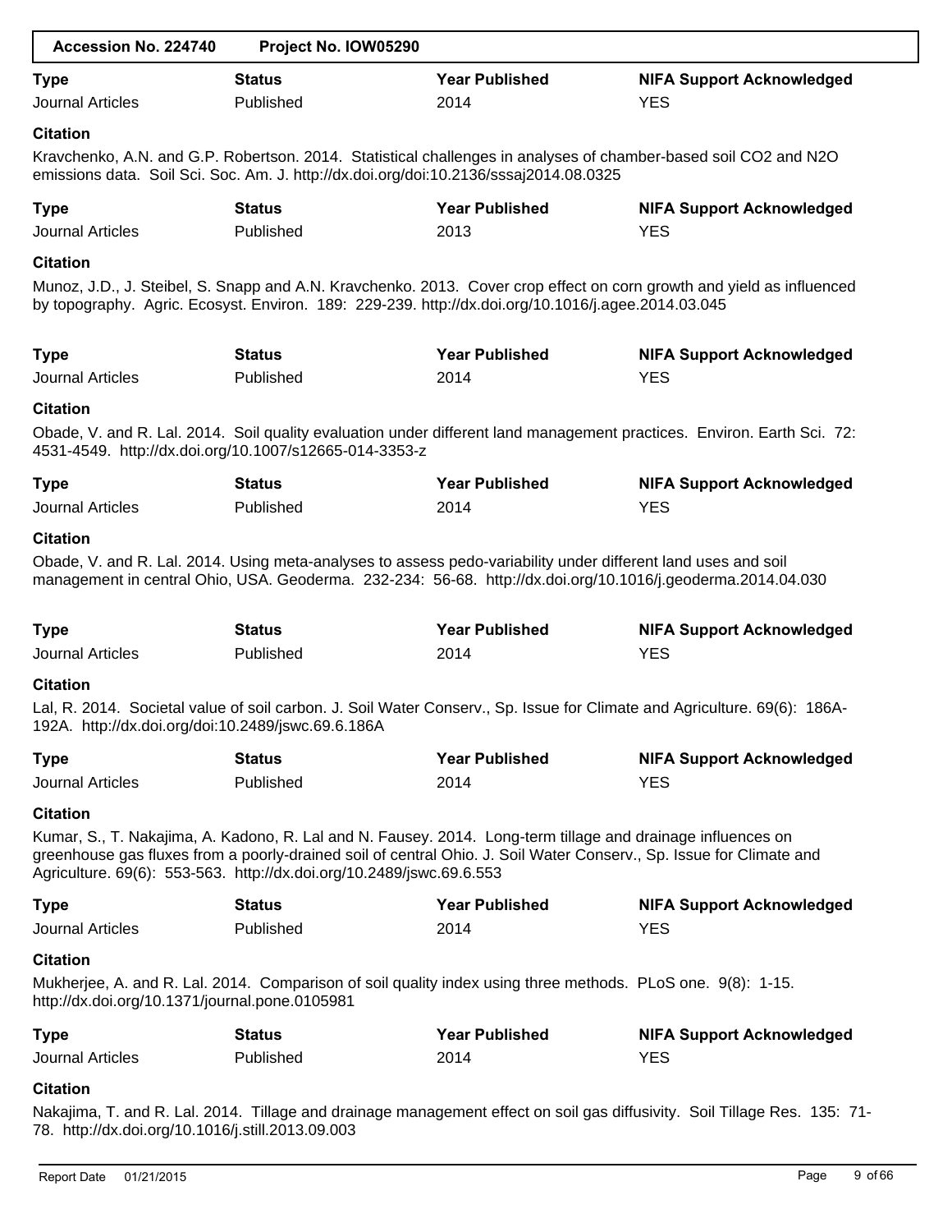| Accession No. 224740 | Project No. IOW05290 |
| --- | --- |

| Type | Status | Year Published | NIFA Support Acknowledged |
| --- | --- | --- | --- |
| Journal Articles | Published | 2014 | YES |

**Citation**

Kravchenko, A.N. and G.P. Robertson. 2014. Statistical challenges in analyses of chamber-based soil CO2 and N2O emissions data. Soil Sci. Soc. Am. J. http://dx.doi.org/doi:10.2136/sssaj2014.08.0325

| Type | Status | Year Published | NIFA Support Acknowledged |
| --- | --- | --- | --- |
| Journal Articles | Published | 2013 | YES |

**Citation**

Munoz, J.D., J. Steibel, S. Snapp and A.N. Kravchenko. 2013. Cover crop effect on corn growth and yield as influenced by topography. Agric. Ecosyst. Environ. 189: 229-239. http://dx.doi.org/10.1016/j.agee.2014.03.045

| Type | Status | Year Published | NIFA Support Acknowledged |
| --- | --- | --- | --- |
| Journal Articles | Published | 2014 | YES |

**Citation**

Obade, V. and R. Lal. 2014. Soil quality evaluation under different land management practices. Environ. Earth Sci. 72: 4531-4549. http://dx.doi.org/10.1007/s12665-014-3353-z

| Type | Status | Year Published | NIFA Support Acknowledged |
| --- | --- | --- | --- |
| Journal Articles | Published | 2014 | YES |

**Citation**

Obade, V. and R. Lal. 2014. Using meta-analyses to assess pedo-variability under different land uses and soil management in central Ohio, USA. Geoderma. 232-234: 56-68. http://dx.doi.org/10.1016/j.geoderma.2014.04.030

| Type | Status | Year Published | NIFA Support Acknowledged |
| --- | --- | --- | --- |
| Journal Articles | Published | 2014 | YES |

**Citation**

Lal, R. 2014. Societal value of soil carbon. J. Soil Water Conserv., Sp. Issue for Climate and Agriculture. 69(6): 186A-192A. http://dx.doi.org/doi:10.2489/jswc.69.6.186A

| Type | Status | Year Published | NIFA Support Acknowledged |
| --- | --- | --- | --- |
| Journal Articles | Published | 2014 | YES |

**Citation**

Kumar, S., T. Nakajima, A. Kadono, R. Lal and N. Fausey. 2014. Long-term tillage and drainage influences on greenhouse gas fluxes from a poorly-drained soil of central Ohio. J. Soil Water Conserv., Sp. Issue for Climate and Agriculture. 69(6): 553-563. http://dx.doi.org/10.2489/jswc.69.6.553

| Type | Status | Year Published | NIFA Support Acknowledged |
| --- | --- | --- | --- |
| Journal Articles | Published | 2014 | YES |

**Citation**

Mukherjee, A. and R. Lal. 2014. Comparison of soil quality index using three methods. PLoS one. 9(8): 1-15. http://dx.doi.org/10.1371/journal.pone.0105981

| Type | Status | Year Published | NIFA Support Acknowledged |
| --- | --- | --- | --- |
| Journal Articles | Published | 2014 | YES |

**Citation**

Nakajima, T. and R. Lal. 2014. Tillage and drainage management effect on soil gas diffusivity. Soil Tillage Res. 135: 71-78. http://dx.doi.org/10.1016/j.still.2013.09.003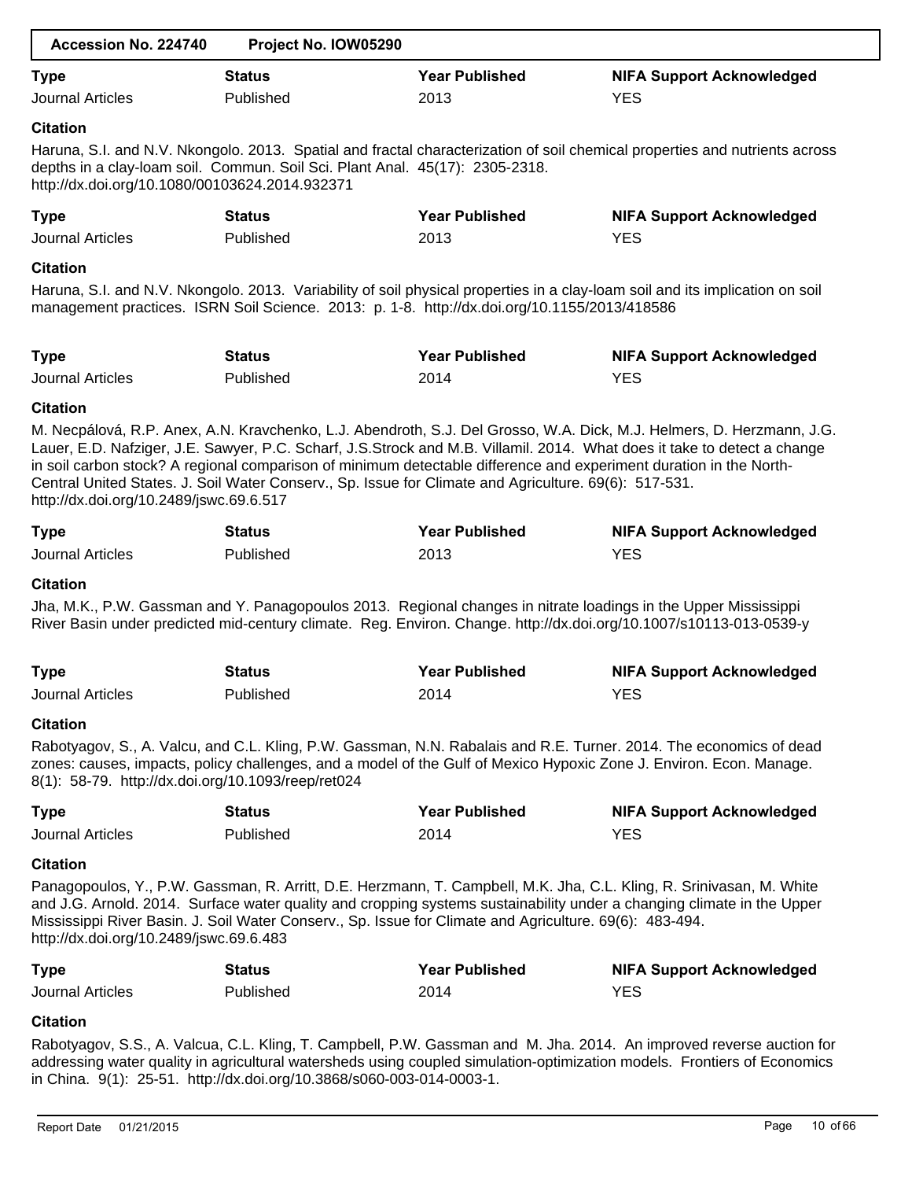| Accession No. 224740 | Project No. IOW05290 |
|---|---|

| Type | Status | Year Published | NIFA Support Acknowledged |
|---|---|---|---|
| Journal Articles | Published | 2013 | YES |

**Citation**

Haruna, S.I. and N.V. Nkongolo. 2013. Spatial and fractal characterization of soil chemical properties and nutrients across depths in a clay-loam soil. Commun. Soil Sci. Plant Anal. 45(17): 2305-2318. http://dx.doi.org/10.1080/00103624.2014.932371

| Type | Status | Year Published | NIFA Support Acknowledged |
|---|---|---|---|
| Journal Articles | Published | 2013 | YES |

**Citation**

Haruna, S.I. and N.V. Nkongolo. 2013. Variability of soil physical properties in a clay-loam soil and its implication on soil management practices. ISRN Soil Science. 2013: p. 1-8. http://dx.doi.org/10.1155/2013/418586

| Type | Status | Year Published | NIFA Support Acknowledged |
|---|---|---|---|
| Journal Articles | Published | 2014 | YES |

**Citation**

M. Necpálová, R.P. Anex, A.N. Kravchenko, L.J. Abendroth, S.J. Del Grosso, W.A. Dick, M.J. Helmers, D. Herzmann, J.G. Lauer, E.D. Nafziger, J.E. Sawyer, P.C. Scharf, J.S.Strock and M.B. Villamil. 2014. What does it take to detect a change in soil carbon stock? A regional comparison of minimum detectable difference and experiment duration in the North-Central United States. J. Soil Water Conserv., Sp. Issue for Climate and Agriculture. 69(6): 517-531. http://dx.doi.org/10.2489/jswc.69.6.517

| Type | Status | Year Published | NIFA Support Acknowledged |
|---|---|---|---|
| Journal Articles | Published | 2013 | YES |

**Citation**

Jha, M.K., P.W. Gassman and Y. Panagopoulos 2013. Regional changes in nitrate loadings in the Upper Mississippi River Basin under predicted mid-century climate. Reg. Environ. Change. http://dx.doi.org/10.1007/s10113-013-0539-y

| Type | Status | Year Published | NIFA Support Acknowledged |
|---|---|---|---|
| Journal Articles | Published | 2014 | YES |

**Citation**

Rabotyagov, S., A. Valcu, and C.L. Kling, P.W. Gassman, N.N. Rabalais and R.E. Turner. 2014. The economics of dead zones: causes, impacts, policy challenges, and a model of the Gulf of Mexico Hypoxic Zone J. Environ. Econ. Manage. 8(1): 58-79. http://dx.doi.org/10.1093/reep/ret024

| Type | Status | Year Published | NIFA Support Acknowledged |
|---|---|---|---|
| Journal Articles | Published | 2014 | YES |

**Citation**

Panagopoulos, Y., P.W. Gassman, R. Arritt, D.E. Herzmann, T. Campbell, M.K. Jha, C.L. Kling, R. Srinivasan, M. White and J.G. Arnold. 2014. Surface water quality and cropping systems sustainability under a changing climate in the Upper Mississippi River Basin. J. Soil Water Conserv., Sp. Issue for Climate and Agriculture. 69(6): 483-494. http://dx.doi.org/10.2489/jswc.69.6.483

| Type | Status | Year Published | NIFA Support Acknowledged |
|---|---|---|---|
| Journal Articles | Published | 2014 | YES |

**Citation**

Rabotyagov, S.S., A. Valcua, C.L. Kling, T. Campbell, P.W. Gassman and M. Jha. 2014. An improved reverse auction for addressing water quality in agricultural watersheds using coupled simulation-optimization models. Frontiers of Economics in China. 9(1): 25-51. http://dx.doi.org/10.3868/s060-003-014-0003-1.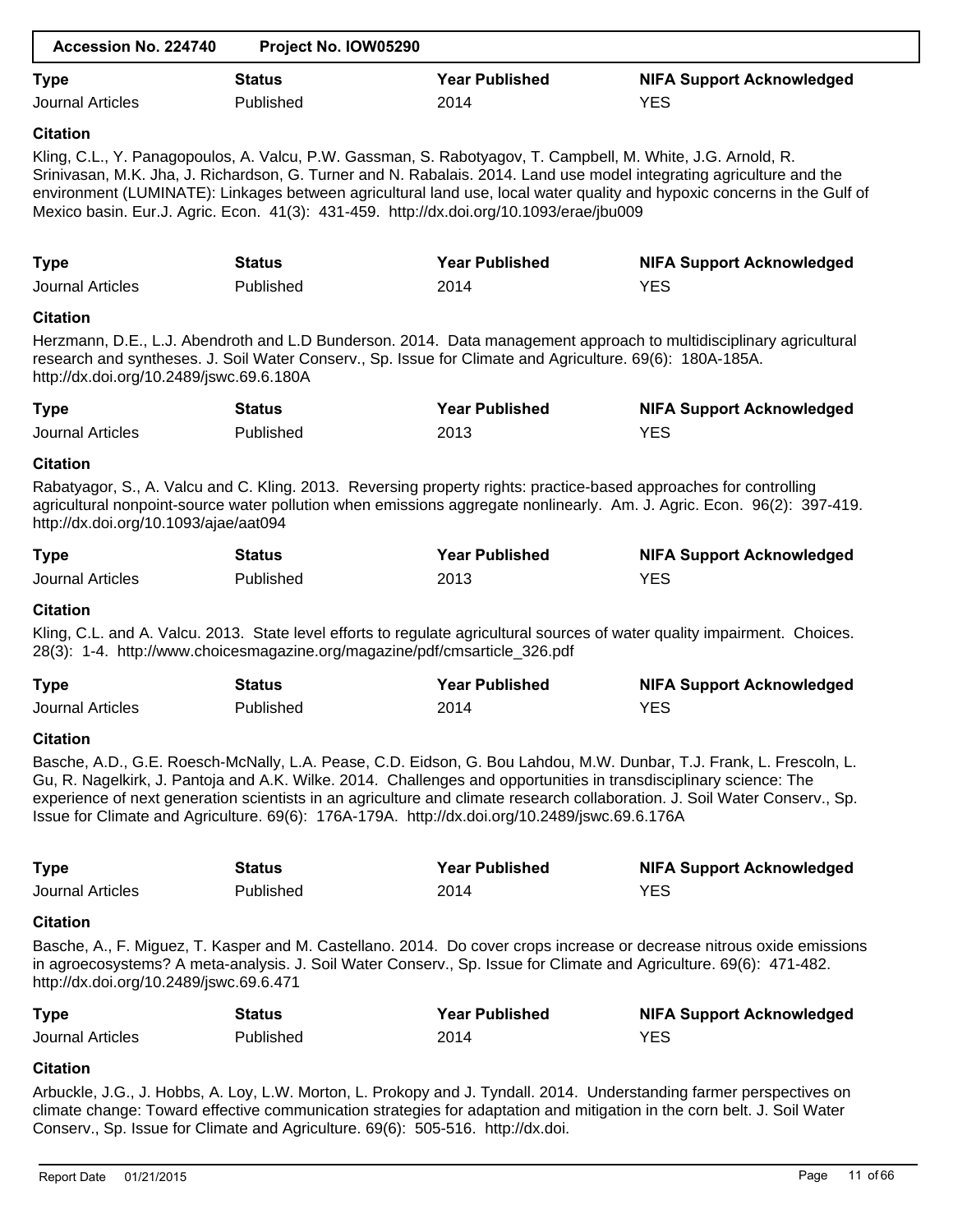| Accession No. 224740 | Project No. IOW05290 |
|---|---|

| Type | Status | Year Published | NIFA Support Acknowledged |
|---|---|---|---|
| Journal Articles | Published | 2014 | YES |

**Citation**

Kling, C.L., Y. Panagopoulos, A. Valcu, P.W. Gassman, S. Rabotyagov, T. Campbell, M. White, J.G. Arnold, R. Srinivasan, M.K. Jha, J. Richardson, G. Turner and N. Rabalais. 2014. Land use model integrating agriculture and the environment (LUMINATE): Linkages between agricultural land use, local water quality and hypoxic concerns in the Gulf of Mexico basin. Eur.J. Agric. Econ. 41(3): 431-459. http://dx.doi.org/10.1093/erae/jbu009

| Type | Status | Year Published | NIFA Support Acknowledged |
|---|---|---|---|
| Journal Articles | Published | 2014 | YES |

**Citation**

Herzmann, D.E., L.J. Abendroth and L.D Bunderson. 2014. Data management approach to multidisciplinary agricultural research and syntheses. J. Soil Water Conserv., Sp. Issue for Climate and Agriculture. 69(6): 180A-185A. http://dx.doi.org/10.2489/jswc.69.6.180A

| Type | Status | Year Published | NIFA Support Acknowledged |
|---|---|---|---|
| Journal Articles | Published | 2013 | YES |

**Citation**

Rabatyagor, S., A. Valcu and C. Kling. 2013. Reversing property rights: practice-based approaches for controlling agricultural nonpoint-source water pollution when emissions aggregate nonlinearly. Am. J. Agric. Econ. 96(2): 397-419. http://dx.doi.org/10.1093/ajae/aat094

| Type | Status | Year Published | NIFA Support Acknowledged |
|---|---|---|---|
| Journal Articles | Published | 2013 | YES |

**Citation**

Kling, C.L. and A. Valcu. 2013. State level efforts to regulate agricultural sources of water quality impairment. Choices. 28(3): 1-4. http://www.choicesmagazine.org/magazine/pdf/cmsarticle_326.pdf

| Type | Status | Year Published | NIFA Support Acknowledged |
|---|---|---|---|
| Journal Articles | Published | 2014 | YES |

**Citation**

Basche, A.D., G.E. Roesch-McNally, L.A. Pease, C.D. Eidson, G. Bou Lahdou, M.W. Dunbar, T.J. Frank, L. Frescoln, L. Gu, R. Nagelkirk, J. Pantoja and A.K. Wilke. 2014. Challenges and opportunities in transdisciplinary science: The experience of next generation scientists in an agriculture and climate research collaboration. J. Soil Water Conserv., Sp. Issue for Climate and Agriculture. 69(6): 176A-179A. http://dx.doi.org/10.2489/jswc.69.6.176A

| Type | Status | Year Published | NIFA Support Acknowledged |
|---|---|---|---|
| Journal Articles | Published | 2014 | YES |

**Citation**

Basche, A., F. Miguez, T. Kasper and M. Castellano. 2014. Do cover crops increase or decrease nitrous oxide emissions in agroecosystems? A meta-analysis. J. Soil Water Conserv., Sp. Issue for Climate and Agriculture. 69(6): 471-482. http://dx.doi.org/10.2489/jswc.69.6.471

| Type | Status | Year Published | NIFA Support Acknowledged |
|---|---|---|---|
| Journal Articles | Published | 2014 | YES |

**Citation**

Arbuckle, J.G., J. Hobbs, A. Loy, L.W. Morton, L. Prokopy and J. Tyndall. 2014. Understanding farmer perspectives on climate change: Toward effective communication strategies for adaptation and mitigation in the corn belt. J. Soil Water Conserv., Sp. Issue for Climate and Agriculture. 69(6): 505-516. http://dx.doi.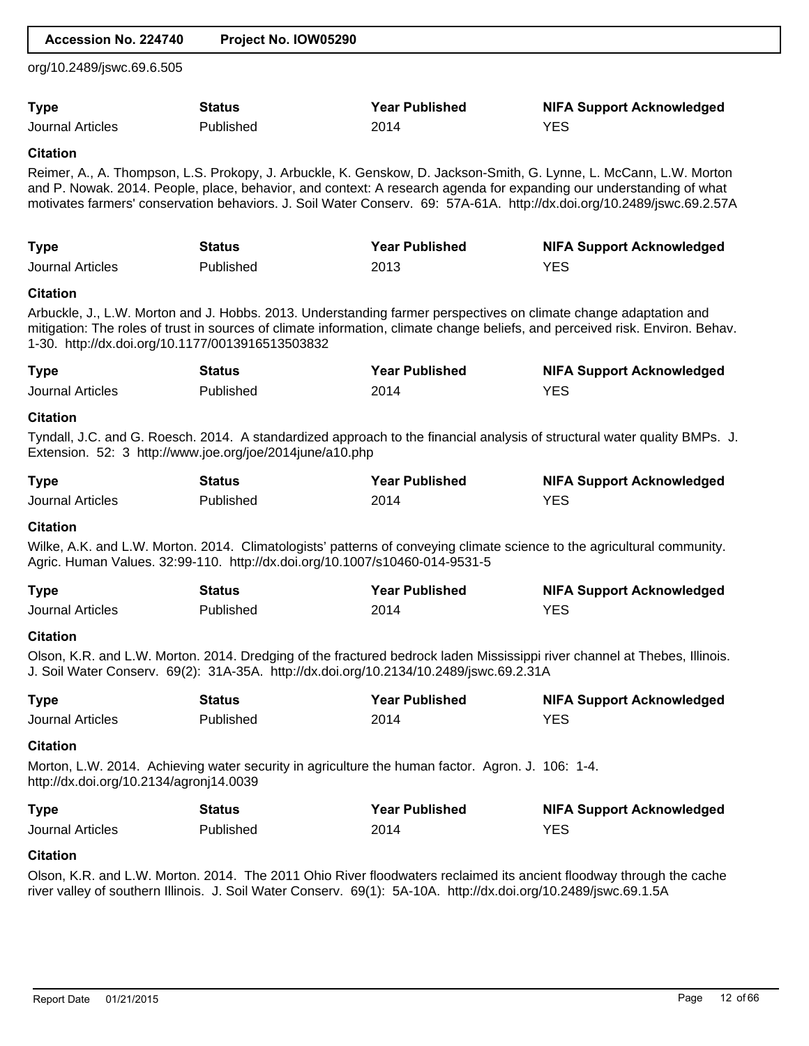org/10.2489/jswc.69.6.505

| Type | Status | Year Published | NIFA Support Acknowledged |
| --- | --- | --- | --- |
| Journal Articles | Published | 2014 | YES |

**Citation**

Reimer, A., A. Thompson, L.S. Prokopy, J. Arbuckle, K. Genskow, D. Jackson-Smith, G. Lynne, L. McCann, L.W. Morton and P. Nowak. 2014. People, place, behavior, and context: A research agenda for expanding our understanding of what motivates farmers' conservation behaviors. J. Soil Water Conserv. 69: 57A-61A. http://dx.doi.org/10.2489/jswc.69.2.57A

| Type | Status | Year Published | NIFA Support Acknowledged |
| --- | --- | --- | --- |
| Journal Articles | Published | 2013 | YES |

**Citation**

Arbuckle, J., L.W. Morton and J. Hobbs. 2013. Understanding farmer perspectives on climate change adaptation and mitigation: The roles of trust in sources of climate information, climate change beliefs, and perceived risk. Environ. Behav. 1-30. http://dx.doi.org/10.1177/0013916513503832

| Type | Status | Year Published | NIFA Support Acknowledged |
| --- | --- | --- | --- |
| Journal Articles | Published | 2014 | YES |

**Citation**

Tyndall, J.C. and G. Roesch. 2014. A standardized approach to the financial analysis of structural water quality BMPs. J. Extension. 52: 3 http://www.joe.org/joe/2014june/a10.php

| Type | Status | Year Published | NIFA Support Acknowledged |
| --- | --- | --- | --- |
| Journal Articles | Published | 2014 | YES |

**Citation**

Wilke, A.K. and L.W. Morton. 2014. Climatologists' patterns of conveying climate science to the agricultural community. Agric. Human Values. 32:99-110. http://dx.doi.org/10.1007/s10460-014-9531-5

| Type | Status | Year Published | NIFA Support Acknowledged |
| --- | --- | --- | --- |
| Journal Articles | Published | 2014 | YES |

**Citation**

Olson, K.R. and L.W. Morton. 2014. Dredging of the fractured bedrock laden Mississippi river channel at Thebes, Illinois. J. Soil Water Conserv. 69(2): 31A-35A. http://dx.doi.org/10.2134/10.2489/jswc.69.2.31A

| Type | Status | Year Published | NIFA Support Acknowledged |
| --- | --- | --- | --- |
| Journal Articles | Published | 2014 | YES |

**Citation**

Morton, L.W. 2014. Achieving water security in agriculture the human factor. Agron. J. 106: 1-4. http://dx.doi.org/10.2134/agronj14.0039

| Type | Status | Year Published | NIFA Support Acknowledged |
| --- | --- | --- | --- |
| Journal Articles | Published | 2014 | YES |

**Citation**

Olson, K.R. and L.W. Morton. 2014. The 2011 Ohio River floodwaters reclaimed its ancient floodway through the cache river valley of southern Illinois. J. Soil Water Conserv. 69(1): 5A-10A. http://dx.doi.org/10.2489/jswc.69.1.5A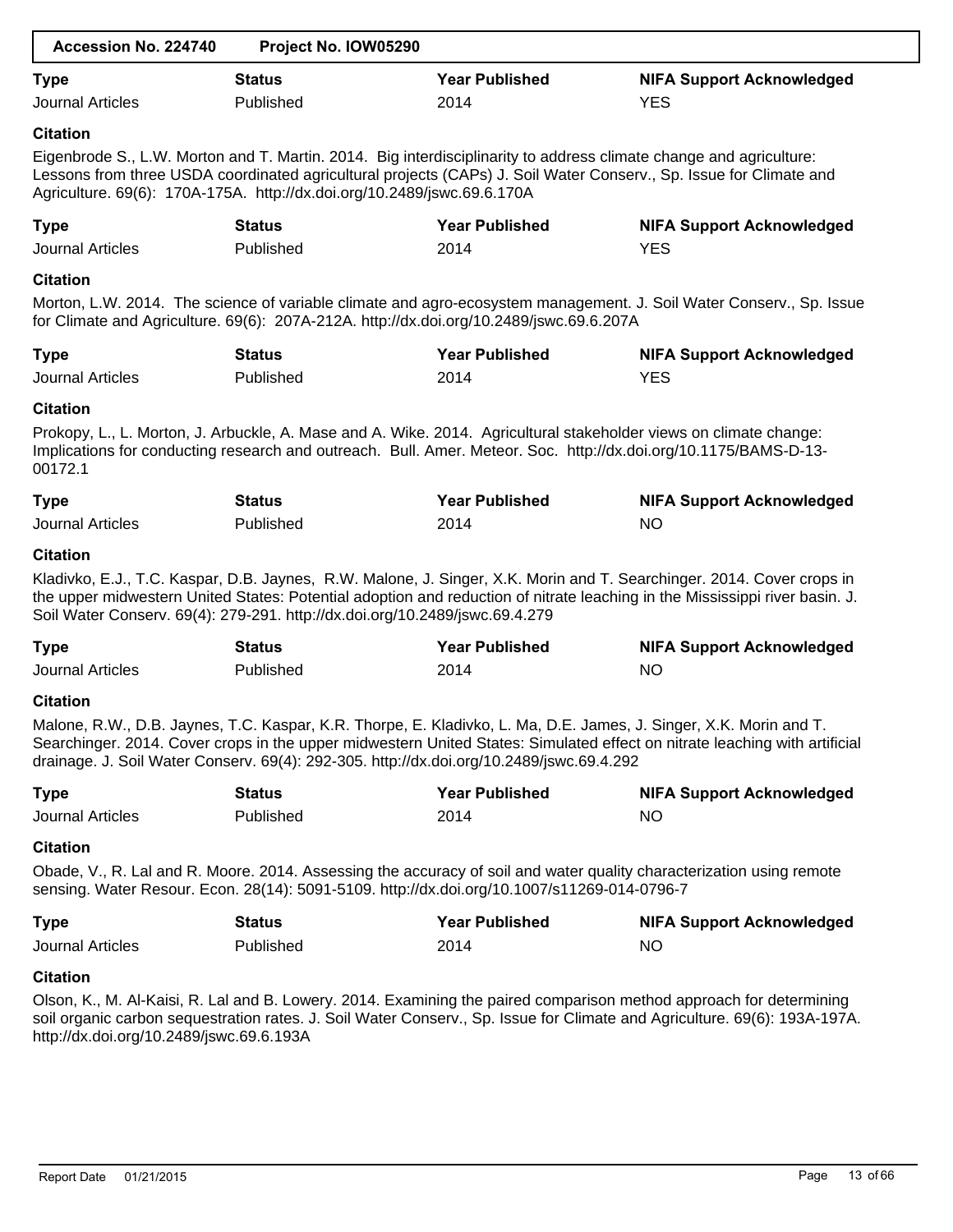| Accession No. 224740 | Project No. IOW05290 |
|---|---|

| Type | Status | Year Published | NIFA Support Acknowledged |
|---|---|---|---|
| Journal Articles | Published | 2014 | YES |

**Citation**

Eigenbrode S., L.W. Morton and T. Martin. 2014. Big interdisciplinarity to address climate change and agriculture: Lessons from three USDA coordinated agricultural projects (CAPs) J. Soil Water Conserv., Sp. Issue for Climate and Agriculture. 69(6): 170A-175A. http://dx.doi.org/10.2489/jswc.69.6.170A

| Type | Status | Year Published | NIFA Support Acknowledged |
|---|---|---|---|
| Journal Articles | Published | 2014 | YES |

**Citation**

Morton, L.W. 2014. The science of variable climate and agro-ecosystem management. J. Soil Water Conserv., Sp. Issue for Climate and Agriculture. 69(6): 207A-212A. http://dx.doi.org/10.2489/jswc.69.6.207A

| Type | Status | Year Published | NIFA Support Acknowledged |
|---|---|---|---|
| Journal Articles | Published | 2014 | YES |

**Citation**

Prokopy, L., L. Morton, J. Arbuckle, A. Mase and A. Wike. 2014. Agricultural stakeholder views on climate change: Implications for conducting research and outreach. Bull. Amer. Meteor. Soc. http://dx.doi.org/10.1175/BAMS-D-13-00172.1

| Type | Status | Year Published | NIFA Support Acknowledged |
|---|---|---|---|
| Journal Articles | Published | 2014 | NO |

**Citation**

Kladivko, E.J., T.C. Kaspar, D.B. Jaynes, R.W. Malone, J. Singer, X.K. Morin and T. Searchinger. 2014. Cover crops in the upper midwestern United States: Potential adoption and reduction of nitrate leaching in the Mississippi river basin. J. Soil Water Conserv. 69(4): 279-291. http://dx.doi.org/10.2489/jswc.69.4.279

| Type | Status | Year Published | NIFA Support Acknowledged |
|---|---|---|---|
| Journal Articles | Published | 2014 | NO |

**Citation**

Malone, R.W., D.B. Jaynes, T.C. Kaspar, K.R. Thorpe, E. Kladivko, L. Ma, D.E. James, J. Singer, X.K. Morin and T. Searchinger. 2014. Cover crops in the upper midwestern United States: Simulated effect on nitrate leaching with artificial drainage. J. Soil Water Conserv. 69(4): 292-305. http://dx.doi.org/10.2489/jswc.69.4.292

| Type | Status | Year Published | NIFA Support Acknowledged |
|---|---|---|---|
| Journal Articles | Published | 2014 | NO |

**Citation**

Obade, V., R. Lal and R. Moore. 2014. Assessing the accuracy of soil and water quality characterization using remote sensing. Water Resour. Econ. 28(14): 5091-5109. http://dx.doi.org/10.1007/s11269-014-0796-7

| Type | Status | Year Published | NIFA Support Acknowledged |
|---|---|---|---|
| Journal Articles | Published | 2014 | NO |

**Citation**

Olson, K., M. Al-Kaisi, R. Lal and B. Lowery. 2014. Examining the paired comparison method approach for determining soil organic carbon sequestration rates. J. Soil Water Conserv., Sp. Issue for Climate and Agriculture. 69(6): 193A-197A. http://dx.doi.org/10.2489/jswc.69.6.193A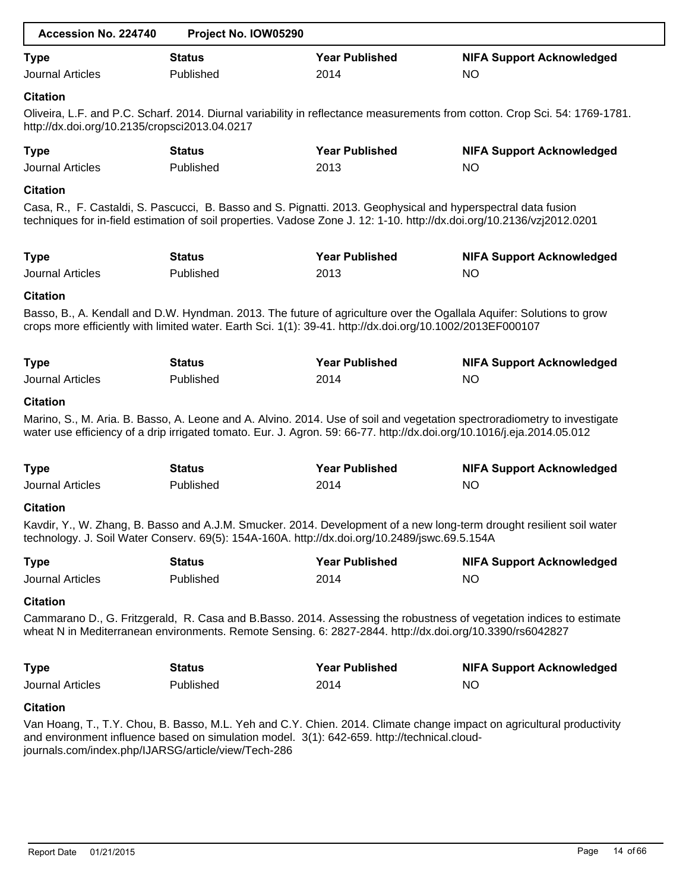| Accession No. 224740 | Project No. IOW05290 |
| --- | --- |

| Type | Status | Year Published | NIFA Support Acknowledged |
| --- | --- | --- | --- |
| Journal Articles | Published | 2014 | NO |

**Citation**

Oliveira, L.F. and P.C. Scharf. 2014. Diurnal variability in reflectance measurements from cotton. Crop Sci. 54: 1769-1781. http://dx.doi.org/10.2135/cropsci2013.04.0217

| Type | Status | Year Published | NIFA Support Acknowledged |
| --- | --- | --- | --- |
| Journal Articles | Published | 2013 | NO |

**Citation**

Casa, R., F. Castaldi, S. Pascucci, B. Basso and S. Pignatti. 2013. Geophysical and hyperspectral data fusion techniques for in-field estimation of soil properties. Vadose Zone J. 12: 1-10. http://dx.doi.org/10.2136/vzj2012.0201

| Type | Status | Year Published | NIFA Support Acknowledged |
| --- | --- | --- | --- |
| Journal Articles | Published | 2013 | NO |

**Citation**

Basso, B., A. Kendall and D.W. Hyndman. 2013. The future of agriculture over the Ogallala Aquifer: Solutions to grow crops more efficiently with limited water. Earth Sci. 1(1): 39-41. http://dx.doi.org/10.1002/2013EF000107

| Type | Status | Year Published | NIFA Support Acknowledged |
| --- | --- | --- | --- |
| Journal Articles | Published | 2014 | NO |

**Citation**

Marino, S., M. Aria. B. Basso, A. Leone and A. Alvino. 2014. Use of soil and vegetation spectroradiometry to investigate water use efficiency of a drip irrigated tomato. Eur. J. Agron. 59: 66-77. http://dx.doi.org/10.1016/j.eja.2014.05.012

| Type | Status | Year Published | NIFA Support Acknowledged |
| --- | --- | --- | --- |
| Journal Articles | Published | 2014 | NO |

**Citation**

Kavdir, Y., W. Zhang, B. Basso and A.J.M. Smucker. 2014. Development of a new long-term drought resilient soil water technology. J. Soil Water Conserv. 69(5): 154A-160A. http://dx.doi.org/10.2489/jswc.69.5.154A

| Type | Status | Year Published | NIFA Support Acknowledged |
| --- | --- | --- | --- |
| Journal Articles | Published | 2014 | NO |

**Citation**

Cammarano D., G. Fritzgerald, R. Casa and B.Basso. 2014. Assessing the robustness of vegetation indices to estimate wheat N in Mediterranean environments. Remote Sensing. 6: 2827-2844. http://dx.doi.org/10.3390/rs6042827

| Type | Status | Year Published | NIFA Support Acknowledged |
| --- | --- | --- | --- |
| Journal Articles | Published | 2014 | NO |

**Citation**

Van Hoang, T., T.Y. Chou, B. Basso, M.L. Yeh and C.Y. Chien. 2014. Climate change impact on agricultural productivity and environment influence based on simulation model. 3(1): 642-659. http://technical.cloud-journals.com/index.php/IJARSG/article/view/Tech-286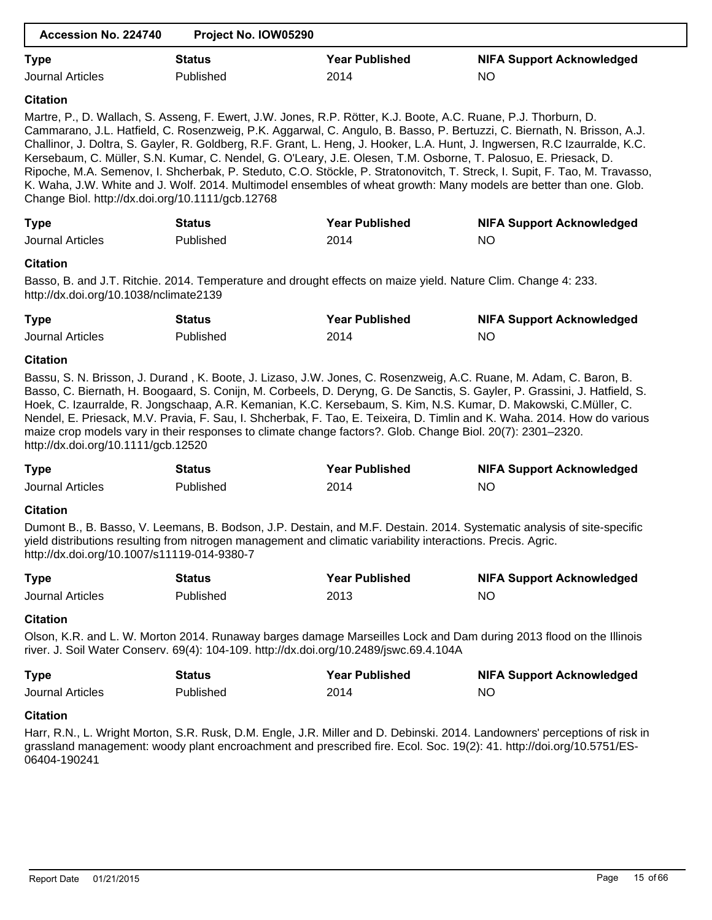| Accession No. 224740 | Project No. IOW05290 |
| --- | --- |

| Type | Status | Year Published | NIFA Support Acknowledged |
| --- | --- | --- | --- |
| Journal Articles | Published | 2014 | NO |

**Citation**

Martre, P., D. Wallach, S. Asseng, F. Ewert, J.W. Jones, R.P. Rötter, K.J. Boote, A.C. Ruane, P.J. Thorburn, D. Cammarano, J.L. Hatfield, C. Rosenzweig, P.K. Aggarwal, C. Angulo, B. Basso, P. Bertuzzi, C. Biernath, N. Brisson, A.J. Challinor, J. Doltra, S. Gayler, R. Goldberg, R.F. Grant, L. Heng, J. Hooker, L.A. Hunt, J. Ingwersen, R.C Izaurralde, K.C. Kersebaum, C. Müller, S.N. Kumar, C. Nendel, G. O'Leary, J.E. Olesen, T.M. Osborne, T. Palosuo, E. Priesack, D. Ripoche, M.A. Semenov, I. Shcherbak, P. Steduto, C.O. Stöckle, P. Stratonovitch, T. Streck, I. Supit, F. Tao, M. Travasso, K. Waha, J.W. White and J. Wolf. 2014. Multimodel ensembles of wheat growth: Many models are better than one. Glob. Change Biol. http://dx.doi.org/10.1111/gcb.12768

| Type | Status | Year Published | NIFA Support Acknowledged |
| --- | --- | --- | --- |
| Journal Articles | Published | 2014 | NO |

**Citation**

Basso, B. and J.T. Ritchie. 2014. Temperature and drought effects on maize yield. Nature Clim. Change 4: 233. http://dx.doi.org/10.1038/nclimate2139

| Type | Status | Year Published | NIFA Support Acknowledged |
| --- | --- | --- | --- |
| Journal Articles | Published | 2014 | NO |

**Citation**

Bassu, S. N. Brisson, J. Durand , K. Boote, J. Lizaso, J.W. Jones, C. Rosenzweig, A.C. Ruane, M. Adam, C. Baron, B. Basso, C. Biernath, H. Boogaard, S. Conijn, M. Corbeels, D. Deryng, G. De Sanctis, S. Gayler, P. Grassini, J. Hatfield, S. Hoek, C. Izaurralde, R. Jongschaap, A.R. Kemanian, K.C. Kersebaum, S. Kim, N.S. Kumar, D. Makowski, C.Müller, C. Nendel, E. Priesack, M.V. Pravia, F. Sau, I. Shcherbak, F. Tao, E. Teixeira, D. Timlin and K. Waha. 2014. How do various maize crop models vary in their responses to climate change factors?. Glob. Change Biol. 20(7): 2301–2320. http://dx.doi.org/10.1111/gcb.12520

| Type | Status | Year Published | NIFA Support Acknowledged |
| --- | --- | --- | --- |
| Journal Articles | Published | 2014 | NO |

**Citation**

Dumont B., B. Basso, V. Leemans, B. Bodson, J.P. Destain, and M.F. Destain. 2014. Systematic analysis of site-specific yield distributions resulting from nitrogen management and climatic variability interactions. Precis. Agric. http://dx.doi.org/10.1007/s11119-014-9380-7

| Type | Status | Year Published | NIFA Support Acknowledged |
| --- | --- | --- | --- |
| Journal Articles | Published | 2013 | NO |

**Citation**

Olson, K.R. and L. W. Morton 2014. Runaway barges damage Marseilles Lock and Dam during 2013 flood on the Illinois river. J. Soil Water Conserv. 69(4): 104-109. http://dx.doi.org/10.2489/jswc.69.4.104A

| Type | Status | Year Published | NIFA Support Acknowledged |
| --- | --- | --- | --- |
| Journal Articles | Published | 2014 | NO |

**Citation**

Harr, R.N., L. Wright Morton, S.R. Rusk, D.M. Engle, J.R. Miller and D. Debinski. 2014. Landowners' perceptions of risk in grassland management: woody plant encroachment and prescribed fire. Ecol. Soc. 19(2): 41. http://doi.org/10.5751/ES-06404-190241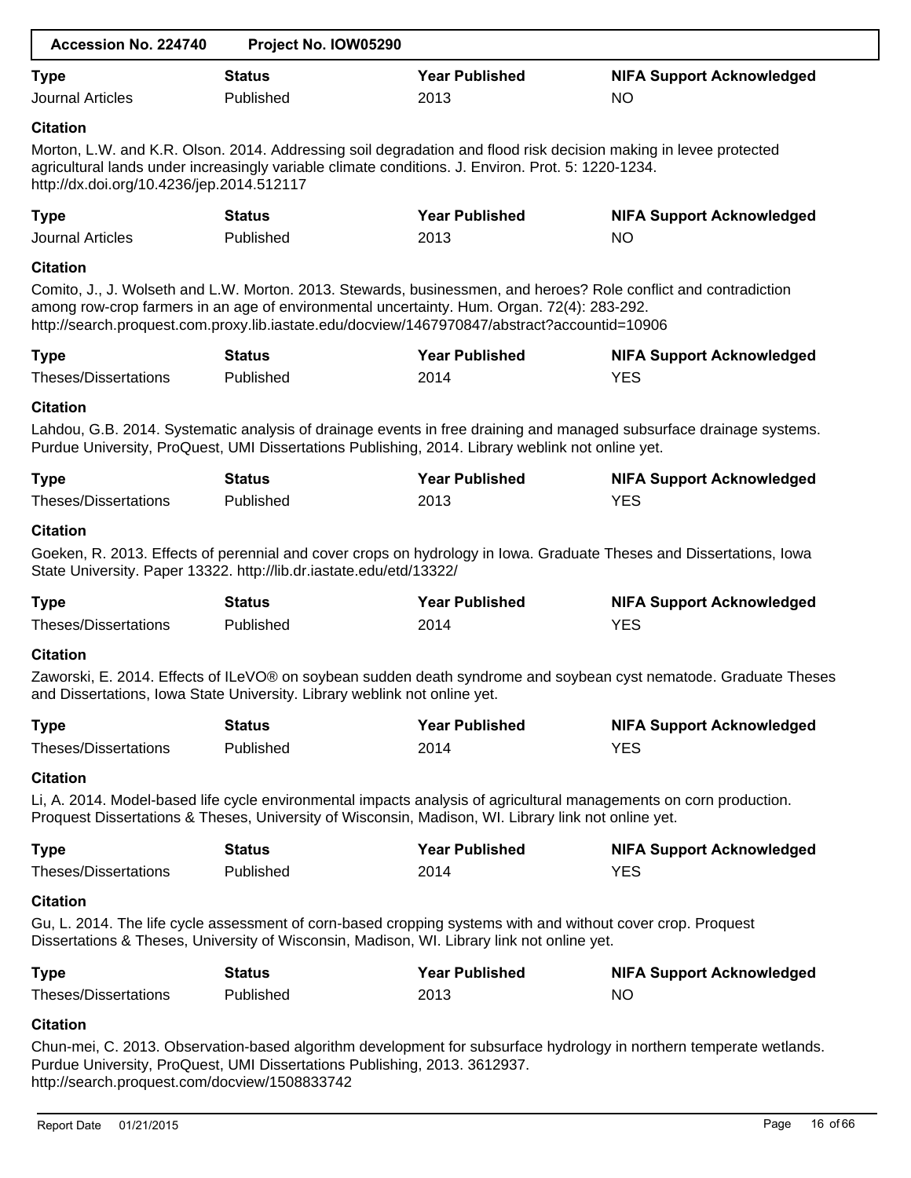| Accession No. 224740 | Project No. IOW05290 |
|---|---|

| Type | Status | Year Published | NIFA Support Acknowledged |
|---|---|---|---|
| Journal Articles | Published | 2013 | NO |

**Citation**

Morton, L.W. and K.R. Olson. 2014. Addressing soil degradation and flood risk decision making in levee protected agricultural lands under increasingly variable climate conditions. J. Environ. Prot. 5: 1220-1234. http://dx.doi.org/10.4236/jep.2014.512117

| Type | Status | Year Published | NIFA Support Acknowledged |
|---|---|---|---|
| Journal Articles | Published | 2013 | NO |

**Citation**

Comito, J., J. Wolseth and L.W. Morton. 2013. Stewards, businessmen, and heroes? Role conflict and contradiction among row-crop farmers in an age of environmental uncertainty. Hum. Organ. 72(4): 283-292. http://search.proquest.com.proxy.lib.iastate.edu/docview/1467970847/abstract?accountid=10906

| Type | Status | Year Published | NIFA Support Acknowledged |
|---|---|---|---|
| Theses/Dissertations | Published | 2014 | YES |

**Citation**

Lahdou, G.B. 2014. Systematic analysis of drainage events in free draining and managed subsurface drainage systems. Purdue University, ProQuest, UMI Dissertations Publishing, 2014. Library weblink not online yet.

| Type | Status | Year Published | NIFA Support Acknowledged |
|---|---|---|---|
| Theses/Dissertations | Published | 2013 | YES |

**Citation**

Goeken, R. 2013. Effects of perennial and cover crops on hydrology in Iowa. Graduate Theses and Dissertations, Iowa State University. Paper 13322. http://lib.dr.iastate.edu/etd/13322/

| Type | Status | Year Published | NIFA Support Acknowledged |
|---|---|---|---|
| Theses/Dissertations | Published | 2014 | YES |

**Citation**

Zaworski, E. 2014. Effects of ILeVO® on soybean sudden death syndrome and soybean cyst nematode. Graduate Theses and Dissertations, Iowa State University. Library weblink not online yet.

| Type | Status | Year Published | NIFA Support Acknowledged |
|---|---|---|---|
| Theses/Dissertations | Published | 2014 | YES |

**Citation**

Li, A. 2014. Model-based life cycle environmental impacts analysis of agricultural managements on corn production. Proquest Dissertations & Theses, University of Wisconsin, Madison, WI. Library link not online yet.

| Type | Status | Year Published | NIFA Support Acknowledged |
|---|---|---|---|
| Theses/Dissertations | Published | 2014 | YES |

**Citation**

Gu, L. 2014. The life cycle assessment of corn-based cropping systems with and without cover crop. Proquest Dissertations & Theses, University of Wisconsin, Madison, WI. Library link not online yet.

| Type | Status | Year Published | NIFA Support Acknowledged |
|---|---|---|---|
| Theses/Dissertations | Published | 2013 | NO |

**Citation**

Chun-mei, C. 2013. Observation-based algorithm development for subsurface hydrology in northern temperate wetlands. Purdue University, ProQuest, UMI Dissertations Publishing, 2013. 3612937. http://search.proquest.com/docview/1508833742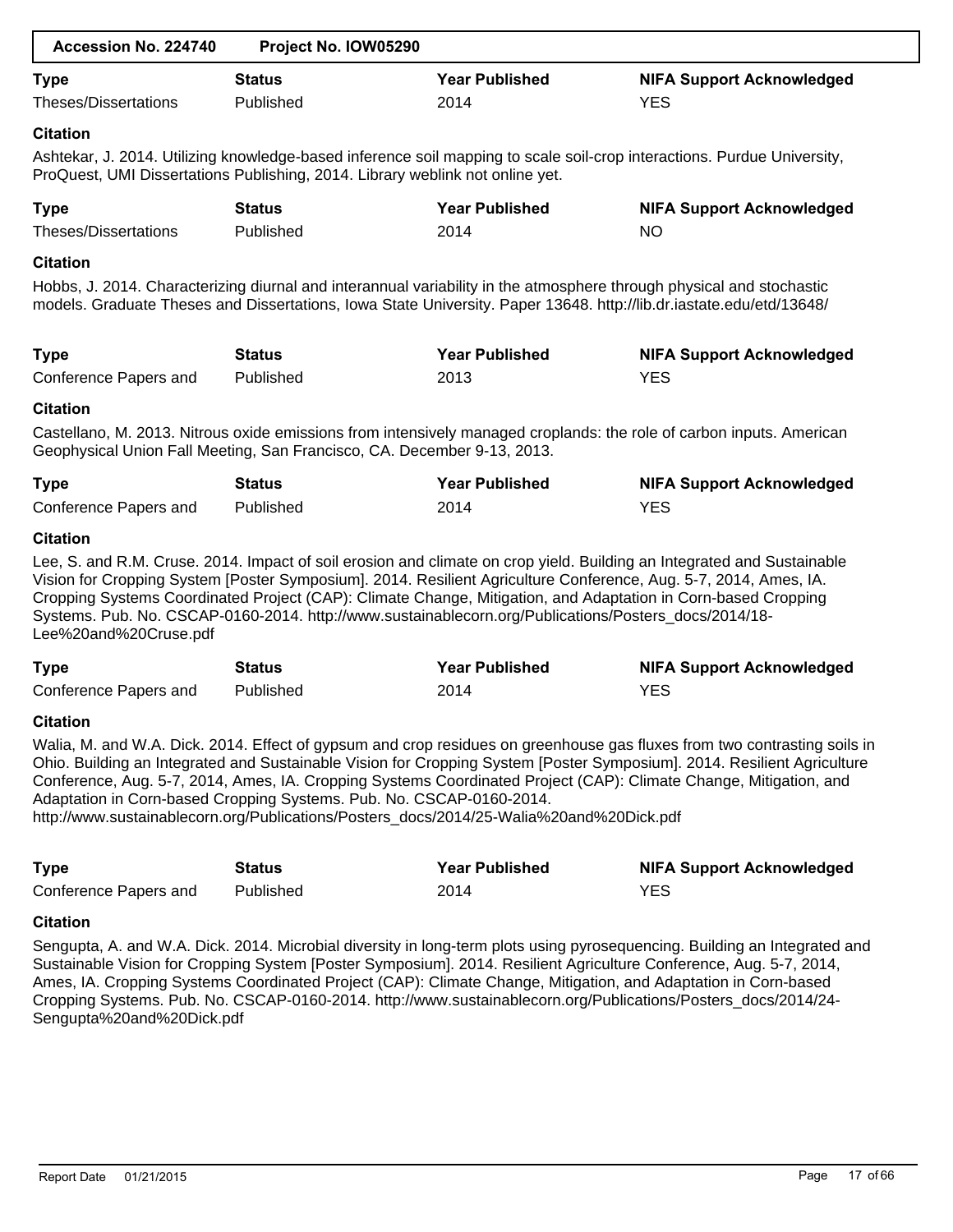| Accession No. 224740 | Project No. IOW05290 |
| --- | --- |

| Type | Status | Year Published | NIFA Support Acknowledged |
| --- | --- | --- | --- |
| Theses/Dissertations | Published | 2014 | YES |

**Citation**

Ashtekar, J. 2014. Utilizing knowledge-based inference soil mapping to scale soil-crop interactions. Purdue University, ProQuest, UMI Dissertations Publishing, 2014. Library weblink not online yet.

| Type | Status | Year Published | NIFA Support Acknowledged |
| --- | --- | --- | --- |
| Theses/Dissertations | Published | 2014 | NO |

**Citation**

Hobbs, J. 2014. Characterizing diurnal and interannual variability in the atmosphere through physical and stochastic models. Graduate Theses and Dissertations, Iowa State University. Paper 13648. http://lib.dr.iastate.edu/etd/13648/

| Type | Status | Year Published | NIFA Support Acknowledged |
| --- | --- | --- | --- |
| Conference Papers and | Published | 2013 | YES |

**Citation**

Castellano, M. 2013. Nitrous oxide emissions from intensively managed croplands: the role of carbon inputs. American Geophysical Union Fall Meeting, San Francisco, CA. December 9-13, 2013.

| Type | Status | Year Published | NIFA Support Acknowledged |
| --- | --- | --- | --- |
| Conference Papers and | Published | 2014 | YES |

**Citation**

Lee, S. and R.M. Cruse. 2014. Impact of soil erosion and climate on crop yield. Building an Integrated and Sustainable Vision for Cropping System [Poster Symposium]. 2014. Resilient Agriculture Conference, Aug. 5-7, 2014, Ames, IA. Cropping Systems Coordinated Project (CAP): Climate Change, Mitigation, and Adaptation in Corn-based Cropping Systems. Pub. No. CSCAP-0160-2014. http://www.sustainablecorn.org/Publications/Posters_docs/2014/18-Lee%20and%20Cruse.pdf

| Type | Status | Year Published | NIFA Support Acknowledged |
| --- | --- | --- | --- |
| Conference Papers and | Published | 2014 | YES |

**Citation**

Walia, M. and W.A. Dick. 2014. Effect of gypsum and crop residues on greenhouse gas fluxes from two contrasting soils in Ohio. Building an Integrated and Sustainable Vision for Cropping System [Poster Symposium]. 2014. Resilient Agriculture Conference, Aug. 5-7, 2014, Ames, IA. Cropping Systems Coordinated Project (CAP): Climate Change, Mitigation, and Adaptation in Corn-based Cropping Systems. Pub. No. CSCAP-0160-2014. http://www.sustainablecorn.org/Publications/Posters_docs/2014/25-Walia%20and%20Dick.pdf

| Type | Status | Year Published | NIFA Support Acknowledged |
| --- | --- | --- | --- |
| Conference Papers and | Published | 2014 | YES |

**Citation**

Sengupta, A. and W.A. Dick. 2014. Microbial diversity in long-term plots using pyrosequencing. Building an Integrated and Sustainable Vision for Cropping System [Poster Symposium]. 2014. Resilient Agriculture Conference, Aug. 5-7, 2014, Ames, IA. Cropping Systems Coordinated Project (CAP): Climate Change, Mitigation, and Adaptation in Corn-based Cropping Systems. Pub. No. CSCAP-0160-2014. http://www.sustainablecorn.org/Publications/Posters_docs/2014/24-Sengupta%20and%20Dick.pdf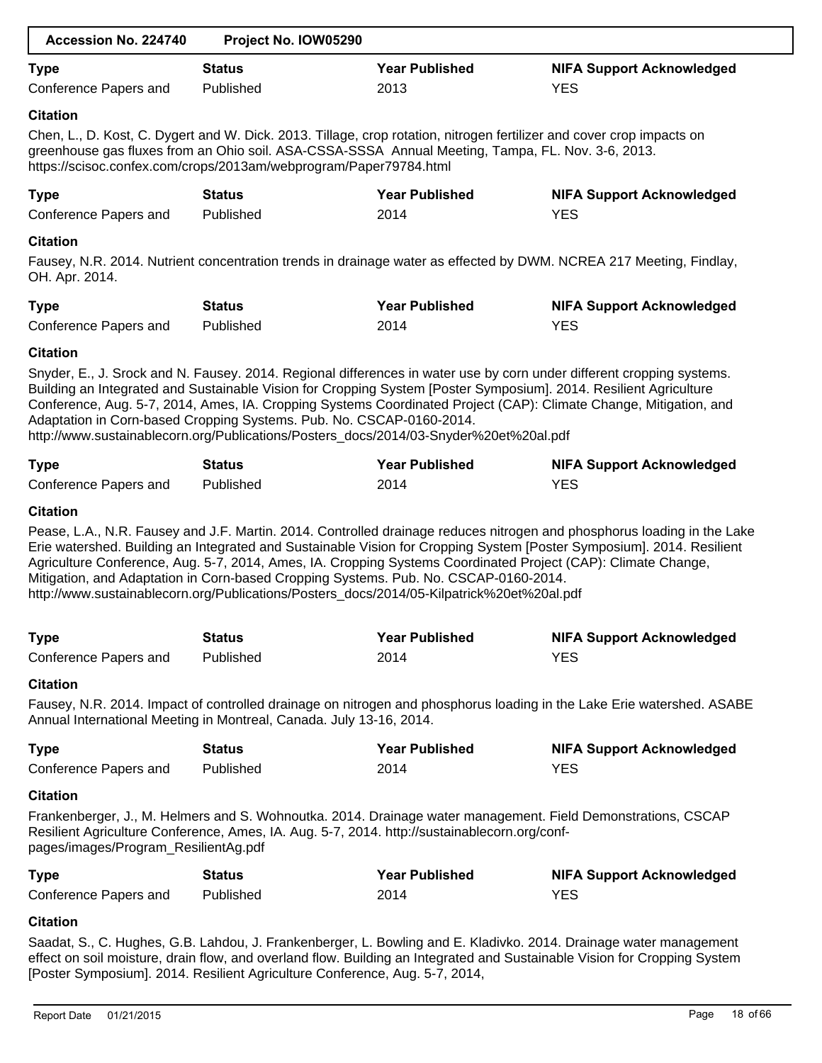| Accession No. 224740 | Project No. IOW05290 |
| --- | --- |

| Type | Status | Year Published | NIFA Support Acknowledged |
| --- | --- | --- | --- |
| Conference Papers and | Published | 2013 | YES |

**Citation**

Chen, L., D. Kost, C. Dygert and W. Dick. 2013. Tillage, crop rotation, nitrogen fertilizer and cover crop impacts on greenhouse gas fluxes from an Ohio soil. ASA-CSSA-SSSA Annual Meeting, Tampa, FL. Nov. 3-6, 2013. https://scisoc.confex.com/crops/2013am/webprogram/Paper79784.html

| Type | Status | Year Published | NIFA Support Acknowledged |
| --- | --- | --- | --- |
| Conference Papers and | Published | 2014 | YES |

**Citation**

Fausey, N.R. 2014. Nutrient concentration trends in drainage water as effected by DWM. NCREA 217 Meeting, Findlay, OH. Apr. 2014.

| Type | Status | Year Published | NIFA Support Acknowledged |
| --- | --- | --- | --- |
| Conference Papers and | Published | 2014 | YES |

**Citation**

Snyder, E., J. Srock and N. Fausey. 2014. Regional differences in water use by corn under different cropping systems. Building an Integrated and Sustainable Vision for Cropping System [Poster Symposium]. 2014. Resilient Agriculture Conference, Aug. 5-7, 2014, Ames, IA. Cropping Systems Coordinated Project (CAP): Climate Change, Mitigation, and Adaptation in Corn-based Cropping Systems. Pub. No. CSCAP-0160-2014. http://www.sustainablecorn.org/Publications/Posters_docs/2014/03-Snyder%20et%20al.pdf

| Type | Status | Year Published | NIFA Support Acknowledged |
| --- | --- | --- | --- |
| Conference Papers and | Published | 2014 | YES |

**Citation**

Pease, L.A., N.R. Fausey and J.F. Martin. 2014. Controlled drainage reduces nitrogen and phosphorus loading in the Lake Erie watershed. Building an Integrated and Sustainable Vision for Cropping System [Poster Symposium]. 2014. Resilient Agriculture Conference, Aug. 5-7, 2014, Ames, IA. Cropping Systems Coordinated Project (CAP): Climate Change, Mitigation, and Adaptation in Corn-based Cropping Systems. Pub. No. CSCAP-0160-2014. http://www.sustainablecorn.org/Publications/Posters_docs/2014/05-Kilpatrick%20et%20al.pdf

| Type | Status | Year Published | NIFA Support Acknowledged |
| --- | --- | --- | --- |
| Conference Papers and | Published | 2014 | YES |

**Citation**

Fausey, N.R. 2014. Impact of controlled drainage on nitrogen and phosphorus loading in the Lake Erie watershed. ASABE Annual International Meeting in Montreal, Canada. July 13-16, 2014.

| Type | Status | Year Published | NIFA Support Acknowledged |
| --- | --- | --- | --- |
| Conference Papers and | Published | 2014 | YES |

**Citation**

Frankenberger, J., M. Helmers and S. Wohnoutka. 2014. Drainage water management. Field Demonstrations, CSCAP Resilient Agriculture Conference, Ames, IA. Aug. 5-7, 2014. http://sustainablecorn.org/conf-pages/images/Program_ResilientAg.pdf

| Type | Status | Year Published | NIFA Support Acknowledged |
| --- | --- | --- | --- |
| Conference Papers and | Published | 2014 | YES |

**Citation**

Saadat, S., C. Hughes, G.B. Lahdou, J. Frankenberger, L. Bowling and E. Kladivko. 2014. Drainage water management effect on soil moisture, drain flow, and overland flow. Building an Integrated and Sustainable Vision for Cropping System [Poster Symposium]. 2014. Resilient Agriculture Conference, Aug. 5-7, 2014,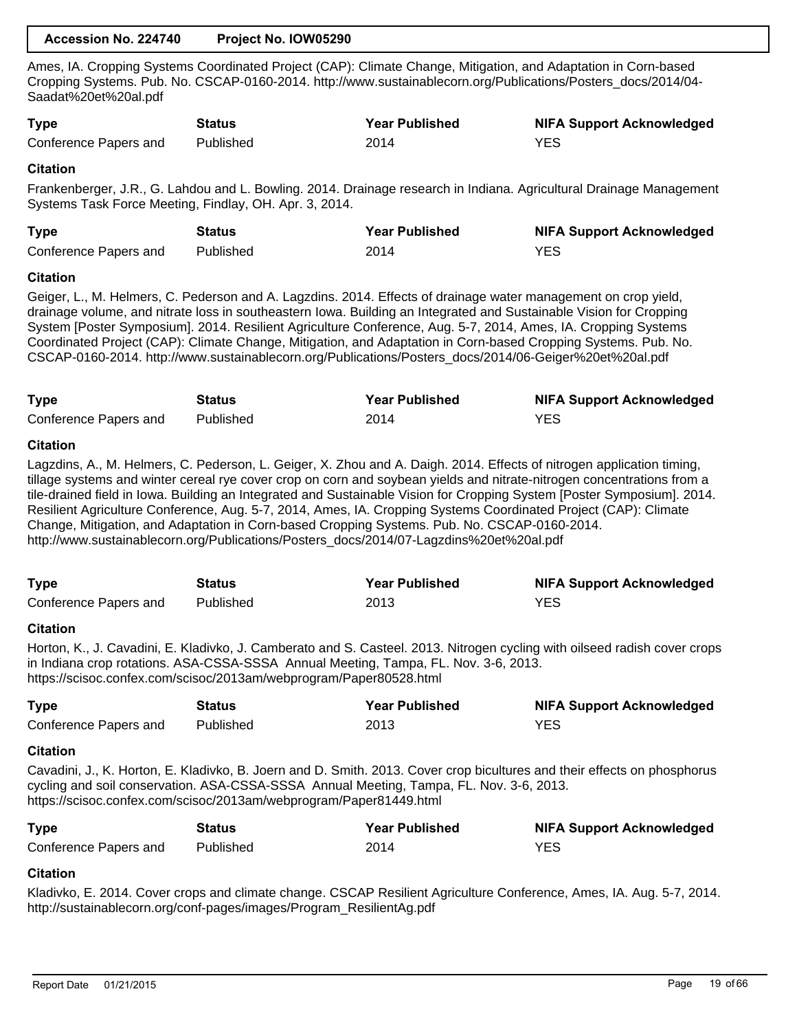Ames, IA. Cropping Systems Coordinated Project (CAP): Climate Change, Mitigation, and Adaptation in Corn-based Cropping Systems. Pub. No. CSCAP-0160-2014. http://www.sustainablecorn.org/Publications/Posters_docs/2014/04-Saadat%20et%20al.pdf

| Type | Status | Year Published | NIFA Support Acknowledged |
|---|---|---|---|
| Conference Papers and | Published | 2014 | YES |

**Citation**

Frankenberger, J.R., G. Lahdou and L. Bowling. 2014. Drainage research in Indiana. Agricultural Drainage Management Systems Task Force Meeting, Findlay, OH. Apr. 3, 2014.

| Type | Status | Year Published | NIFA Support Acknowledged |
|---|---|---|---|
| Conference Papers and | Published | 2014 | YES |

**Citation**

Geiger, L., M. Helmers, C. Pederson and A. Lagzdins. 2014. Effects of drainage water management on crop yield, drainage volume, and nitrate loss in southeastern Iowa. Building an Integrated and Sustainable Vision for Cropping System [Poster Symposium]. 2014. Resilient Agriculture Conference, Aug. 5-7, 2014, Ames, IA. Cropping Systems Coordinated Project (CAP): Climate Change, Mitigation, and Adaptation in Corn-based Cropping Systems. Pub. No. CSCAP-0160-2014. http://www.sustainablecorn.org/Publications/Posters_docs/2014/06-Geiger%20et%20al.pdf

| Type | Status | Year Published | NIFA Support Acknowledged |
|---|---|---|---|
| Conference Papers and | Published | 2014 | YES |

**Citation**

Lagzdins, A., M. Helmers, C. Pederson, L. Geiger, X. Zhou and A. Daigh. 2014. Effects of nitrogen application timing, tillage systems and winter cereal rye cover crop on corn and soybean yields and nitrate-nitrogen concentrations from a tile-drained field in Iowa. Building an Integrated and Sustainable Vision for Cropping System [Poster Symposium]. 2014. Resilient Agriculture Conference, Aug. 5-7, 2014, Ames, IA. Cropping Systems Coordinated Project (CAP): Climate Change, Mitigation, and Adaptation in Corn-based Cropping Systems. Pub. No. CSCAP-0160-2014. http://www.sustainablecorn.org/Publications/Posters_docs/2014/07-Lagzdins%20et%20al.pdf

| Type | Status | Year Published | NIFA Support Acknowledged |
|---|---|---|---|
| Conference Papers and | Published | 2013 | YES |

**Citation**

Horton, K., J. Cavadini, E. Kladivko, J. Camberato and S. Casteel. 2013. Nitrogen cycling with oilseed radish cover crops in Indiana crop rotations. ASA-CSSA-SSSA Annual Meeting, Tampa, FL. Nov. 3-6, 2013. https://scisoc.confex.com/scisoc/2013am/webprogram/Paper80528.html

| Type | Status | Year Published | NIFA Support Acknowledged |
|---|---|---|---|
| Conference Papers and | Published | 2013 | YES |

**Citation**

Cavadini, J., K. Horton, E. Kladivko, B. Joern and D. Smith. 2013. Cover crop bicultures and their effects on phosphorus cycling and soil conservation. ASA-CSSA-SSSA Annual Meeting, Tampa, FL. Nov. 3-6, 2013. https://scisoc.confex.com/scisoc/2013am/webprogram/Paper81449.html

| Type | Status | Year Published | NIFA Support Acknowledged |
|---|---|---|---|
| Conference Papers and | Published | 2014 | YES |

**Citation**

Kladivko, E. 2014. Cover crops and climate change. CSCAP Resilient Agriculture Conference, Ames, IA. Aug. 5-7, 2014. http://sustainablecorn.org/conf-pages/images/Program_ResilientAg.pdf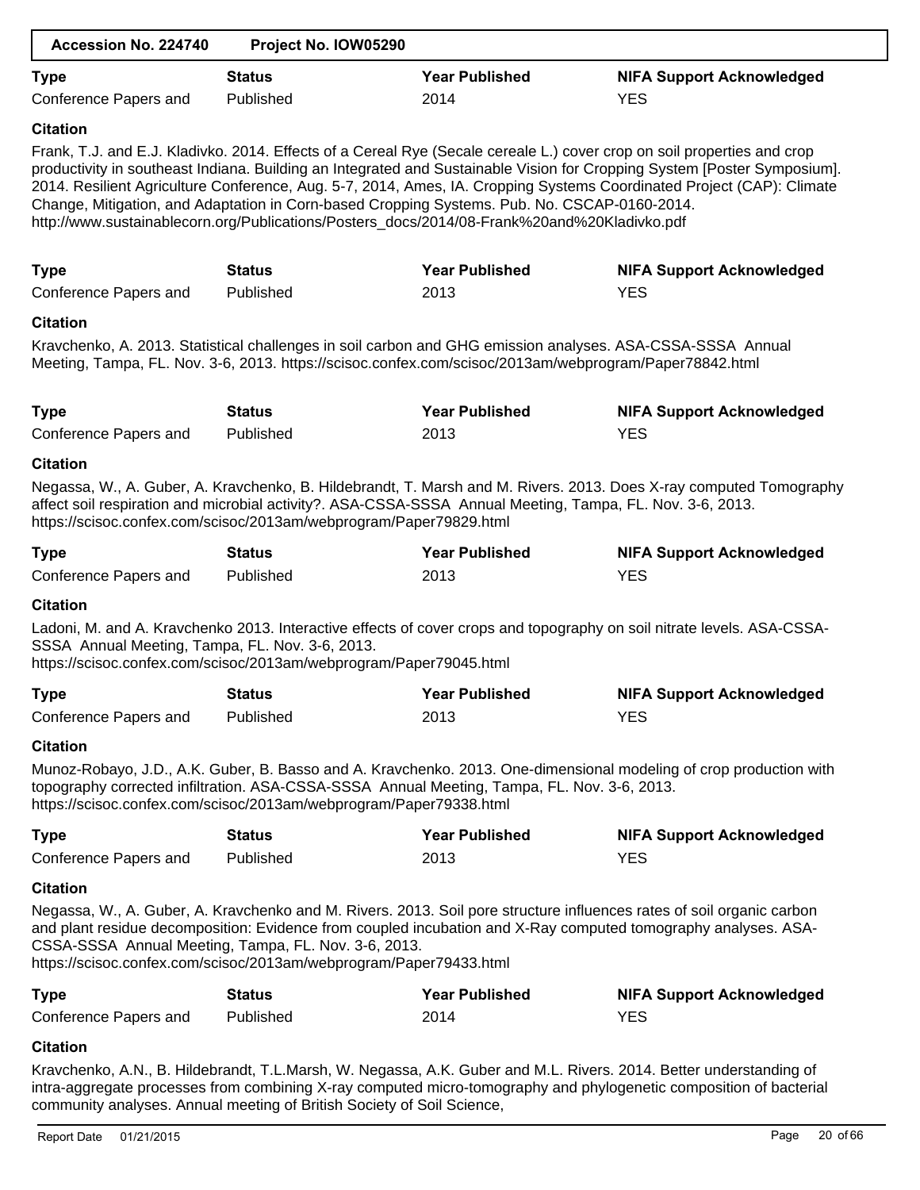| Accession No. 224740 | Project No. IOW05290 |
|---|---|

| Type | Status | Year Published | NIFA Support Acknowledged |
|---|---|---|---|
| Conference Papers and | Published | 2014 | YES |

**Citation**

Frank, T.J. and E.J. Kladivko. 2014. Effects of a Cereal Rye (Secale cereale L.) cover crop on soil properties and crop productivity in southeast Indiana. Building an Integrated and Sustainable Vision for Cropping System [Poster Symposium]. 2014. Resilient Agriculture Conference, Aug. 5-7, 2014, Ames, IA. Cropping Systems Coordinated Project (CAP): Climate Change, Mitigation, and Adaptation in Corn-based Cropping Systems. Pub. No. CSCAP-0160-2014. http://www.sustainablecorn.org/Publications/Posters_docs/2014/08-Frank%20and%20Kladivko.pdf

| Type | Status | Year Published | NIFA Support Acknowledged |
|---|---|---|---|
| Conference Papers and | Published | 2013 | YES |

**Citation**

Kravchenko, A. 2013. Statistical challenges in soil carbon and GHG emission analyses. ASA-CSSA-SSSA Annual Meeting, Tampa, FL. Nov. 3-6, 2013. https://scisoc.confex.com/scisoc/2013am/webprogram/Paper78842.html

| Type | Status | Year Published | NIFA Support Acknowledged |
|---|---|---|---|
| Conference Papers and | Published | 2013 | YES |

**Citation**

Negassa, W., A. Guber, A. Kravchenko, B. Hildebrandt, T. Marsh and M. Rivers. 2013. Does X-ray computed Tomography affect soil respiration and microbial activity?. ASA-CSSA-SSSA Annual Meeting, Tampa, FL. Nov. 3-6, 2013. https://scisoc.confex.com/scisoc/2013am/webprogram/Paper79829.html

| Type | Status | Year Published | NIFA Support Acknowledged |
|---|---|---|---|
| Conference Papers and | Published | 2013 | YES |

**Citation**

Ladoni, M. and A. Kravchenko 2013. Interactive effects of cover crops and topography on soil nitrate levels. ASA-CSSA-SSSA Annual Meeting, Tampa, FL. Nov. 3-6, 2013. https://scisoc.confex.com/scisoc/2013am/webprogram/Paper79045.html

| Type | Status | Year Published | NIFA Support Acknowledged |
|---|---|---|---|
| Conference Papers and | Published | 2013 | YES |

**Citation**

Munoz-Robayo, J.D., A.K. Guber, B. Basso and A. Kravchenko. 2013. One-dimensional modeling of crop production with topography corrected infiltration. ASA-CSSA-SSSA Annual Meeting, Tampa, FL. Nov. 3-6, 2013. https://scisoc.confex.com/scisoc/2013am/webprogram/Paper79338.html

| Type | Status | Year Published | NIFA Support Acknowledged |
|---|---|---|---|
| Conference Papers and | Published | 2013 | YES |

**Citation**

Negassa, W., A. Guber, A. Kravchenko and M. Rivers. 2013. Soil pore structure influences rates of soil organic carbon and plant residue decomposition: Evidence from coupled incubation and X-Ray computed tomography analyses. ASA-CSSA-SSSA Annual Meeting, Tampa, FL. Nov. 3-6, 2013. https://scisoc.confex.com/scisoc/2013am/webprogram/Paper79433.html

| Type | Status | Year Published | NIFA Support Acknowledged |
|---|---|---|---|
| Conference Papers and | Published | 2014 | YES |

**Citation**

Kravchenko, A.N., B. Hildebrandt, T.L.Marsh, W. Negassa, A.K. Guber and M.L. Rivers. 2014. Better understanding of intra-aggregate processes from combining X-ray computed micro-tomography and phylogenetic composition of bacterial community analyses. Annual meeting of British Society of Soil Science,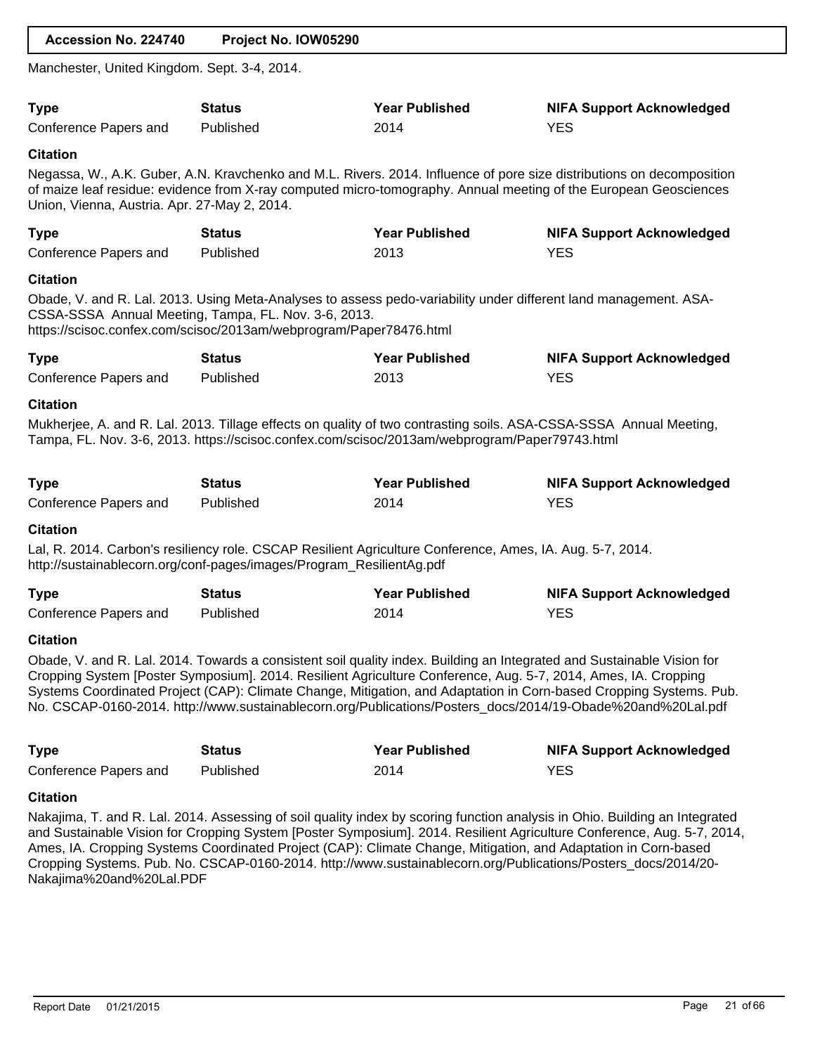Manchester, United Kingdom. Sept. 3-4, 2014.

| Type | Status | Year Published | NIFA Support Acknowledged |
| --- | --- | --- | --- |
| Conference Papers and | Published | 2014 | YES |

**Citation**

Negassa, W., A.K. Guber, A.N. Kravchenko and M.L. Rivers. 2014. Influence of pore size distributions on decomposition of maize leaf residue: evidence from X-ray computed micro-tomography. Annual meeting of the European Geosciences Union, Vienna, Austria. Apr. 27-May 2, 2014.

| Type | Status | Year Published | NIFA Support Acknowledged |
| --- | --- | --- | --- |
| Conference Papers and | Published | 2013 | YES |

**Citation**

Obade, V. and R. Lal. 2013. Using Meta-Analyses to assess pedo-variability under different land management. ASA-CSSA-SSSA Annual Meeting, Tampa, FL. Nov. 3-6, 2013. https://scisoc.confex.com/scisoc/2013am/webprogram/Paper78476.html

| Type | Status | Year Published | NIFA Support Acknowledged |
| --- | --- | --- | --- |
| Conference Papers and | Published | 2013 | YES |

**Citation**

Mukherjee, A. and R. Lal. 2013. Tillage effects on quality of two contrasting soils. ASA-CSSA-SSSA Annual Meeting, Tampa, FL. Nov. 3-6, 2013. https://scisoc.confex.com/scisoc/2013am/webprogram/Paper79743.html

| Type | Status | Year Published | NIFA Support Acknowledged |
| --- | --- | --- | --- |
| Conference Papers and | Published | 2014 | YES |

**Citation**

Lal, R. 2014. Carbon's resiliency role. CSCAP Resilient Agriculture Conference, Ames, IA. Aug. 5-7, 2014. http://sustainablecorn.org/conf-pages/images/Program_ResilientAg.pdf

| Type | Status | Year Published | NIFA Support Acknowledged |
| --- | --- | --- | --- |
| Conference Papers and | Published | 2014 | YES |

**Citation**

Obade, V. and R. Lal. 2014. Towards a consistent soil quality index. Building an Integrated and Sustainable Vision for Cropping System [Poster Symposium]. 2014. Resilient Agriculture Conference, Aug. 5-7, 2014, Ames, IA. Cropping Systems Coordinated Project (CAP): Climate Change, Mitigation, and Adaptation in Corn-based Cropping Systems. Pub. No. CSCAP-0160-2014. http://www.sustainablecorn.org/Publications/Posters_docs/2014/19-Obade%20and%20Lal.pdf

| Type | Status | Year Published | NIFA Support Acknowledged |
| --- | --- | --- | --- |
| Conference Papers and | Published | 2014 | YES |

**Citation**

Nakajima, T. and R. Lal. 2014. Assessing of soil quality index by scoring function analysis in Ohio. Building an Integrated and Sustainable Vision for Cropping System [Poster Symposium]. 2014. Resilient Agriculture Conference, Aug. 5-7, 2014, Ames, IA. Cropping Systems Coordinated Project (CAP): Climate Change, Mitigation, and Adaptation in Corn-based Cropping Systems. Pub. No. CSCAP-0160-2014. http://www.sustainablecorn.org/Publications/Posters_docs/2014/20-Nakajima%20and%20Lal.PDF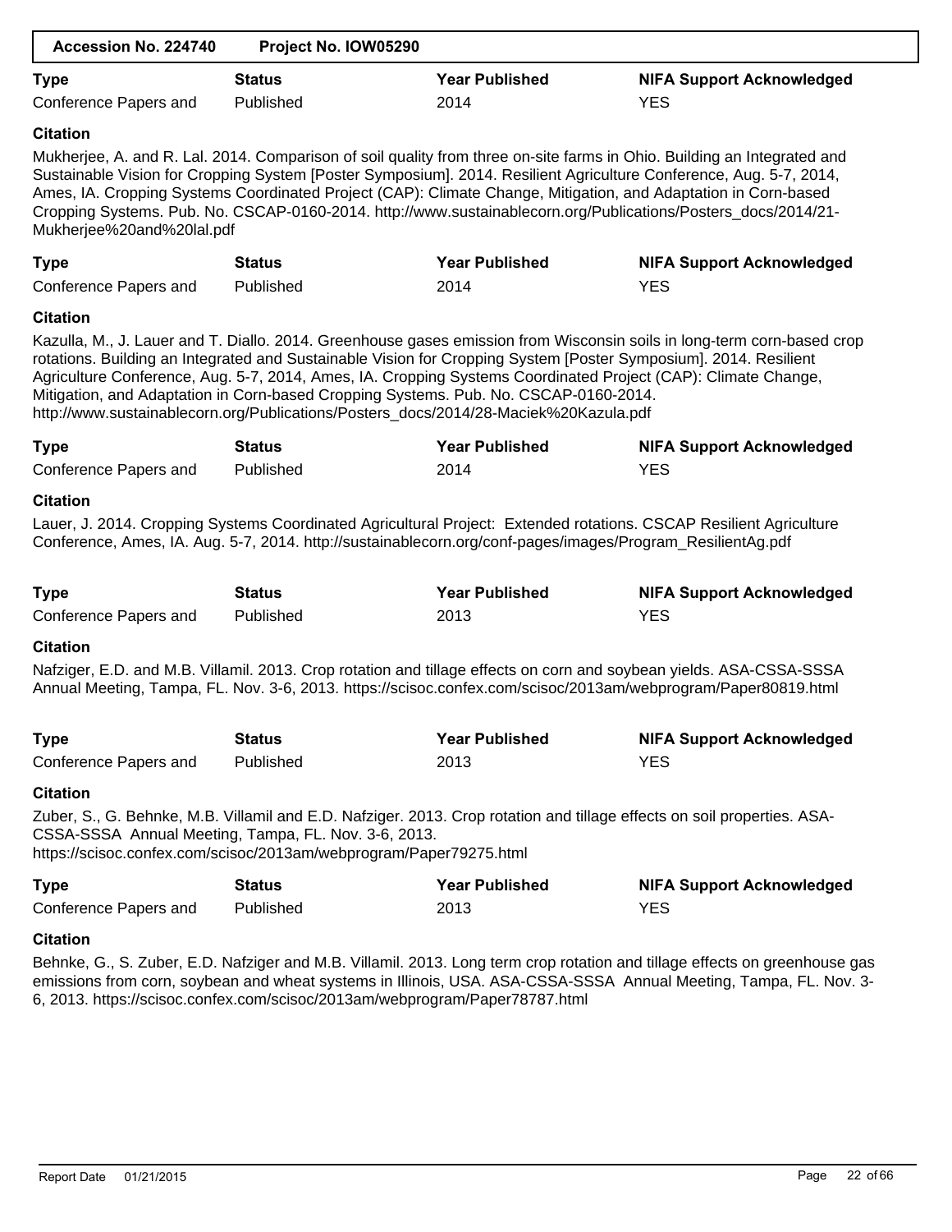| Accession No. 224740 | Project No. IOW05290 |
| --- | --- |

| Type | Status | Year Published | NIFA Support Acknowledged |
| --- | --- | --- | --- |
| Conference Papers and | Published | 2014 | YES |

**Citation**

Mukherjee, A. and R. Lal. 2014. Comparison of soil quality from three on-site farms in Ohio. Building an Integrated and Sustainable Vision for Cropping System [Poster Symposium]. 2014. Resilient Agriculture Conference, Aug. 5-7, 2014, Ames, IA. Cropping Systems Coordinated Project (CAP): Climate Change, Mitigation, and Adaptation in Corn-based Cropping Systems. Pub. No. CSCAP-0160-2014. http://www.sustainablecorn.org/Publications/Posters_docs/2014/21-Mukherjee%20and%20lal.pdf

| Type | Status | Year Published | NIFA Support Acknowledged |
| --- | --- | --- | --- |
| Conference Papers and | Published | 2014 | YES |

**Citation**

Kazulla, M., J. Lauer and T. Diallo. 2014. Greenhouse gases emission from Wisconsin soils in long-term corn-based crop rotations. Building an Integrated and Sustainable Vision for Cropping System [Poster Symposium]. 2014. Resilient Agriculture Conference, Aug. 5-7, 2014, Ames, IA. Cropping Systems Coordinated Project (CAP): Climate Change, Mitigation, and Adaptation in Corn-based Cropping Systems. Pub. No. CSCAP-0160-2014. http://www.sustainablecorn.org/Publications/Posters_docs/2014/28-Maciek%20Kazula.pdf

| Type | Status | Year Published | NIFA Support Acknowledged |
| --- | --- | --- | --- |
| Conference Papers and | Published | 2014 | YES |

**Citation**

Lauer, J. 2014. Cropping Systems Coordinated Agricultural Project: Extended rotations. CSCAP Resilient Agriculture Conference, Ames, IA. Aug. 5-7, 2014. http://sustainablecorn.org/conf-pages/images/Program_ResilientAg.pdf

| Type | Status | Year Published | NIFA Support Acknowledged |
| --- | --- | --- | --- |
| Conference Papers and | Published | 2013 | YES |

**Citation**

Nafziger, E.D. and M.B. Villamil. 2013. Crop rotation and tillage effects on corn and soybean yields. ASA-CSSA-SSSA Annual Meeting, Tampa, FL. Nov. 3-6, 2013. https://scisoc.confex.com/scisoc/2013am/webprogram/Paper80819.html

| Type | Status | Year Published | NIFA Support Acknowledged |
| --- | --- | --- | --- |
| Conference Papers and | Published | 2013 | YES |

**Citation**

Zuber, S., G. Behnke, M.B. Villamil and E.D. Nafziger. 2013. Crop rotation and tillage effects on soil properties. ASA-CSSA-SSSA Annual Meeting, Tampa, FL. Nov. 3-6, 2013. https://scisoc.confex.com/scisoc/2013am/webprogram/Paper79275.html

| Type | Status | Year Published | NIFA Support Acknowledged |
| --- | --- | --- | --- |
| Conference Papers and | Published | 2013 | YES |

**Citation**

Behnke, G., S. Zuber, E.D. Nafziger and M.B. Villamil. 2013. Long term crop rotation and tillage effects on greenhouse gas emissions from corn, soybean and wheat systems in Illinois, USA. ASA-CSSA-SSSA Annual Meeting, Tampa, FL. Nov. 3-6, 2013. https://scisoc.confex.com/scisoc/2013am/webprogram/Paper78787.html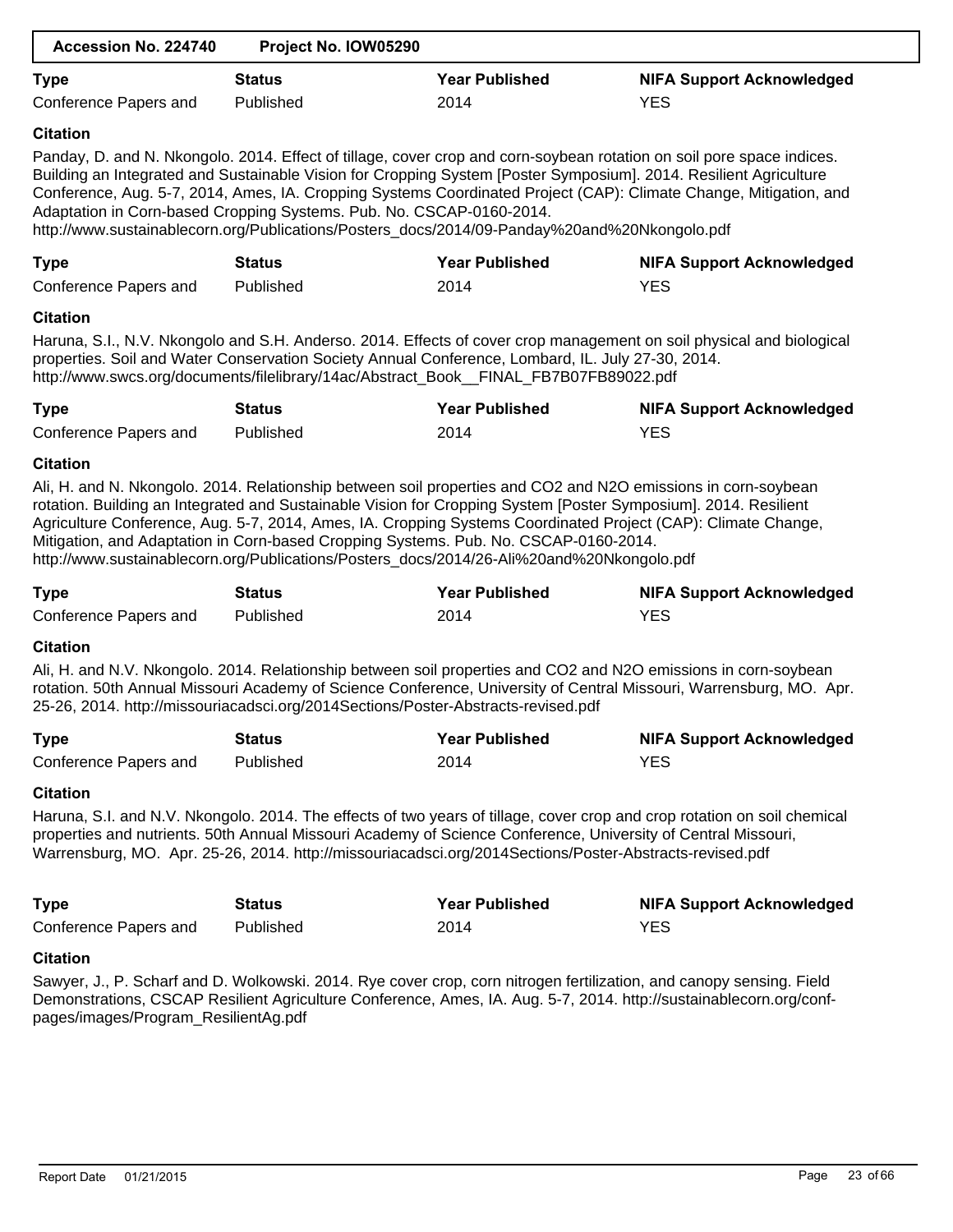| Accession No. 224740 | Project No. IOW05290 |
|---|---|

| Type | Status | Year Published | NIFA Support Acknowledged |
|---|---|---|---|
| Conference Papers and | Published | 2014 | YES |

**Citation**

Panday, D. and N. Nkongolo. 2014. Effect of tillage, cover crop and corn-soybean rotation on soil pore space indices. Building an Integrated and Sustainable Vision for Cropping System [Poster Symposium]. 2014. Resilient Agriculture Conference, Aug. 5-7, 2014, Ames, IA. Cropping Systems Coordinated Project (CAP): Climate Change, Mitigation, and Adaptation in Corn-based Cropping Systems. Pub. No. CSCAP-0160-2014. http://www.sustainablecorn.org/Publications/Posters_docs/2014/09-Panday%20and%20Nkongolo.pdf

| Type | Status | Year Published | NIFA Support Acknowledged |
|---|---|---|---|
| Conference Papers and | Published | 2014 | YES |

**Citation**

Haruna, S.I., N.V. Nkongolo and S.H. Anderso. 2014. Effects of cover crop management on soil physical and biological properties. Soil and Water Conservation Society Annual Conference, Lombard, IL. July 27-30, 2014. http://www.swcs.org/documents/filelibrary/14ac/Abstract_Book__FINAL_FB7B07FB89022.pdf

| Type | Status | Year Published | NIFA Support Acknowledged |
|---|---|---|---|
| Conference Papers and | Published | 2014 | YES |

**Citation**

Ali, H. and N. Nkongolo. 2014. Relationship between soil properties and CO2 and N2O emissions in corn-soybean rotation. Building an Integrated and Sustainable Vision for Cropping System [Poster Symposium]. 2014. Resilient Agriculture Conference, Aug. 5-7, 2014, Ames, IA. Cropping Systems Coordinated Project (CAP): Climate Change, Mitigation, and Adaptation in Corn-based Cropping Systems. Pub. No. CSCAP-0160-2014. http://www.sustainablecorn.org/Publications/Posters_docs/2014/26-Ali%20and%20Nkongolo.pdf

| Type | Status | Year Published | NIFA Support Acknowledged |
|---|---|---|---|
| Conference Papers and | Published | 2014 | YES |

**Citation**

Ali, H. and N.V. Nkongolo. 2014. Relationship between soil properties and CO2 and N2O emissions in corn-soybean rotation. 50th Annual Missouri Academy of Science Conference, University of Central Missouri, Warrensburg, MO. Apr. 25-26, 2014. http://missouriacadsci.org/2014Sections/Poster-Abstracts-revised.pdf

| Type | Status | Year Published | NIFA Support Acknowledged |
|---|---|---|---|
| Conference Papers and | Published | 2014 | YES |

**Citation**

Haruna, S.I. and N.V. Nkongolo. 2014. The effects of two years of tillage, cover crop and crop rotation on soil chemical properties and nutrients. 50th Annual Missouri Academy of Science Conference, University of Central Missouri, Warrensburg, MO. Apr. 25-26, 2014. http://missouriacadsci.org/2014Sections/Poster-Abstracts-revised.pdf

| Type | Status | Year Published | NIFA Support Acknowledged |
|---|---|---|---|
| Conference Papers and | Published | 2014 | YES |

**Citation**

Sawyer, J., P. Scharf and D. Wolkowski. 2014. Rye cover crop, corn nitrogen fertilization, and canopy sensing. Field Demonstrations, CSCAP Resilient Agriculture Conference, Ames, IA. Aug. 5-7, 2014. http://sustainablecorn.org/conf-pages/images/Program_ResilientAg.pdf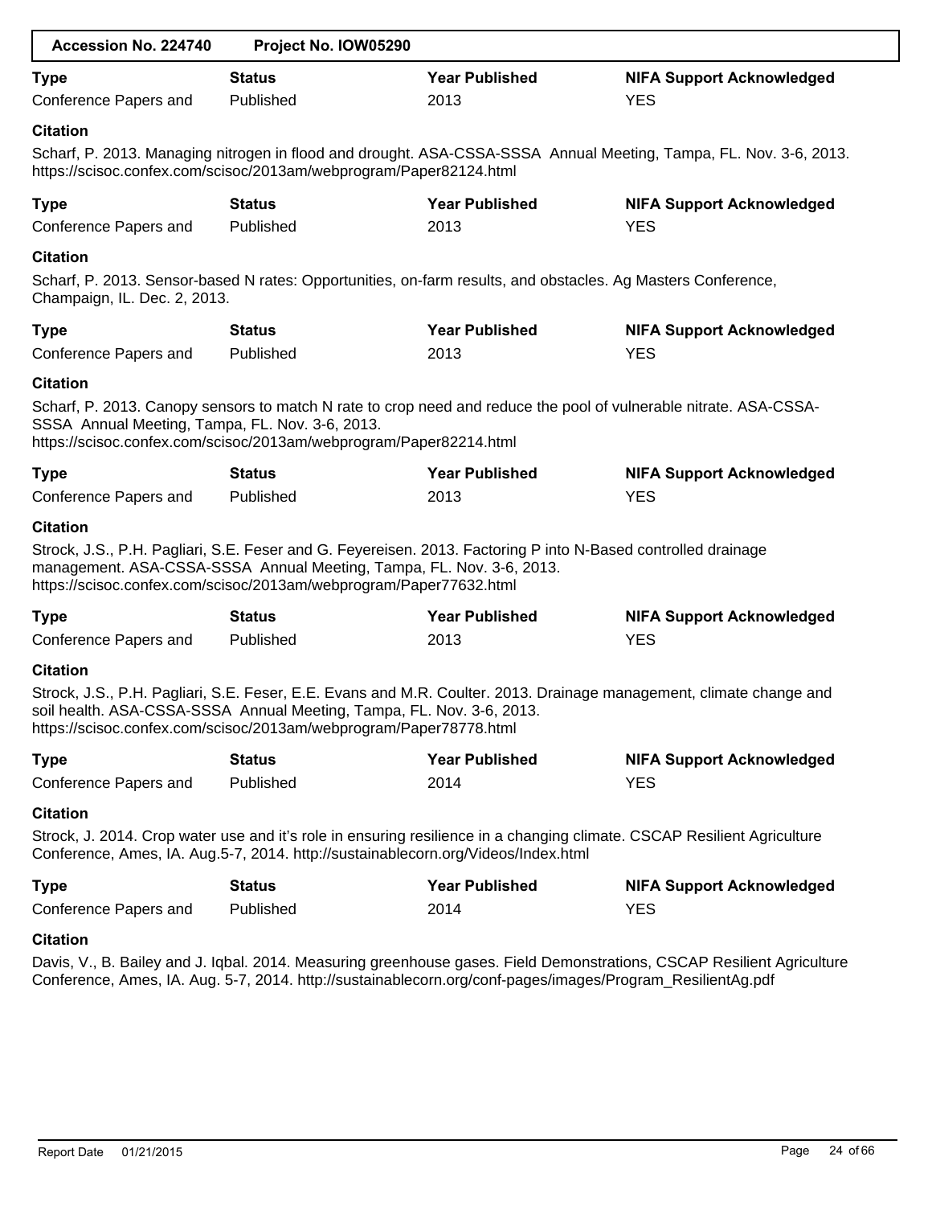| Accession No. 224740 | Project No. IOW05290 |
|---|---|

| Type | Status | Year Published | NIFA Support Acknowledged |
|---|---|---|---|
| Conference Papers and | Published | 2013 | YES |

**Citation**

Scharf, P. 2013. Managing nitrogen in flood and drought. ASA-CSSA-SSSA Annual Meeting, Tampa, FL. Nov. 3-6, 2013. https://scisoc.confex.com/scisoc/2013am/webprogram/Paper82124.html

| Type | Status | Year Published | NIFA Support Acknowledged |
|---|---|---|---|
| Conference Papers and | Published | 2013 | YES |

**Citation**

Scharf, P. 2013. Sensor-based N rates: Opportunities, on-farm results, and obstacles. Ag Masters Conference, Champaign, IL. Dec. 2, 2013.

| Type | Status | Year Published | NIFA Support Acknowledged |
|---|---|---|---|
| Conference Papers and | Published | 2013 | YES |

**Citation**

Scharf, P. 2013. Canopy sensors to match N rate to crop need and reduce the pool of vulnerable nitrate. ASA-CSSA-SSSA Annual Meeting, Tampa, FL. Nov. 3-6, 2013.
https://scisoc.confex.com/scisoc/2013am/webprogram/Paper82214.html

| Type | Status | Year Published | NIFA Support Acknowledged |
|---|---|---|---|
| Conference Papers and | Published | 2013 | YES |

**Citation**

Strock, J.S., P.H. Pagliari, S.E. Feser and G. Feyereisen. 2013. Factoring P into N-Based controlled drainage management. ASA-CSSA-SSSA Annual Meeting, Tampa, FL. Nov. 3-6, 2013.
https://scisoc.confex.com/scisoc/2013am/webprogram/Paper77632.html

| Type | Status | Year Published | NIFA Support Acknowledged |
|---|---|---|---|
| Conference Papers and | Published | 2013 | YES |

**Citation**

Strock, J.S., P.H. Pagliari, S.E. Feser, E.E. Evans and M.R. Coulter. 2013. Drainage management, climate change and soil health. ASA-CSSA-SSSA Annual Meeting, Tampa, FL. Nov. 3-6, 2013.
https://scisoc.confex.com/scisoc/2013am/webprogram/Paper78778.html

| Type | Status | Year Published | NIFA Support Acknowledged |
|---|---|---|---|
| Conference Papers and | Published | 2014 | YES |

**Citation**

Strock, J. 2014. Crop water use and it's role in ensuring resilience in a changing climate. CSCAP Resilient Agriculture Conference, Ames, IA. Aug.5-7, 2014. http://sustainablecorn.org/Videos/Index.html

| Type | Status | Year Published | NIFA Support Acknowledged |
|---|---|---|---|
| Conference Papers and | Published | 2014 | YES |

**Citation**

Davis, V., B. Bailey and J. Iqbal. 2014. Measuring greenhouse gases. Field Demonstrations, CSCAP Resilient Agriculture Conference, Ames, IA. Aug. 5-7, 2014. http://sustainablecorn.org/conf-pages/images/Program_ResilientAg.pdf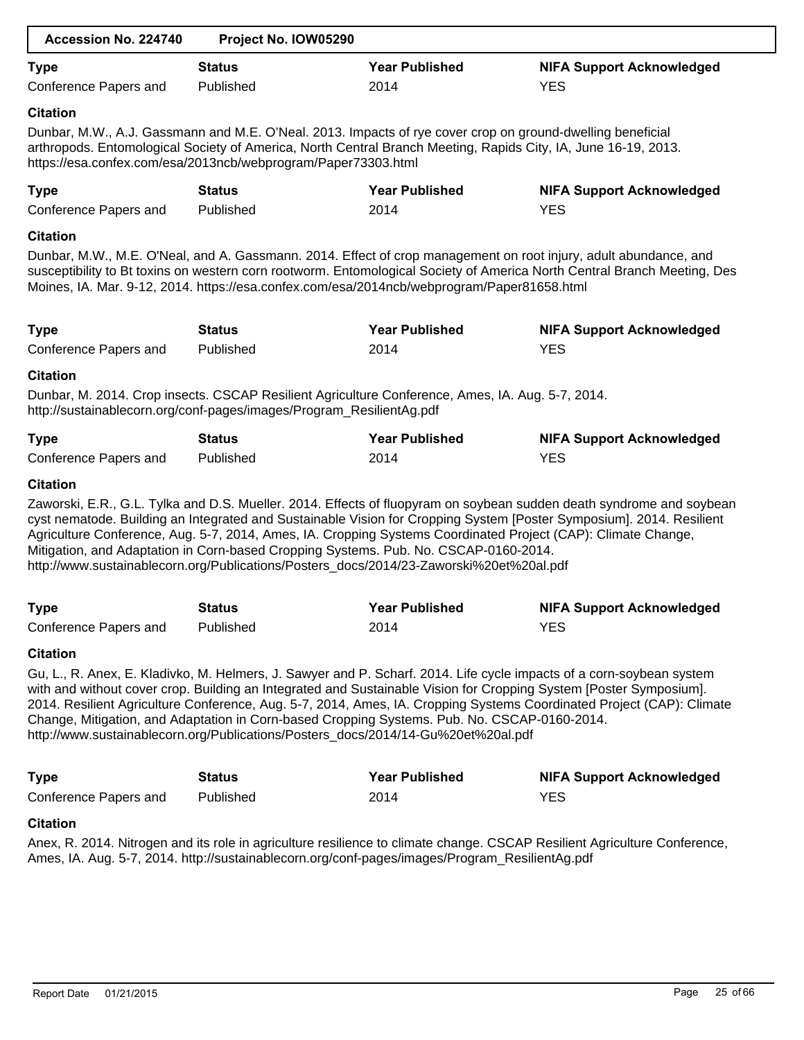| Accession No. 224740 | Project No. IOW05290 |
| --- | --- |

| Type | Status | Year Published | NIFA Support Acknowledged |
| --- | --- | --- | --- |
| Conference Papers and | Published | 2014 | YES |

**Citation**

Dunbar, M.W., A.J. Gassmann and M.E. O'Neal. 2013. Impacts of rye cover crop on ground-dwelling beneficial arthropods. Entomological Society of America, North Central Branch Meeting, Rapids City, IA, June 16-19, 2013. https://esa.confex.com/esa/2013ncb/webprogram/Paper73303.html

| Type | Status | Year Published | NIFA Support Acknowledged |
| --- | --- | --- | --- |
| Conference Papers and | Published | 2014 | YES |

**Citation**

Dunbar, M.W., M.E. O'Neal, and A. Gassmann. 2014. Effect of crop management on root injury, adult abundance, and susceptibility to Bt toxins on western corn rootworm. Entomological Society of America North Central Branch Meeting, Des Moines, IA. Mar. 9-12, 2014. https://esa.confex.com/esa/2014ncb/webprogram/Paper81658.html

| Type | Status | Year Published | NIFA Support Acknowledged |
| --- | --- | --- | --- |
| Conference Papers and | Published | 2014 | YES |

**Citation**

Dunbar, M. 2014. Crop insects. CSCAP Resilient Agriculture Conference, Ames, IA. Aug. 5-7, 2014. http://sustainablecorn.org/conf-pages/images/Program_ResilientAg.pdf

| Type | Status | Year Published | NIFA Support Acknowledged |
| --- | --- | --- | --- |
| Conference Papers and | Published | 2014 | YES |

**Citation**

Zaworski, E.R., G.L. Tylka and D.S. Mueller. 2014. Effects of fluopyram on soybean sudden death syndrome and soybean cyst nematode. Building an Integrated and Sustainable Vision for Cropping System [Poster Symposium]. 2014. Resilient Agriculture Conference, Aug. 5-7, 2014, Ames, IA. Cropping Systems Coordinated Project (CAP): Climate Change, Mitigation, and Adaptation in Corn-based Cropping Systems. Pub. No. CSCAP-0160-2014. http://www.sustainablecorn.org/Publications/Posters_docs/2014/23-Zaworski%20et%20al.pdf

| Type | Status | Year Published | NIFA Support Acknowledged |
| --- | --- | --- | --- |
| Conference Papers and | Published | 2014 | YES |

**Citation**

Gu, L., R. Anex, E. Kladivko, M. Helmers, J. Sawyer and P. Scharf. 2014. Life cycle impacts of a corn-soybean system with and without cover crop. Building an Integrated and Sustainable Vision for Cropping System [Poster Symposium]. 2014. Resilient Agriculture Conference, Aug. 5-7, 2014, Ames, IA. Cropping Systems Coordinated Project (CAP): Climate Change, Mitigation, and Adaptation in Corn-based Cropping Systems. Pub. No. CSCAP-0160-2014. http://www.sustainablecorn.org/Publications/Posters_docs/2014/14-Gu%20et%20al.pdf

| Type | Status | Year Published | NIFA Support Acknowledged |
| --- | --- | --- | --- |
| Conference Papers and | Published | 2014 | YES |

**Citation**

Anex, R. 2014. Nitrogen and its role in agriculture resilience to climate change. CSCAP Resilient Agriculture Conference, Ames, IA. Aug. 5-7, 2014. http://sustainablecorn.org/conf-pages/images/Program_ResilientAg.pdf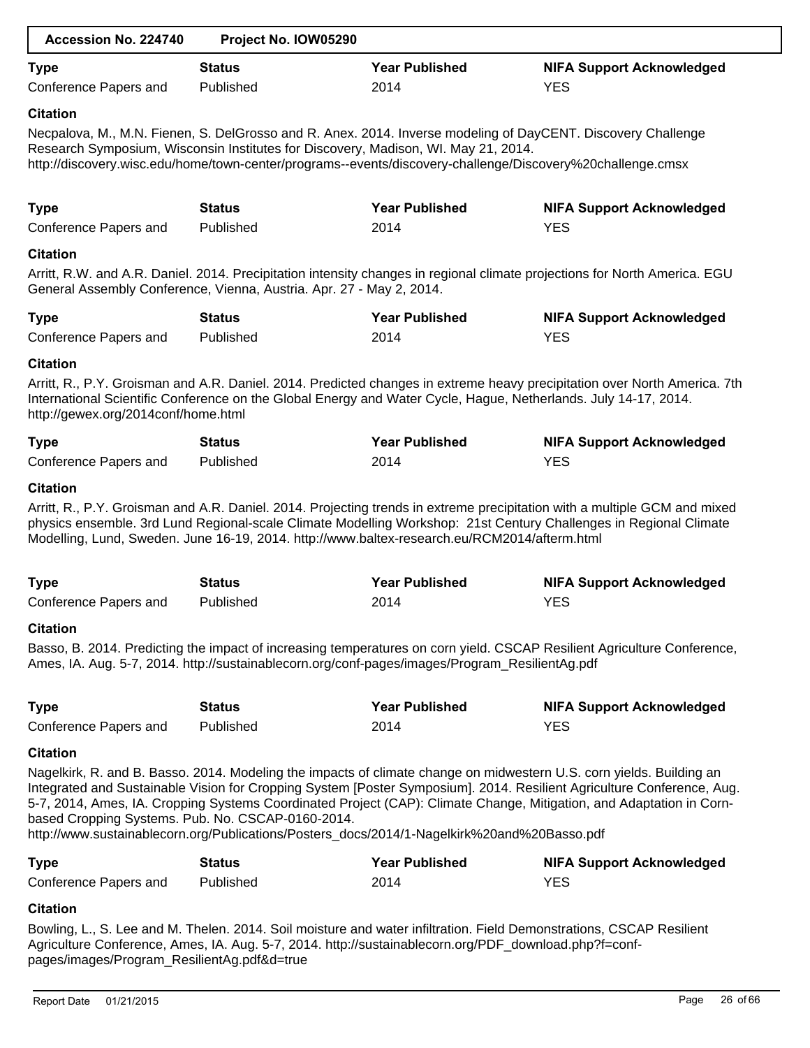| Accession No. 224740 | Project No. IOW05290 |
| --- | --- |

| Type | Status | Year Published | NIFA Support Acknowledged |
| --- | --- | --- | --- |
| Conference Papers and | Published | 2014 | YES |

**Citation**

Necpalova, M., M.N. Fienen, S. DelGrosso and R. Anex. 2014. Inverse modeling of DayCENT. Discovery Challenge Research Symposium, Wisconsin Institutes for Discovery, Madison, WI. May 21, 2014. http://discovery.wisc.edu/home/town-center/programs--events/discovery-challenge/Discovery%20challenge.cmsx

| Type | Status | Year Published | NIFA Support Acknowledged |
| --- | --- | --- | --- |
| Conference Papers and | Published | 2014 | YES |

**Citation**

Arritt, R.W. and A.R. Daniel. 2014. Precipitation intensity changes in regional climate projections for North America. EGU General Assembly Conference, Vienna, Austria. Apr. 27 - May 2, 2014.

| Type | Status | Year Published | NIFA Support Acknowledged |
| --- | --- | --- | --- |
| Conference Papers and | Published | 2014 | YES |

**Citation**

Arritt, R., P.Y. Groisman and A.R. Daniel. 2014. Predicted changes in extreme heavy precipitation over North America. 7th International Scientific Conference on the Global Energy and Water Cycle, Hague, Netherlands. July 14-17, 2014. http://gewex.org/2014conf/home.html

| Type | Status | Year Published | NIFA Support Acknowledged |
| --- | --- | --- | --- |
| Conference Papers and | Published | 2014 | YES |

**Citation**

Arritt, R., P.Y. Groisman and A.R. Daniel. 2014. Projecting trends in extreme precipitation with a multiple GCM and mixed physics ensemble. 3rd Lund Regional-scale Climate Modelling Workshop: 21st Century Challenges in Regional Climate Modelling, Lund, Sweden. June 16-19, 2014. http://www.baltex-research.eu/RCM2014/afterm.html

| Type | Status | Year Published | NIFA Support Acknowledged |
| --- | --- | --- | --- |
| Conference Papers and | Published | 2014 | YES |

**Citation**

Basso, B. 2014. Predicting the impact of increasing temperatures on corn yield. CSCAP Resilient Agriculture Conference, Ames, IA. Aug. 5-7, 2014. http://sustainablecorn.org/conf-pages/images/Program_ResilientAg.pdf

| Type | Status | Year Published | NIFA Support Acknowledged |
| --- | --- | --- | --- |
| Conference Papers and | Published | 2014 | YES |

**Citation**

Nagelkirk, R. and B. Basso. 2014. Modeling the impacts of climate change on midwestern U.S. corn yields. Building an Integrated and Sustainable Vision for Cropping System [Poster Symposium]. 2014. Resilient Agriculture Conference, Aug. 5-7, 2014, Ames, IA. Cropping Systems Coordinated Project (CAP): Climate Change, Mitigation, and Adaptation in Corn-based Cropping Systems. Pub. No. CSCAP-0160-2014. http://www.sustainablecorn.org/Publications/Posters_docs/2014/1-Nagelkirk%20and%20Basso.pdf

| Type | Status | Year Published | NIFA Support Acknowledged |
| --- | --- | --- | --- |
| Conference Papers and | Published | 2014 | YES |

**Citation**

Bowling, L., S. Lee and M. Thelen. 2014. Soil moisture and water infiltration. Field Demonstrations, CSCAP Resilient Agriculture Conference, Ames, IA. Aug. 5-7, 2014. http://sustainablecorn.org/PDF_download.php?f=conf-pages/images/Program_ResilientAg.pdf&d=true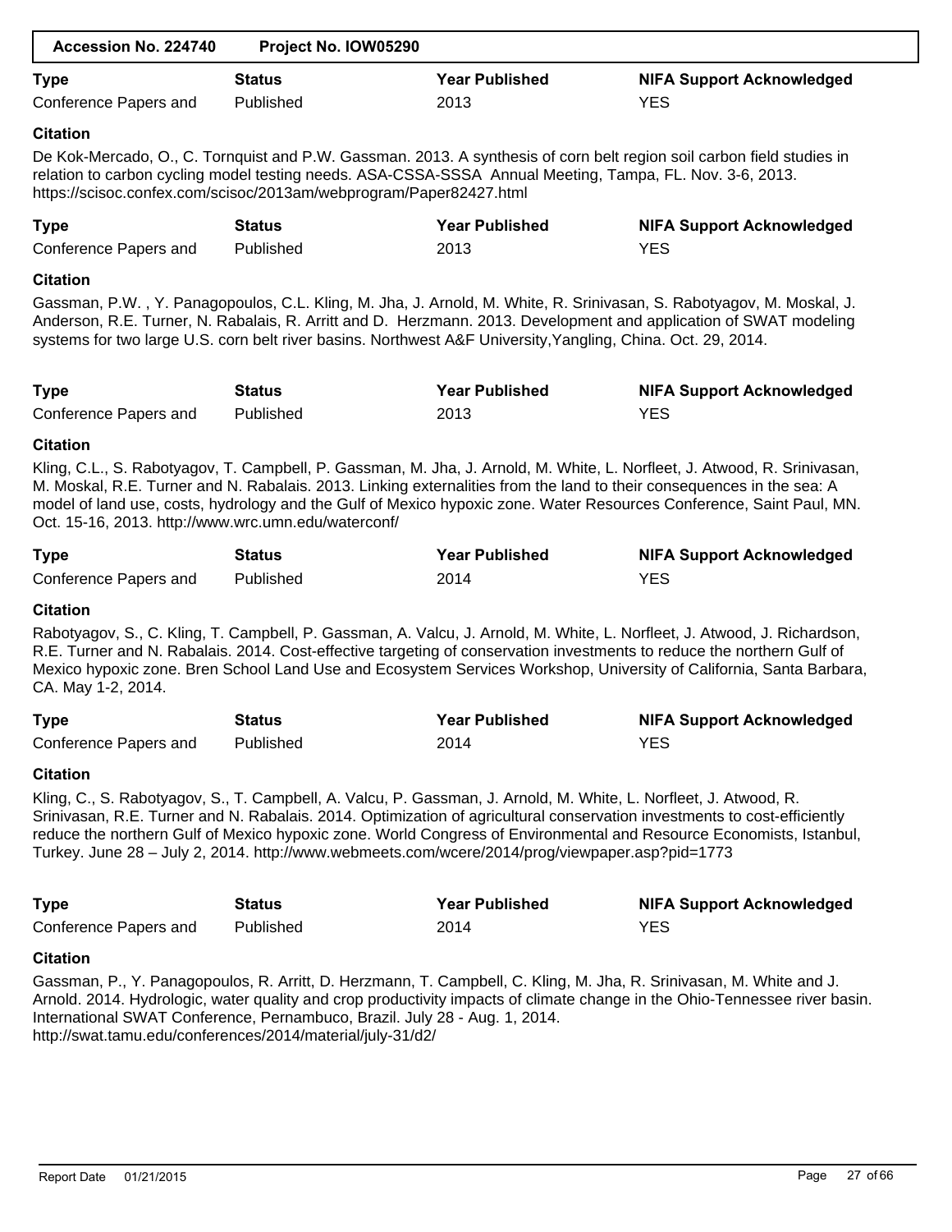| Accession No. 224740 | Project No. IOW05290 |
| --- | --- |

| Type | Status | Year Published | NIFA Support Acknowledged |
| --- | --- | --- | --- |
| Conference Papers and | Published | 2013 | YES |

**Citation**

De Kok-Mercado, O., C. Tornquist and P.W. Gassman. 2013. A synthesis of corn belt region soil carbon field studies in relation to carbon cycling model testing needs. ASA-CSSA-SSSA Annual Meeting, Tampa, FL. Nov. 3-6, 2013. https://scisoc.confex.com/scisoc/2013am/webprogram/Paper82427.html

| Type | Status | Year Published | NIFA Support Acknowledged |
| --- | --- | --- | --- |
| Conference Papers and | Published | 2013 | YES |

**Citation**

Gassman, P.W. , Y. Panagopoulos, C.L. Kling, M. Jha, J. Arnold, M. White, R. Srinivasan, S. Rabotyagov, M. Moskal, J. Anderson, R.E. Turner, N. Rabalais, R. Arritt and D. Herzmann. 2013. Development and application of SWAT modeling systems for two large U.S. corn belt river basins. Northwest A&F University,Yangling, China. Oct. 29, 2014.

| Type | Status | Year Published | NIFA Support Acknowledged |
| --- | --- | --- | --- |
| Conference Papers and | Published | 2013 | YES |

**Citation**

Kling, C.L., S. Rabotyagov, T. Campbell, P. Gassman, M. Jha, J. Arnold, M. White, L. Norfleet, J. Atwood, R. Srinivasan, M. Moskal, R.E. Turner and N. Rabalais. 2013. Linking externalities from the land to their consequences in the sea: A model of land use, costs, hydrology and the Gulf of Mexico hypoxic zone. Water Resources Conference, Saint Paul, MN. Oct. 15-16, 2013. http://www.wrc.umn.edu/waterconf/

| Type | Status | Year Published | NIFA Support Acknowledged |
| --- | --- | --- | --- |
| Conference Papers and | Published | 2014 | YES |

**Citation**

Rabotyagov, S., C. Kling, T. Campbell, P. Gassman, A. Valcu, J. Arnold, M. White, L. Norfleet, J. Atwood, J. Richardson, R.E. Turner and N. Rabalais. 2014. Cost-effective targeting of conservation investments to reduce the northern Gulf of Mexico hypoxic zone. Bren School Land Use and Ecosystem Services Workshop, University of California, Santa Barbara, CA. May 1-2, 2014.

| Type | Status | Year Published | NIFA Support Acknowledged |
| --- | --- | --- | --- |
| Conference Papers and | Published | 2014 | YES |

**Citation**

Kling, C., S. Rabotyagov, S., T. Campbell, A. Valcu, P. Gassman, J. Arnold, M. White, L. Norfleet, J. Atwood, R. Srinivasan, R.E. Turner and N. Rabalais. 2014. Optimization of agricultural conservation investments to cost-efficiently reduce the northern Gulf of Mexico hypoxic zone. World Congress of Environmental and Resource Economists, Istanbul, Turkey. June 28 – July 2, 2014. http://www.webmeets.com/wcere/2014/prog/viewpaper.asp?pid=1773

| Type | Status | Year Published | NIFA Support Acknowledged |
| --- | --- | --- | --- |
| Conference Papers and | Published | 2014 | YES |

**Citation**

Gassman, P., Y. Panagopoulos, R. Arritt, D. Herzmann, T. Campbell, C. Kling, M. Jha, R. Srinivasan, M. White and J. Arnold. 2014. Hydrologic, water quality and crop productivity impacts of climate change in the Ohio-Tennessee river basin. International SWAT Conference, Pernambuco, Brazil. July 28 - Aug. 1, 2014. http://swat.tamu.edu/conferences/2014/material/july-31/d2/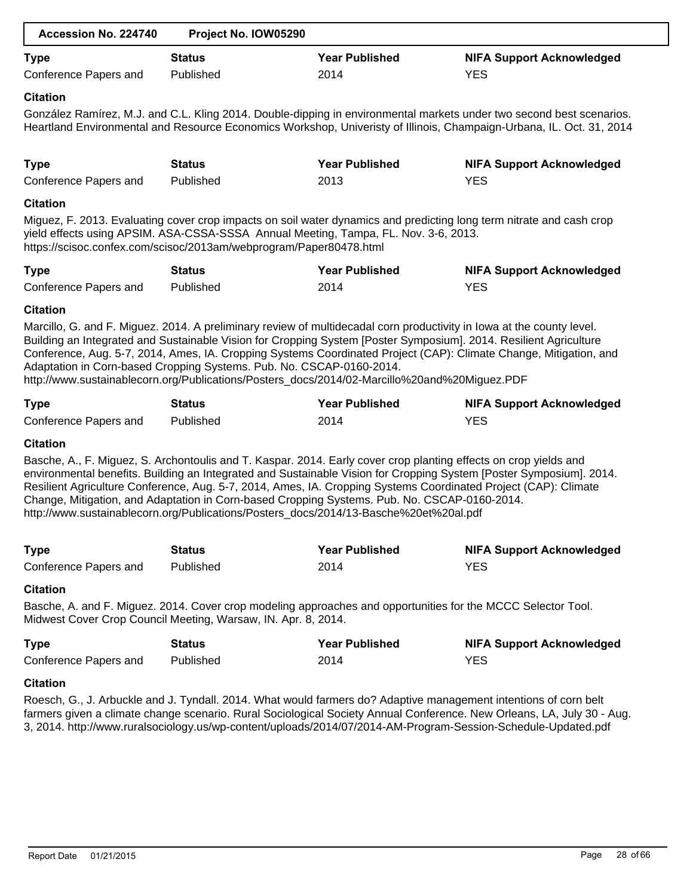**Accession No. 224740    Project No. IOW05290**

| Type | Status | Year Published | NIFA Support Acknowledged |
|---|---|---|---|
| Conference Papers and | Published | 2014 | YES |

**Citation**

González Ramírez, M.J. and C.L. Kling 2014. Double-dipping in environmental markets under two second best scenarios. Heartland Environmental and Resource Economics Workshop, Univeristy of Illinois, Champaign-Urbana, IL. Oct. 31, 2014

| Type | Status | Year Published | NIFA Support Acknowledged |
|---|---|---|---|
| Conference Papers and | Published | 2013 | YES |

**Citation**

Miguez, F. 2013. Evaluating cover crop impacts on soil water dynamics and predicting long term nitrate and cash crop yield effects using APSIM. ASA-CSSA-SSSA Annual Meeting, Tampa, FL. Nov. 3-6, 2013. https://scisoc.confex.com/scisoc/2013am/webprogram/Paper80478.html

| Type | Status | Year Published | NIFA Support Acknowledged |
|---|---|---|---|
| Conference Papers and | Published | 2014 | YES |

**Citation**

Marcillo, G. and F. Miguez. 2014. A preliminary review of multidecadal corn productivity in Iowa at the county level. Building an Integrated and Sustainable Vision for Cropping System [Poster Symposium]. 2014. Resilient Agriculture Conference, Aug. 5-7, 2014, Ames, IA. Cropping Systems Coordinated Project (CAP): Climate Change, Mitigation, and Adaptation in Corn-based Cropping Systems. Pub. No. CSCAP-0160-2014. http://www.sustainablecorn.org/Publications/Posters_docs/2014/02-Marcillo%20and%20Miguez.PDF

| Type | Status | Year Published | NIFA Support Acknowledged |
|---|---|---|---|
| Conference Papers and | Published | 2014 | YES |

**Citation**

Basche, A., F. Miguez, S. Archontoulis and T. Kaspar. 2014. Early cover crop planting effects on crop yields and environmental benefits. Building an Integrated and Sustainable Vision for Cropping System [Poster Symposium]. 2014. Resilient Agriculture Conference, Aug. 5-7, 2014, Ames, IA. Cropping Systems Coordinated Project (CAP): Climate Change, Mitigation, and Adaptation in Corn-based Cropping Systems. Pub. No. CSCAP-0160-2014. http://www.sustainablecorn.org/Publications/Posters_docs/2014/13-Basche%20et%20al.pdf

| Type | Status | Year Published | NIFA Support Acknowledged |
|---|---|---|---|
| Conference Papers and | Published | 2014 | YES |

**Citation**

Basche, A. and F. Miguez. 2014. Cover crop modeling approaches and opportunities for the MCCC Selector Tool. Midwest Cover Crop Council Meeting, Warsaw, IN. Apr. 8, 2014.

| Type | Status | Year Published | NIFA Support Acknowledged |
|---|---|---|---|
| Conference Papers and | Published | 2014 | YES |

**Citation**

Roesch, G., J. Arbuckle and J. Tyndall. 2014. What would farmers do? Adaptive management intentions of corn belt farmers given a climate change scenario. Rural Sociological Society Annual Conference. New Orleans, LA, July 30 - Aug. 3, 2014. http://www.ruralsociology.us/wp-content/uploads/2014/07/2014-AM-Program-Session-Schedule-Updated.pdf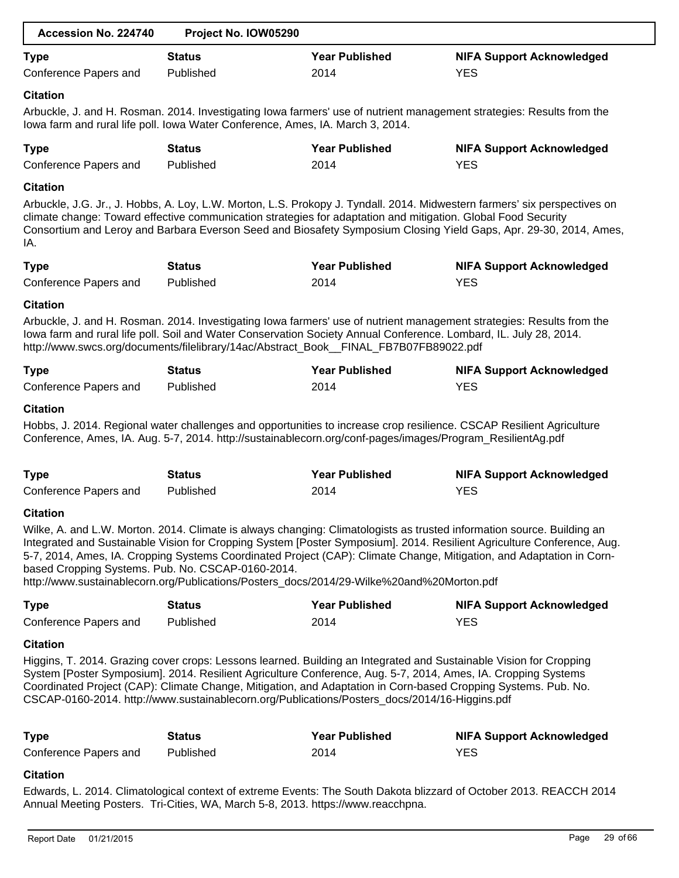| Accession No. 224740 | Project No. IOW05290 |
|---|---|

| Type | Status | Year Published | NIFA Support Acknowledged |
|---|---|---|---|
| Conference Papers and | Published | 2014 | YES |

**Citation**

Arbuckle, J. and H. Rosman. 2014. Investigating Iowa farmers' use of nutrient management strategies: Results from the Iowa farm and rural life poll. Iowa Water Conference, Ames, IA. March 3, 2014.

| Type | Status | Year Published | NIFA Support Acknowledged |
|---|---|---|---|
| Conference Papers and | Published | 2014 | YES |

**Citation**

Arbuckle, J.G. Jr., J. Hobbs, A. Loy, L.W. Morton, L.S. Prokopy J. Tyndall. 2014. Midwestern farmers' six perspectives on climate change: Toward effective communication strategies for adaptation and mitigation. Global Food Security Consortium and Leroy and Barbara Everson Seed and Biosafety Symposium Closing Yield Gaps, Apr. 29-30, 2014, Ames, IA.

| Type | Status | Year Published | NIFA Support Acknowledged |
|---|---|---|---|
| Conference Papers and | Published | 2014 | YES |

**Citation**

Arbuckle, J. and H. Rosman. 2014. Investigating Iowa farmers' use of nutrient management strategies: Results from the Iowa farm and rural life poll. Soil and Water Conservation Society Annual Conference. Lombard, IL. July 28, 2014. http://www.swcs.org/documents/filelibrary/14ac/Abstract_Book__FINAL_FB7B07FB89022.pdf

| Type | Status | Year Published | NIFA Support Acknowledged |
|---|---|---|---|
| Conference Papers and | Published | 2014 | YES |

**Citation**

Hobbs, J. 2014. Regional water challenges and opportunities to increase crop resilience. CSCAP Resilient Agriculture Conference, Ames, IA. Aug. 5-7, 2014. http://sustainablecorn.org/conf-pages/images/Program_ResilientAg.pdf

| Type | Status | Year Published | NIFA Support Acknowledged |
|---|---|---|---|
| Conference Papers and | Published | 2014 | YES |

**Citation**

Wilke, A. and L.W. Morton. 2014. Climate is always changing: Climatologists as trusted information source. Building an Integrated and Sustainable Vision for Cropping System [Poster Symposium]. 2014. Resilient Agriculture Conference, Aug. 5-7, 2014, Ames, IA. Cropping Systems Coordinated Project (CAP): Climate Change, Mitigation, and Adaptation in Corn-based Cropping Systems. Pub. No. CSCAP-0160-2014.
http://www.sustainablecorn.org/Publications/Posters_docs/2014/29-Wilke%20and%20Morton.pdf

| Type | Status | Year Published | NIFA Support Acknowledged |
|---|---|---|---|
| Conference Papers and | Published | 2014 | YES |

**Citation**

Higgins, T. 2014. Grazing cover crops: Lessons learned. Building an Integrated and Sustainable Vision for Cropping System [Poster Symposium]. 2014. Resilient Agriculture Conference, Aug. 5-7, 2014, Ames, IA. Cropping Systems Coordinated Project (CAP): Climate Change, Mitigation, and Adaptation in Corn-based Cropping Systems. Pub. No. CSCAP-0160-2014. http://www.sustainablecorn.org/Publications/Posters_docs/2014/16-Higgins.pdf

| Type | Status | Year Published | NIFA Support Acknowledged |
|---|---|---|---|
| Conference Papers and | Published | 2014 | YES |

**Citation**

Edwards, L. 2014. Climatological context of extreme Events: The South Dakota blizzard of October 2013. REACCH 2014 Annual Meeting Posters. Tri-Cities, WA, March 5-8, 2013. https://www.reacchpna.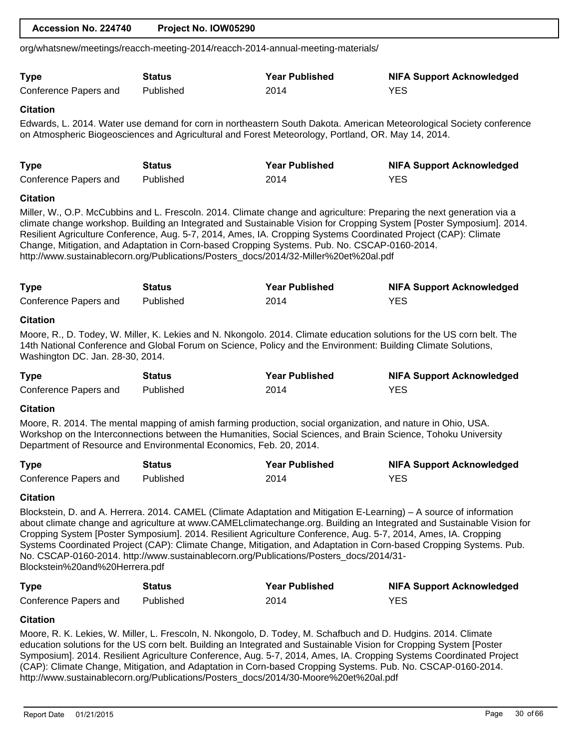org/whatsnew/meetings/reacch-meeting-2014/reacch-2014-annual-meeting-materials/

| Type | Status | Year Published | NIFA Support Acknowledged |
| --- | --- | --- | --- |
| Conference Papers and | Published | 2014 | YES |

**Citation**

Edwards, L. 2014. Water use demand for corn in northeastern South Dakota. American Meteorological Society conference on Atmospheric Biogeosciences and Agricultural and Forest Meteorology, Portland, OR. May 14, 2014.

| Type | Status | Year Published | NIFA Support Acknowledged |
| --- | --- | --- | --- |
| Conference Papers and | Published | 2014 | YES |

**Citation**

Miller, W., O.P. McCubbins and L. Frescoln. 2014. Climate change and agriculture: Preparing the next generation via a climate change workshop. Building an Integrated and Sustainable Vision for Cropping System [Poster Symposium]. 2014. Resilient Agriculture Conference, Aug. 5-7, 2014, Ames, IA. Cropping Systems Coordinated Project (CAP): Climate Change, Mitigation, and Adaptation in Corn-based Cropping Systems. Pub. No. CSCAP-0160-2014. http://www.sustainablecorn.org/Publications/Posters_docs/2014/32-Miller%20et%20al.pdf

| Type | Status | Year Published | NIFA Support Acknowledged |
| --- | --- | --- | --- |
| Conference Papers and | Published | 2014 | YES |

**Citation**

Moore, R., D. Todey, W. Miller, K. Lekies and N. Nkongolo. 2014. Climate education solutions for the US corn belt. The 14th National Conference and Global Forum on Science, Policy and the Environment: Building Climate Solutions, Washington DC. Jan. 28-30, 2014.

| Type | Status | Year Published | NIFA Support Acknowledged |
| --- | --- | --- | --- |
| Conference Papers and | Published | 2014 | YES |

**Citation**

Moore, R. 2014. The mental mapping of amish farming production, social organization, and nature in Ohio, USA. Workshop on the Interconnections between the Humanities, Social Sciences, and Brain Science, Tohoku University Department of Resource and Environmental Economics, Feb. 20, 2014.

| Type | Status | Year Published | NIFA Support Acknowledged |
| --- | --- | --- | --- |
| Conference Papers and | Published | 2014 | YES |

**Citation**

Blockstein, D. and A. Herrera. 2014. CAMEL (Climate Adaptation and Mitigation E-Learning) – A source of information about climate change and agriculture at www.CAMELclimatechange.org. Building an Integrated and Sustainable Vision for Cropping System [Poster Symposium]. 2014. Resilient Agriculture Conference, Aug. 5-7, 2014, Ames, IA. Cropping Systems Coordinated Project (CAP): Climate Change, Mitigation, and Adaptation in Corn-based Cropping Systems. Pub. No. CSCAP-0160-2014. http://www.sustainablecorn.org/Publications/Posters_docs/2014/31-Blockstein%20and%20Herrera.pdf

| Type | Status | Year Published | NIFA Support Acknowledged |
| --- | --- | --- | --- |
| Conference Papers and | Published | 2014 | YES |

**Citation**

Moore, R. K. Lekies, W. Miller, L. Frescoln, N. Nkongolo, D. Todey, M. Schafbuch and D. Hudgins. 2014. Climate education solutions for the US corn belt. Building an Integrated and Sustainable Vision for Cropping System [Poster Symposium]. 2014. Resilient Agriculture Conference, Aug. 5-7, 2014, Ames, IA. Cropping Systems Coordinated Project (CAP): Climate Change, Mitigation, and Adaptation in Corn-based Cropping Systems. Pub. No. CSCAP-0160-2014. http://www.sustainablecorn.org/Publications/Posters_docs/2014/30-Moore%20et%20al.pdf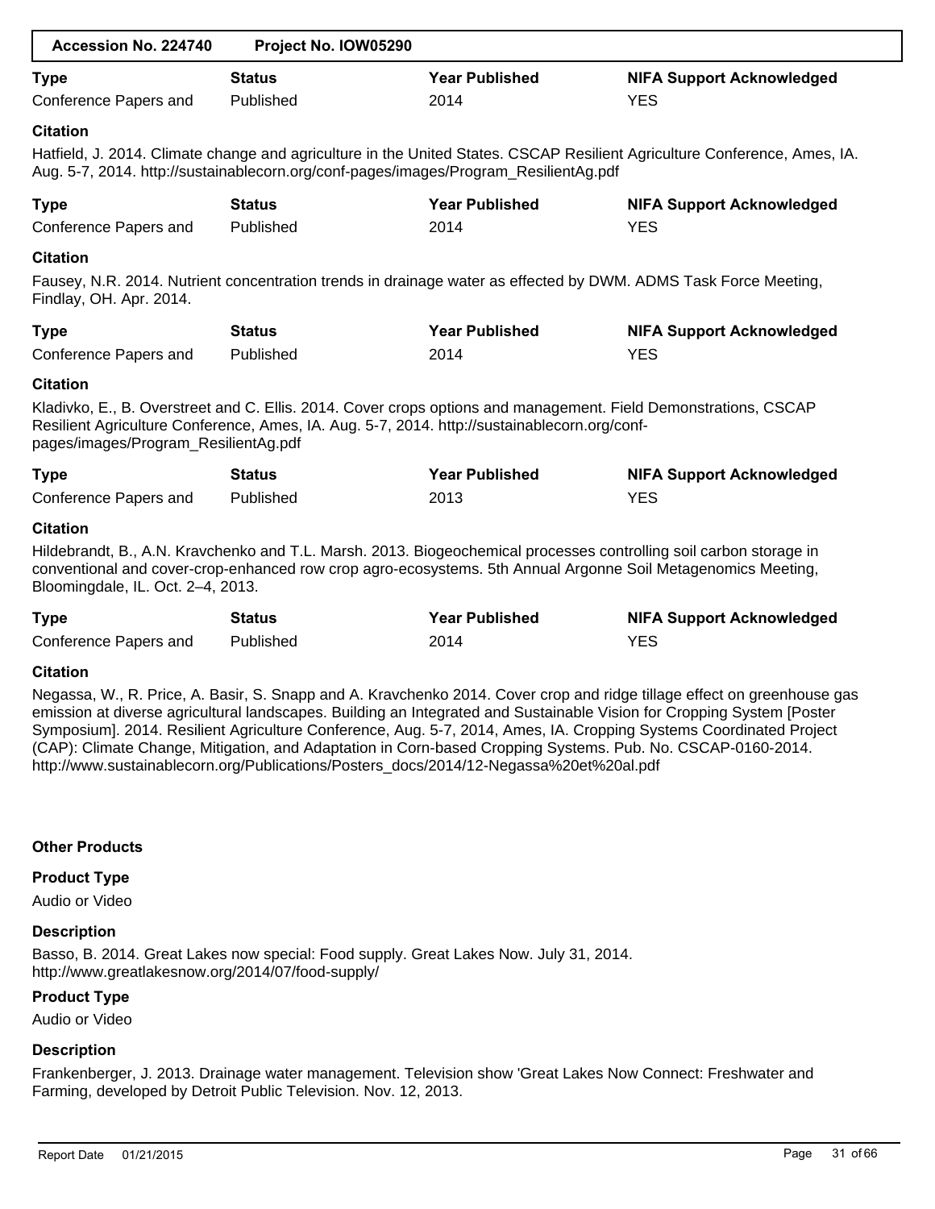| Accession No. 224740 | Project No. IOW05290 |
|---|---|

| Type | Status | Year Published | NIFA Support Acknowledged |
|---|---|---|---|
| Conference Papers and | Published | 2014 | YES |

**Citation**

Hatfield, J. 2014. Climate change and agriculture in the United States. CSCAP Resilient Agriculture Conference, Ames, IA. Aug. 5-7, 2014. http://sustainablecorn.org/conf-pages/images/Program_ResilientAg.pdf

| Type | Status | Year Published | NIFA Support Acknowledged |
|---|---|---|---|
| Conference Papers and | Published | 2014 | YES |

**Citation**

Fausey, N.R. 2014. Nutrient concentration trends in drainage water as effected by DWM. ADMS Task Force Meeting, Findlay, OH. Apr. 2014.

| Type | Status | Year Published | NIFA Support Acknowledged |
|---|---|---|---|
| Conference Papers and | Published | 2014 | YES |

**Citation**

Kladivko, E., B. Overstreet and C. Ellis. 2014. Cover crops options and management. Field Demonstrations, CSCAP Resilient Agriculture Conference, Ames, IA. Aug. 5-7, 2014. http://sustainablecorn.org/conf-pages/images/Program_ResilientAg.pdf

| Type | Status | Year Published | NIFA Support Acknowledged |
|---|---|---|---|
| Conference Papers and | Published | 2013 | YES |

**Citation**

Hildebrandt, B., A.N. Kravchenko and T.L. Marsh. 2013. Biogeochemical processes controlling soil carbon storage in conventional and cover-crop-enhanced row crop agro-ecosystems. 5th Annual Argonne Soil Metagenomics Meeting, Bloomingdale, IL. Oct. 2–4, 2013.

| Type | Status | Year Published | NIFA Support Acknowledged |
|---|---|---|---|
| Conference Papers and | Published | 2014 | YES |

**Citation**

Negassa, W., R. Price, A. Basir, S. Snapp and A. Kravchenko 2014. Cover crop and ridge tillage effect on greenhouse gas emission at diverse agricultural landscapes. Building an Integrated and Sustainable Vision for Cropping System [Poster Symposium]. 2014. Resilient Agriculture Conference, Aug. 5-7, 2014, Ames, IA. Cropping Systems Coordinated Project (CAP): Climate Change, Mitigation, and Adaptation in Corn-based Cropping Systems. Pub. No. CSCAP-0160-2014. http://www.sustainablecorn.org/Publications/Posters_docs/2014/12-Negassa%20et%20al.pdf

**Other Products**

**Product Type**

Audio or Video

**Description**

Basso, B. 2014. Great Lakes now special: Food supply. Great Lakes Now. July 31, 2014. http://www.greatlakesnow.org/2014/07/food-supply/

**Product Type**

Audio or Video

**Description**

Frankenberger, J. 2013. Drainage water management. Television show 'Great Lakes Now Connect: Freshwater and Farming, developed by Detroit Public Television. Nov. 12, 2013.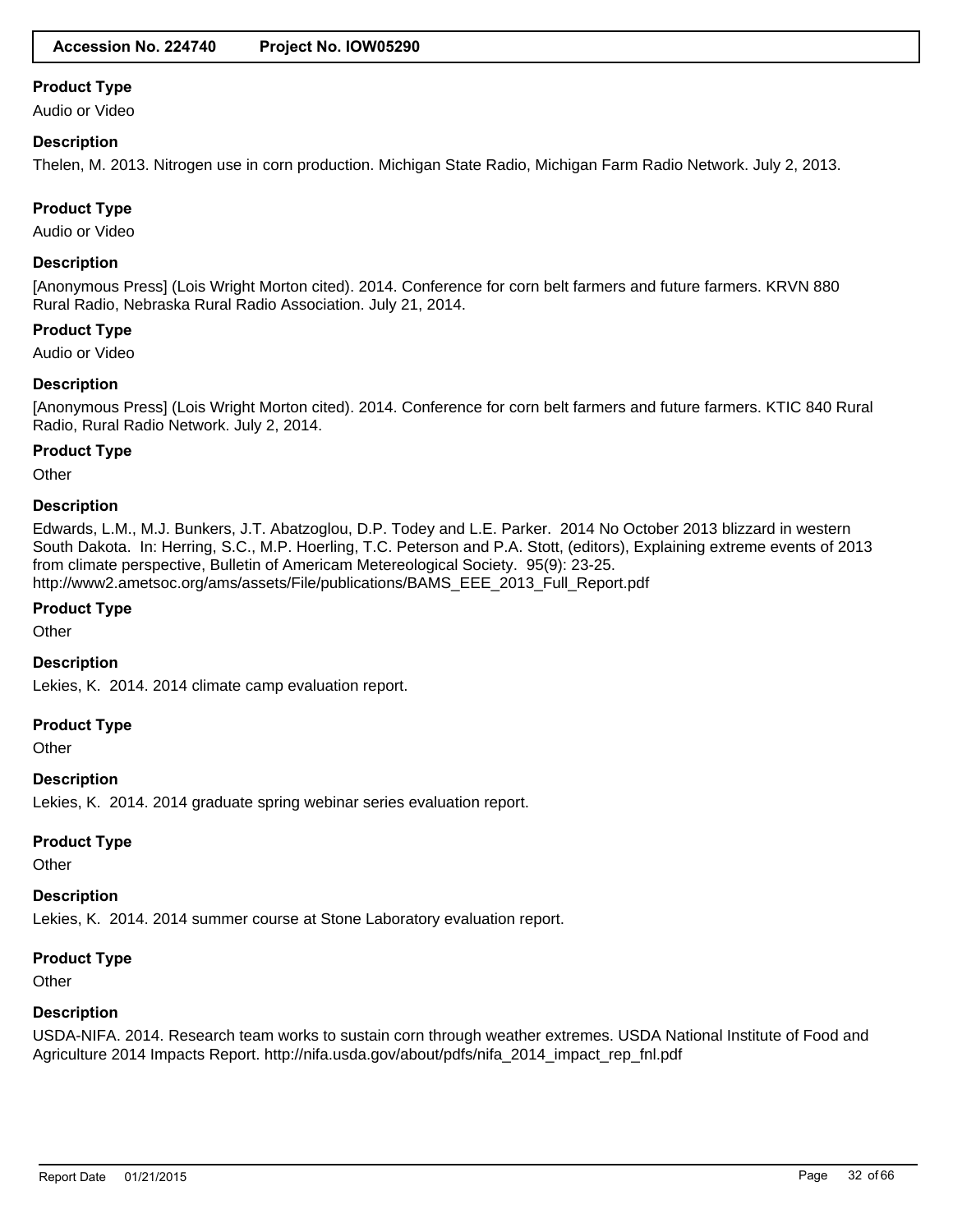### Product Type

Audio or Video

### Description

Thelen, M. 2013. Nitrogen use in corn production. Michigan State Radio, Michigan Farm Radio Network. July 2, 2013.

### Product Type

Audio or Video

### Description

[Anonymous Press] (Lois Wright Morton cited). 2014. Conference for corn belt farmers and future farmers. KRVN 880 Rural Radio, Nebraska Rural Radio Association. July 21, 2014.

### Product Type

Audio or Video

### Description

[Anonymous Press] (Lois Wright Morton cited). 2014. Conference for corn belt farmers and future farmers. KTIC 840 Rural Radio, Rural Radio Network. July 2, 2014.

### Product Type

Other

### Description

Edwards, L.M., M.J. Bunkers, J.T. Abatzoglou, D.P. Todey and L.E. Parker. 2014 No October 2013 blizzard in western South Dakota. In: Herring, S.C., M.P. Hoerling, T.C. Peterson and P.A. Stott, (editors), Explaining extreme events of 2013 from climate perspective, Bulletin of Americam Metereological Society. 95(9): 23-25. http://www2.ametsoc.org/ams/assets/File/publications/BAMS_EEE_2013_Full_Report.pdf

### Product Type

Other

### Description

Lekies, K. 2014. 2014 climate camp evaluation report.

### Product Type

Other

### Description

Lekies, K. 2014. 2014 graduate spring webinar series evaluation report.

### Product Type

Other

### Description

Lekies, K. 2014. 2014 summer course at Stone Laboratory evaluation report.

### Product Type

Other

### Description

USDA-NIFA. 2014. Research team works to sustain corn through weather extremes. USDA National Institute of Food and Agriculture 2014 Impacts Report. http://nifa.usda.gov/about/pdfs/nifa_2014_impact_rep_fnl.pdf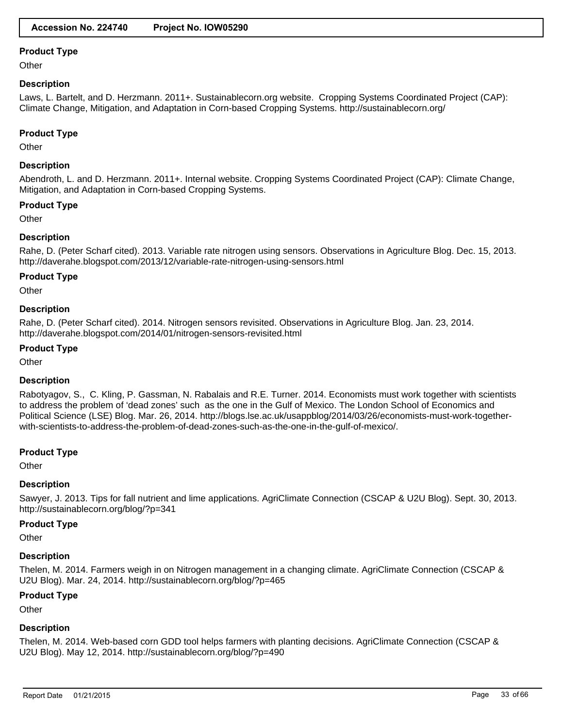### Product Type

Other

### Description

Laws, L. Bartelt, and D. Herzmann. 2011+. Sustainablecorn.org website. Cropping Systems Coordinated Project (CAP): Climate Change, Mitigation, and Adaptation in Corn-based Cropping Systems. http://sustainablecorn.org/

### Product Type

Other

### Description

Abendroth, L. and D. Herzmann. 2011+. Internal website. Cropping Systems Coordinated Project (CAP): Climate Change, Mitigation, and Adaptation in Corn-based Cropping Systems.

### Product Type

Other

### Description

Rahe, D. (Peter Scharf cited). 2013. Variable rate nitrogen using sensors. Observations in Agriculture Blog. Dec. 15, 2013. http://daverahe.blogspot.com/2013/12/variable-rate-nitrogen-using-sensors.html

### Product Type

Other

### Description

Rahe, D. (Peter Scharf cited). 2014. Nitrogen sensors revisited. Observations in Agriculture Blog. Jan. 23, 2014. http://daverahe.blogspot.com/2014/01/nitrogen-sensors-revisited.html

### Product Type

Other

### Description

Rabotyagov, S., C. Kling, P. Gassman, N. Rabalais and R.E. Turner. 2014. Economists must work together with scientists to address the problem of 'dead zones' such as the one in the Gulf of Mexico. The London School of Economics and Political Science (LSE) Blog. Mar. 26, 2014. http://blogs.lse.ac.uk/usappblog/2014/03/26/economists-must-work-together-with-scientists-to-address-the-problem-of-dead-zones-such-as-the-one-in-the-gulf-of-mexico/.

### Product Type

Other

### Description

Sawyer, J. 2013. Tips for fall nutrient and lime applications. AgriClimate Connection (CSCAP & U2U Blog). Sept. 30, 2013. http://sustainablecorn.org/blog/?p=341

### Product Type

Other

### Description

Thelen, M. 2014. Farmers weigh in on Nitrogen management in a changing climate. AgriClimate Connection (CSCAP & U2U Blog). Mar. 24, 2014. http://sustainablecorn.org/blog/?p=465

### Product Type

Other

### Description

Thelen, M. 2014. Web-based corn GDD tool helps farmers with planting decisions. AgriClimate Connection (CSCAP & U2U Blog). May 12, 2014. http://sustainablecorn.org/blog/?p=490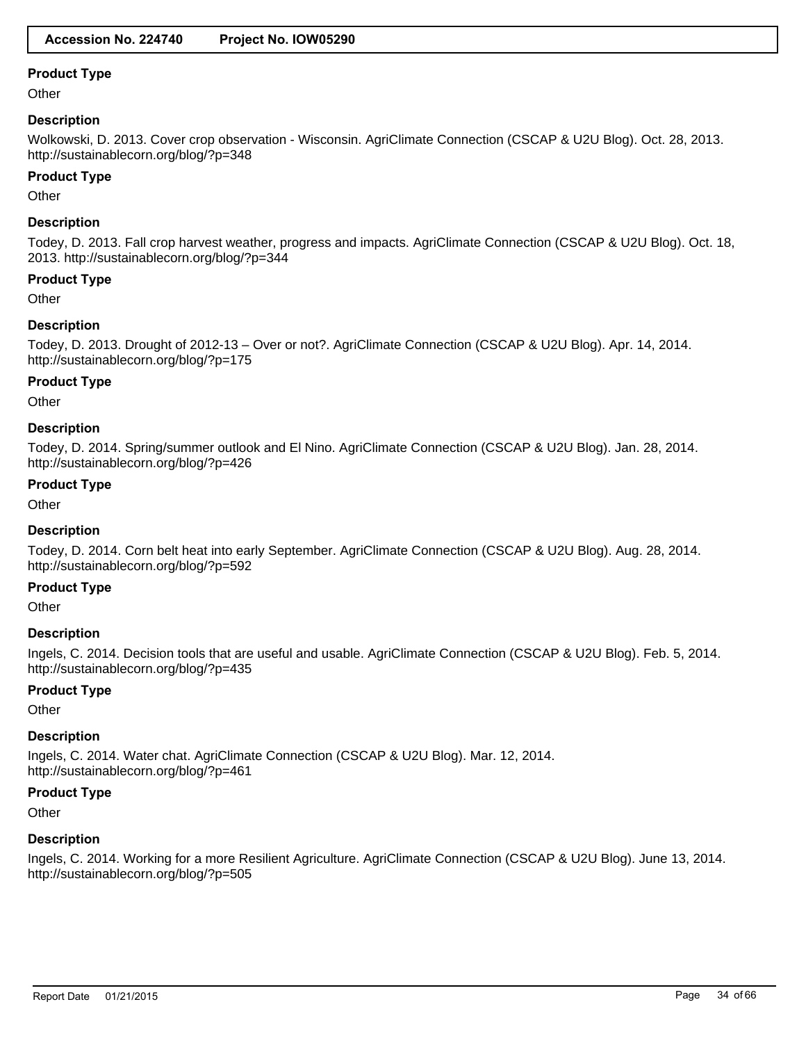**Product Type**

Other

**Description**

Wolkowski, D. 2013. Cover crop observation - Wisconsin. AgriClimate Connection (CSCAP & U2U Blog). Oct. 28, 2013. http://sustainablecorn.org/blog/?p=348

**Product Type**

Other

**Description**

Todey, D. 2013. Fall crop harvest weather, progress and impacts. AgriClimate Connection (CSCAP & U2U Blog). Oct. 18, 2013. http://sustainablecorn.org/blog/?p=344

**Product Type**

Other

**Description**

Todey, D. 2013. Drought of 2012-13 – Over or not?. AgriClimate Connection (CSCAP & U2U Blog). Apr. 14, 2014. http://sustainablecorn.org/blog/?p=175

**Product Type**

Other

**Description**

Todey, D. 2014. Spring/summer outlook and El Nino. AgriClimate Connection (CSCAP & U2U Blog). Jan. 28, 2014. http://sustainablecorn.org/blog/?p=426

**Product Type**

Other

**Description**

Todey, D. 2014. Corn belt heat into early September. AgriClimate Connection (CSCAP & U2U Blog). Aug. 28, 2014. http://sustainablecorn.org/blog/?p=592

**Product Type**

Other

**Description**

Ingels, C. 2014. Decision tools that are useful and usable. AgriClimate Connection (CSCAP & U2U Blog). Feb. 5, 2014. http://sustainablecorn.org/blog/?p=435

**Product Type**

Other

**Description**

Ingels, C. 2014. Water chat. AgriClimate Connection (CSCAP & U2U Blog). Mar. 12, 2014. http://sustainablecorn.org/blog/?p=461

**Product Type**

Other

**Description**

Ingels, C. 2014. Working for a more Resilient Agriculture. AgriClimate Connection (CSCAP & U2U Blog). June 13, 2014. http://sustainablecorn.org/blog/?p=505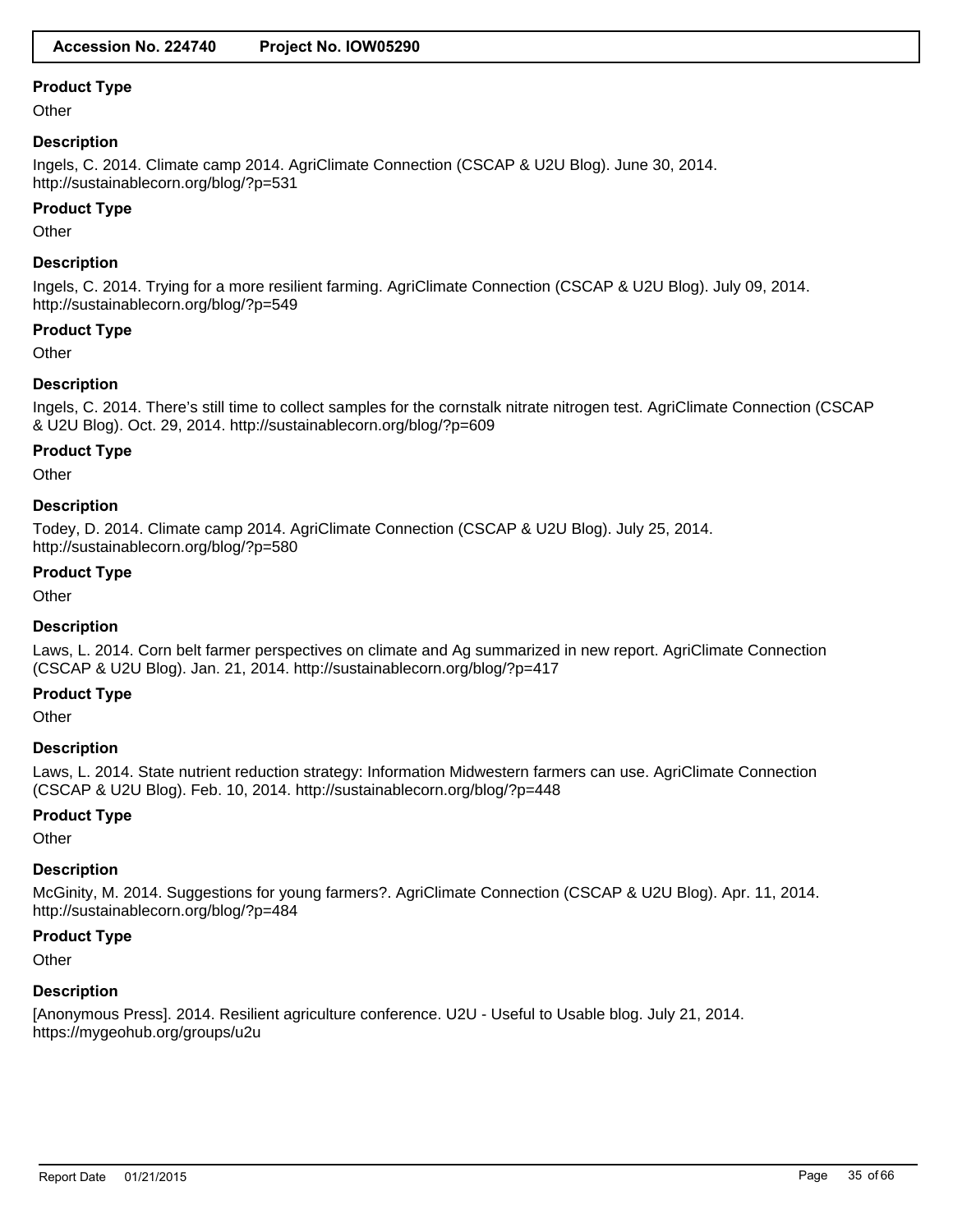**Product Type**

Other

**Description**

Ingels, C. 2014. Climate camp 2014. AgriClimate Connection (CSCAP & U2U Blog). June 30, 2014. http://sustainablecorn.org/blog/?p=531

**Product Type**

Other

**Description**

Ingels, C. 2014. Trying for a more resilient farming. AgriClimate Connection (CSCAP & U2U Blog). July 09, 2014. http://sustainablecorn.org/blog/?p=549

**Product Type**

Other

**Description**

Ingels, C. 2014. There's still time to collect samples for the cornstalk nitrate nitrogen test. AgriClimate Connection (CSCAP & U2U Blog). Oct. 29, 2014. http://sustainablecorn.org/blog/?p=609

**Product Type**

Other

**Description**

Todey, D. 2014. Climate camp 2014. AgriClimate Connection (CSCAP & U2U Blog). July 25, 2014. http://sustainablecorn.org/blog/?p=580

**Product Type**

Other

**Description**

Laws, L. 2014. Corn belt farmer perspectives on climate and Ag summarized in new report. AgriClimate Connection (CSCAP & U2U Blog). Jan. 21, 2014. http://sustainablecorn.org/blog/?p=417

**Product Type**

Other

**Description**

Laws, L. 2014. State nutrient reduction strategy: Information Midwestern farmers can use. AgriClimate Connection (CSCAP & U2U Blog). Feb. 10, 2014. http://sustainablecorn.org/blog/?p=448

**Product Type**

Other

**Description**

McGinity, M. 2014. Suggestions for young farmers?. AgriClimate Connection (CSCAP & U2U Blog). Apr. 11, 2014. http://sustainablecorn.org/blog/?p=484

**Product Type**

Other

**Description**

[Anonymous Press]. 2014. Resilient agriculture conference. U2U - Useful to Usable blog. July 21, 2014. https://mygeohub.org/groups/u2u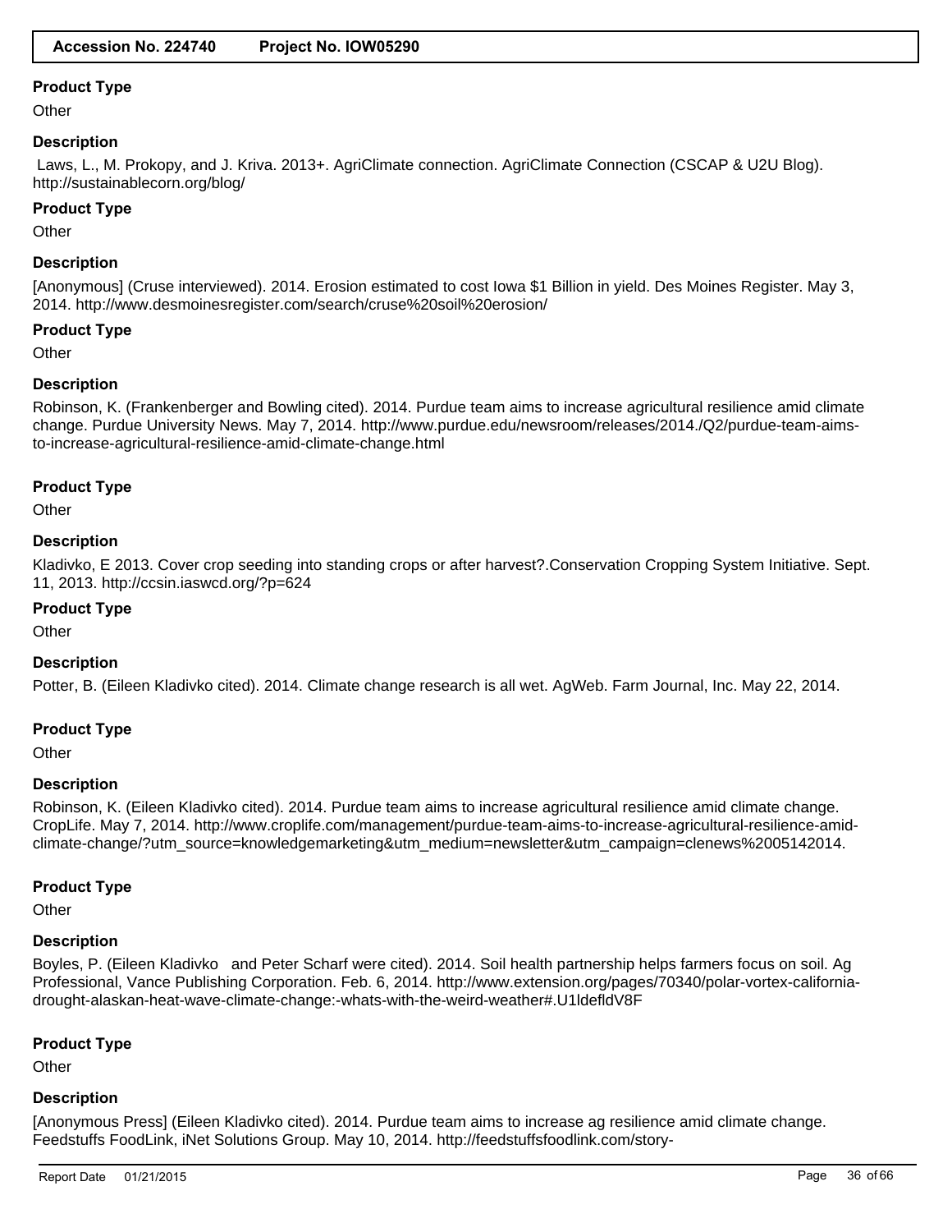**Product Type**

Other

**Description**

Laws, L., M. Prokopy, and J. Kriva. 2013+. AgriClimate connection. AgriClimate Connection (CSCAP & U2U Blog). http://sustainablecorn.org/blog/

**Product Type**

Other

**Description**

[Anonymous] (Cruse interviewed). 2014. Erosion estimated to cost Iowa $1 Billion in yield. Des Moines Register. May 3, 2014. http://www.desmoinesregister.com/search/cruse%20soil%20erosion/

**Product Type**

Other

**Description**

Robinson, K. (Frankenberger and Bowling cited). 2014. Purdue team aims to increase agricultural resilience amid climate change. Purdue University News. May 7, 2014. http://www.purdue.edu/newsroom/releases/2014./Q2/purdue-team-aims-to-increase-agricultural-resilience-amid-climate-change.html

**Product Type**

Other

**Description**

Kladivko, E 2013. Cover crop seeding into standing crops or after harvest?.Conservation Cropping System Initiative. Sept. 11, 2013. http://ccsin.iaswcd.org/?p=624

**Product Type**

Other

**Description**

Potter, B. (Eileen Kladivko cited). 2014. Climate change research is all wet. AgWeb. Farm Journal, Inc. May 22, 2014.

**Product Type**

Other

**Description**

Robinson, K. (Eileen Kladivko cited). 2014. Purdue team aims to increase agricultural resilience amid climate change. CropLife. May 7, 2014. http://www.croplife.com/management/purdue-team-aims-to-increase-agricultural-resilience-amid-climate-change/?utm_source=knowledgemarketing&utm_medium=newsletter&utm_campaign=clenews%2005142014.

**Product Type**

Other

**Description**

Boyles, P. (Eileen Kladivko and Peter Scharf were cited). 2014. Soil health partnership helps farmers focus on soil. Ag Professional, Vance Publishing Corporation. Feb. 6, 2014. http://www.extension.org/pages/70340/polar-vortex-california-drought-alaskan-heat-wave-climate-change:-whats-with-the-weird-weather#.U1ldefldV8F

**Product Type**

Other

**Description**

[Anonymous Press] (Eileen Kladivko cited). 2014. Purdue team aims to increase ag resilience amid climate change. Feedstuffs FoodLink, iNet Solutions Group. May 10, 2014. http://feedstuffsfoodlink.com/story-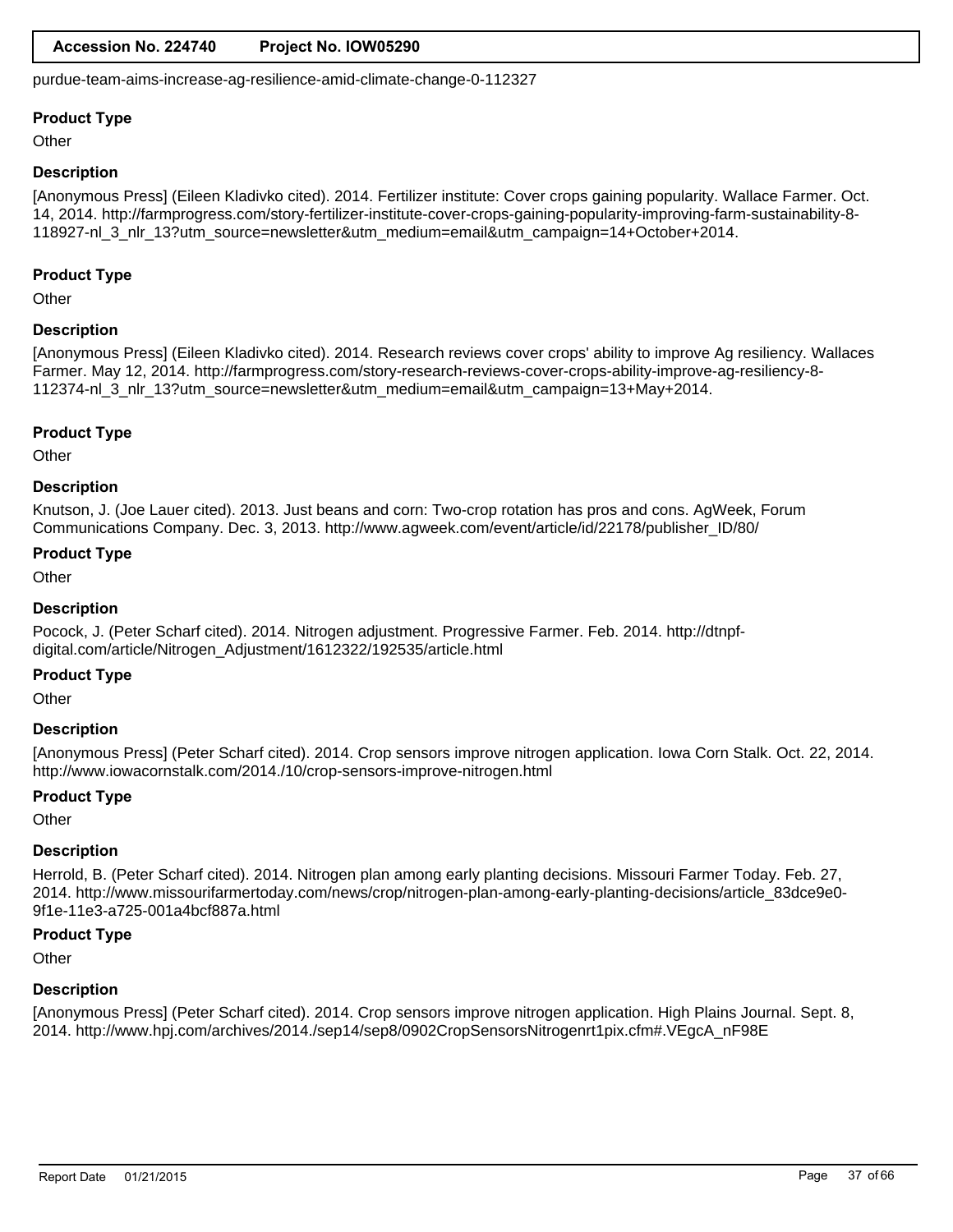purdue-team-aims-increase-ag-resilience-amid-climate-change-0-112327

**Product Type**

Other

**Description**

[Anonymous Press] (Eileen Kladivko cited). 2014. Fertilizer institute: Cover crops gaining popularity. Wallace Farmer. Oct. 14, 2014. http://farmprogress.com/story-fertilizer-institute-cover-crops-gaining-popularity-improving-farm-sustainability-8-118927-nl_3_nlr_13?utm_source=newsletter&utm_medium=email&utm_campaign=14+October+2014.

**Product Type**

Other

**Description**

[Anonymous Press] (Eileen Kladivko cited). 2014. Research reviews cover crops' ability to improve Ag resiliency. Wallaces Farmer. May 12, 2014. http://farmprogress.com/story-research-reviews-cover-crops-ability-improve-ag-resiliency-8-112374-nl_3_nlr_13?utm_source=newsletter&utm_medium=email&utm_campaign=13+May+2014.

**Product Type**

Other

**Description**

Knutson, J. (Joe Lauer cited). 2013. Just beans and corn: Two-crop rotation has pros and cons. AgWeek, Forum Communications Company. Dec. 3, 2013. http://www.agweek.com/event/article/id/22178/publisher_ID/80/

**Product Type**

Other

**Description**

Pocock, J. (Peter Scharf cited). 2014. Nitrogen adjustment. Progressive Farmer. Feb. 2014. http://dtnpf-digital.com/article/Nitrogen_Adjustment/1612322/192535/article.html

**Product Type**

Other

**Description**

[Anonymous Press] (Peter Scharf cited). 2014. Crop sensors improve nitrogen application. Iowa Corn Stalk. Oct. 22, 2014. http://www.iowacornstalk.com/2014./10/crop-sensors-improve-nitrogen.html

**Product Type**

Other

**Description**

Herrold, B. (Peter Scharf cited). 2014. Nitrogen plan among early planting decisions. Missouri Farmer Today. Feb. 27, 2014. http://www.missourifarmertoday.com/news/crop/nitrogen-plan-among-early-planting-decisions/article_83dce9e0-9f1e-11e3-a725-001a4bcf887a.html

**Product Type**

Other

**Description**

[Anonymous Press] (Peter Scharf cited). 2014. Crop sensors improve nitrogen application. High Plains Journal. Sept. 8, 2014. http://www.hpj.com/archives/2014./sep14/sep8/0902CropSensorsNitrogenrt1pix.cfm#.VEgcA_nF98E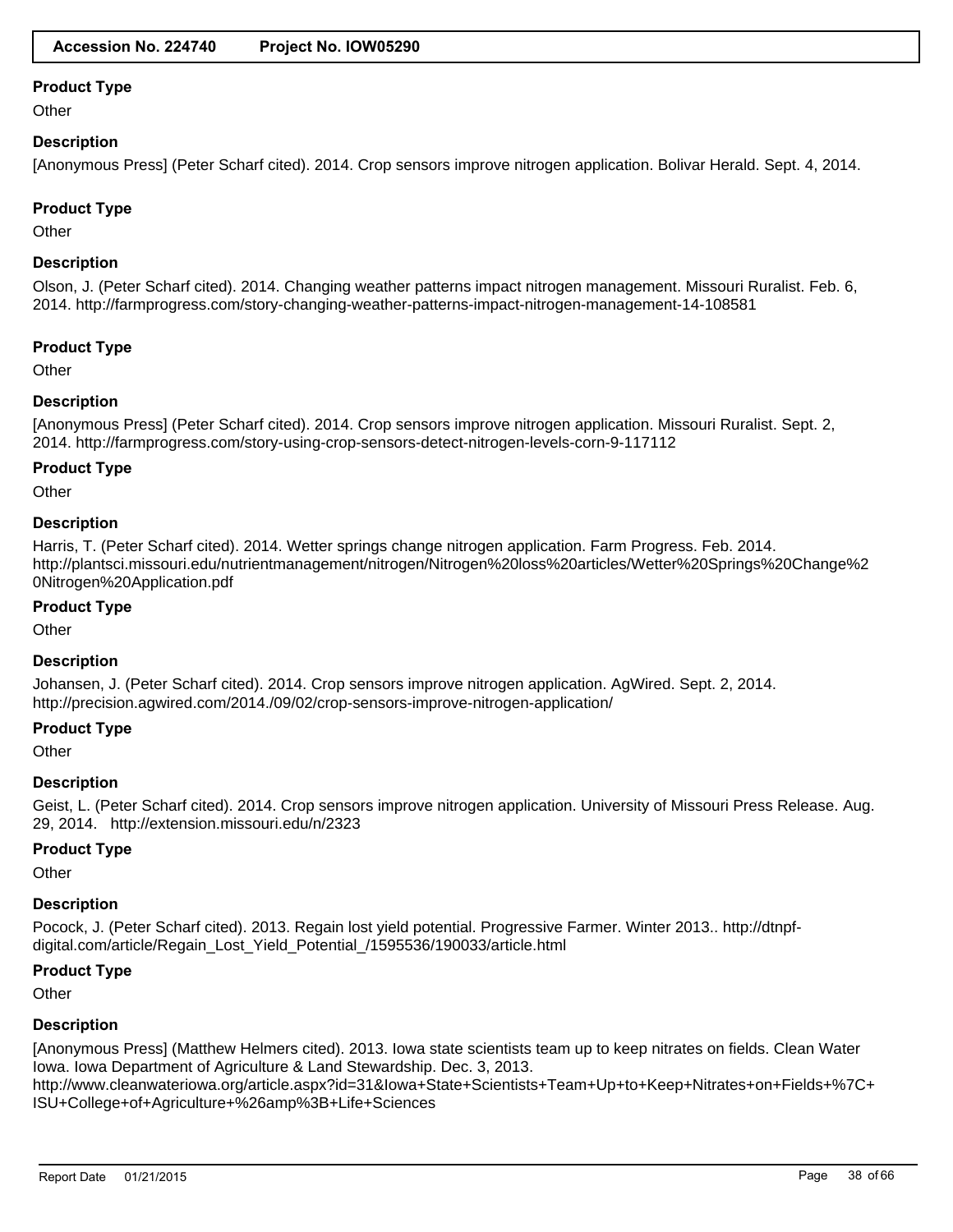**Product Type**

Other

**Description**

[Anonymous Press] (Peter Scharf cited). 2014. Crop sensors improve nitrogen application. Bolivar Herald. Sept. 4, 2014.

**Product Type**

Other

**Description**

Olson, J. (Peter Scharf cited). 2014. Changing weather patterns impact nitrogen management. Missouri Ruralist. Feb. 6, 2014. http://farmprogress.com/story-changing-weather-patterns-impact-nitrogen-management-14-108581

**Product Type**

Other

**Description**

[Anonymous Press] (Peter Scharf cited). 2014. Crop sensors improve nitrogen application. Missouri Ruralist. Sept. 2, 2014. http://farmprogress.com/story-using-crop-sensors-detect-nitrogen-levels-corn-9-117112

**Product Type**

Other

**Description**

Harris, T. (Peter Scharf cited). 2014. Wetter springs change nitrogen application. Farm Progress. Feb. 2014. http://plantsci.missouri.edu/nutrientmanagement/nitrogen/Nitrogen%20loss%20articles/Wetter%20Springs%20Change%20Nitrogen%20Application.pdf

**Product Type**

Other

**Description**

Johansen, J. (Peter Scharf cited). 2014. Crop sensors improve nitrogen application. AgWired. Sept. 2, 2014. http://precision.agwired.com/2014./09/02/crop-sensors-improve-nitrogen-application/

**Product Type**

Other

**Description**

Geist, L. (Peter Scharf cited). 2014. Crop sensors improve nitrogen application. University of Missouri Press Release. Aug. 29, 2014. http://extension.missouri.edu/n/2323

**Product Type**

Other

**Description**

Pocock, J. (Peter Scharf cited). 2013. Regain lost yield potential. Progressive Farmer. Winter 2013.. http://dtnpf-digital.com/article/Regain_Lost_Yield_Potential_/1595536/190033/article.html

**Product Type**

Other

**Description**

[Anonymous Press] (Matthew Helmers cited). 2013. Iowa state scientists team up to keep nitrates on fields. Clean Water Iowa. Iowa Department of Agriculture & Land Stewardship. Dec. 3, 2013. http://www.cleanwateriowa.org/article.aspx?id=31&Iowa+State+Scientists+Team+Up+to+Keep+Nitrates+on+Fields+%7C+ISU+College+of+Agriculture+%26amp%3B+Life+Sciences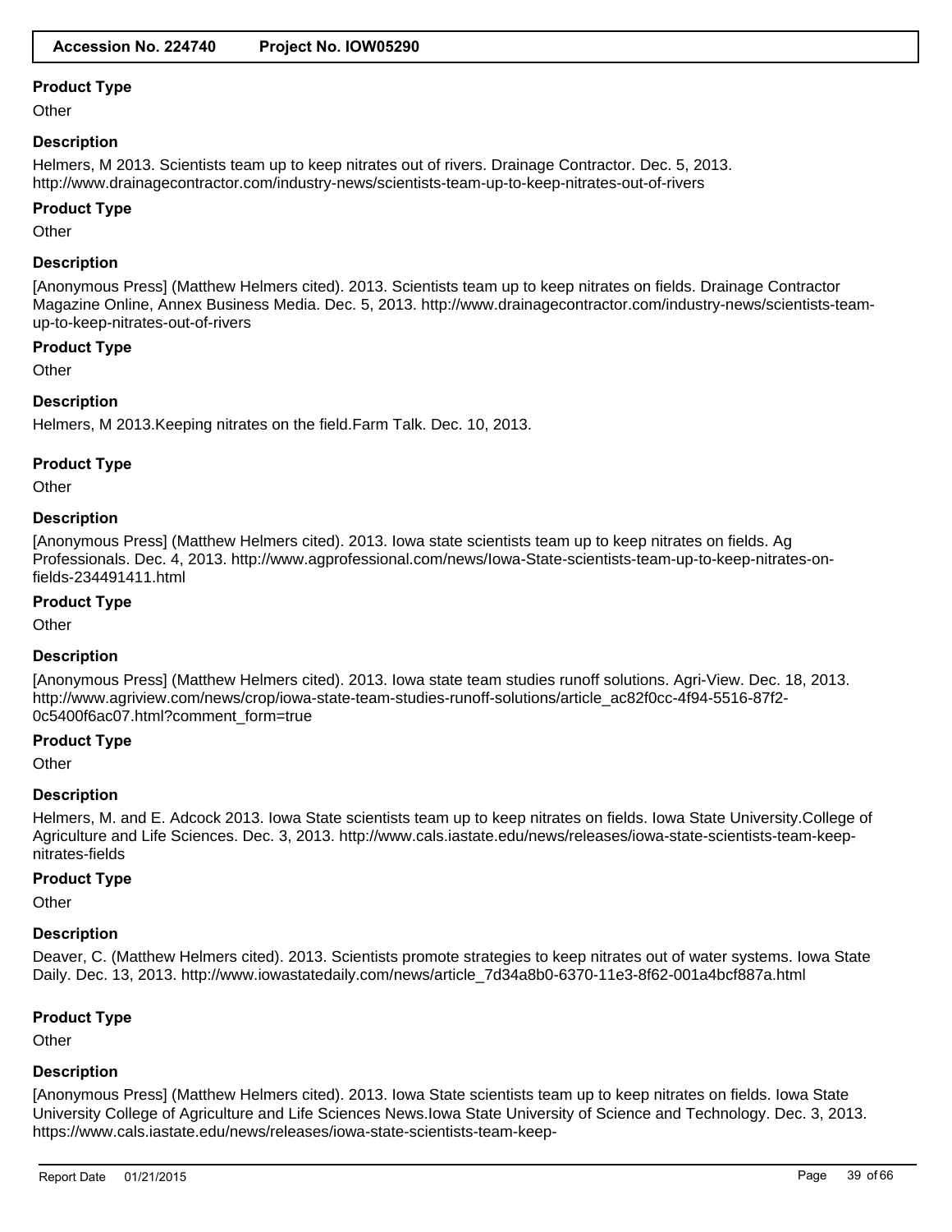**Accession No. 224740 Project No. IOW05290**

### Product Type

Other

### Description

Helmers, M 2013. Scientists team up to keep nitrates out of rivers. Drainage Contractor. Dec. 5, 2013. http://www.drainagecontractor.com/industry-news/scientists-team-up-to-keep-nitrates-out-of-rivers

### Product Type

Other

### Description

[Anonymous Press] (Matthew Helmers cited). 2013. Scientists team up to keep nitrates on fields. Drainage Contractor Magazine Online, Annex Business Media. Dec. 5, 2013. http://www.drainagecontractor.com/industry-news/scientists-team-up-to-keep-nitrates-out-of-rivers

### Product Type

Other

### Description

Helmers, M 2013.Keeping nitrates on the field.Farm Talk. Dec. 10, 2013.

### Product Type

Other

### Description

[Anonymous Press] (Matthew Helmers cited). 2013. Iowa state scientists team up to keep nitrates on fields. Ag Professionals. Dec. 4, 2013. http://www.agprofessional.com/news/Iowa-State-scientists-team-up-to-keep-nitrates-on-fields-234491411.html

### Product Type

Other

### Description

[Anonymous Press] (Matthew Helmers cited). 2013. Iowa state team studies runoff solutions. Agri-View. Dec. 18, 2013. http://www.agriview.com/news/crop/iowa-state-team-studies-runoff-solutions/article_ac82f0cc-4f94-5516-87f2-0c5400f6ac07.html?comment_form=true

### Product Type

Other

### Description

Helmers, M. and E. Adcock 2013. Iowa State scientists team up to keep nitrates on fields. Iowa State University.College of Agriculture and Life Sciences. Dec. 3, 2013. http://www.cals.iastate.edu/news/releases/iowa-state-scientists-team-keep-nitrates-fields

### Product Type

Other

### Description

Deaver, C. (Matthew Helmers cited). 2013. Scientists promote strategies to keep nitrates out of water systems. Iowa State Daily. Dec. 13, 2013. http://www.iowastatedaily.com/news/article_7d34a8b0-6370-11e3-8f62-001a4bcf887a.html

### Product Type

Other

### Description

[Anonymous Press] (Matthew Helmers cited). 2013. Iowa State scientists team up to keep nitrates on fields. Iowa State University College of Agriculture and Life Sciences News.Iowa State University of Science and Technology. Dec. 3, 2013. https://www.cals.iastate.edu/news/releases/iowa-state-scientists-team-keep-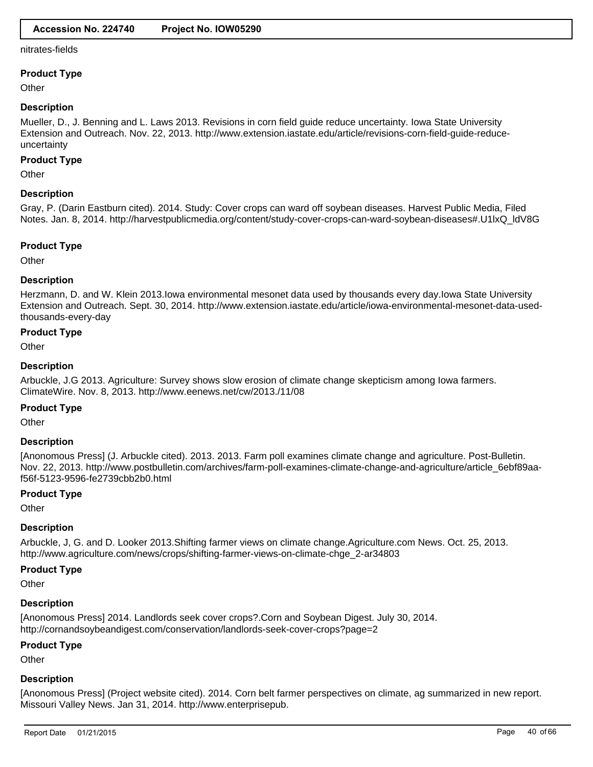nitrates-fields

**Product Type**

Other

**Description**

Mueller, D., J. Benning and L. Laws 2013. Revisions in corn field guide reduce uncertainty. Iowa State University Extension and Outreach. Nov. 22, 2013. http://www.extension.iastate.edu/article/revisions-corn-field-guide-reduce-uncertainty

**Product Type**

Other

**Description**

Gray, P. (Darin Eastburn cited). 2014. Study: Cover crops can ward off soybean diseases. Harvest Public Media, Filed Notes. Jan. 8, 2014. http://harvestpublicmedia.org/content/study-cover-crops-can-ward-soybean-diseases#.U1lxQ_ldV8G

**Product Type**

Other

**Description**

Herzmann, D. and W. Klein 2013.Iowa environmental mesonet data used by thousands every day.Iowa State University Extension and Outreach. Sept. 30, 2014. http://www.extension.iastate.edu/article/iowa-environmental-mesonet-data-used-thousands-every-day

**Product Type**

Other

**Description**

Arbuckle, J.G 2013. Agriculture: Survey shows slow erosion of climate change skepticism among Iowa farmers. ClimateWire. Nov. 8, 2013. http://www.eenews.net/cw/2013./11/08

**Product Type**

Other

**Description**

[Anonomous Press] (J. Arbuckle cited). 2013. 2013. Farm poll examines climate change and agriculture. Post-Bulletin. Nov. 22, 2013. http://www.postbulletin.com/archives/farm-poll-examines-climate-change-and-agriculture/article_6ebf89aa-f56f-5123-9596-fe2739cbb2b0.html

**Product Type**

Other

**Description**

Arbuckle, J, G. and D. Looker 2013.Shifting farmer views on climate change.Agriculture.com News. Oct. 25, 2013. http://www.agriculture.com/news/crops/shifting-farmer-views-on-climate-chge_2-ar34803

**Product Type**

Other

**Description**

[Anonomous Press] 2014. Landlords seek cover crops?.Corn and Soybean Digest. July 30, 2014. http://cornandsoybeandigest.com/conservation/landlords-seek-cover-crops?page=2

**Product Type**

Other

**Description**

[Anonomous Press] (Project website cited). 2014. Corn belt farmer perspectives on climate, ag summarized in new report. Missouri Valley News. Jan 31, 2014. http://www.enterprisepub.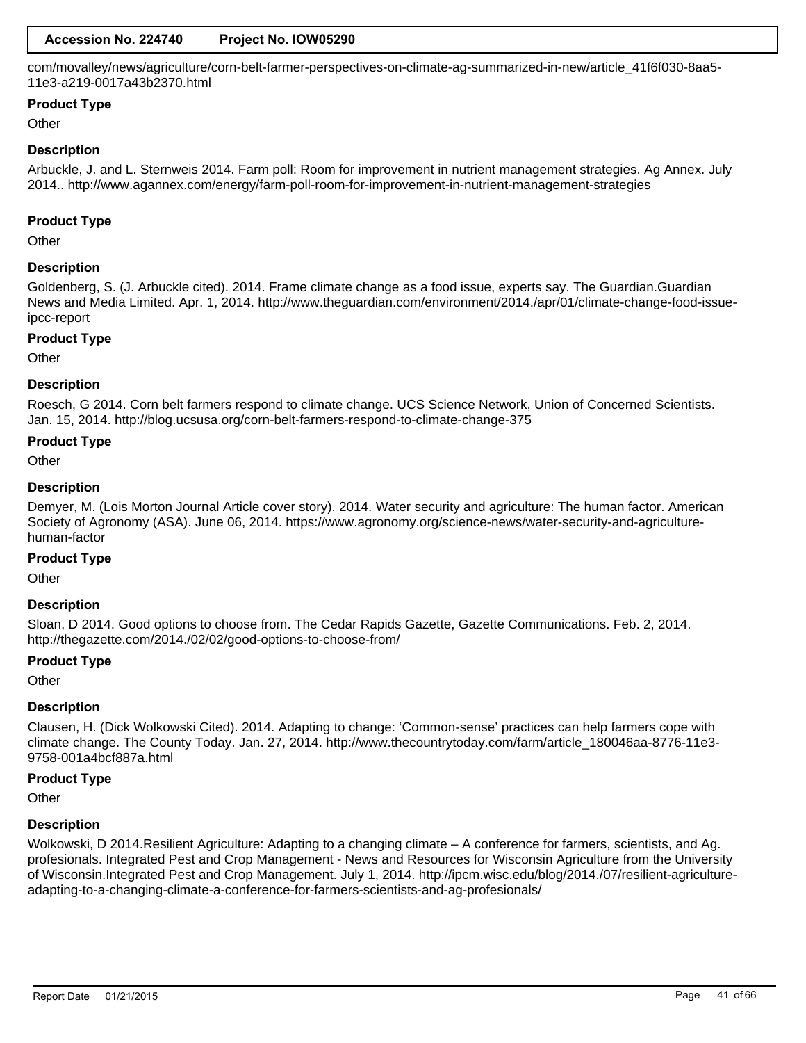com/movalley/news/agriculture/corn-belt-farmer-perspectives-on-climate-ag-summarized-in-new/article_41f6f030-8aa5-11e3-a219-0017a43b2370.html

**Product Type**

Other

**Description**

Arbuckle, J. and L. Sternweis 2014. Farm poll: Room for improvement in nutrient management strategies. Ag Annex. July 2014.. http://www.agannex.com/energy/farm-poll-room-for-improvement-in-nutrient-management-strategies

**Product Type**

Other

**Description**

Goldenberg, S. (J. Arbuckle cited). 2014. Frame climate change as a food issue, experts say. The Guardian.Guardian News and Media Limited. Apr. 1, 2014. http://www.theguardian.com/environment/2014./apr/01/climate-change-food-issue-ipcc-report

**Product Type**

Other

**Description**

Roesch, G 2014. Corn belt farmers respond to climate change. UCS Science Network, Union of Concerned Scientists. Jan. 15, 2014. http://blog.ucsusa.org/corn-belt-farmers-respond-to-climate-change-375

**Product Type**

Other

**Description**

Demyer, M. (Lois Morton Journal Article cover story). 2014. Water security and agriculture: The human factor. American Society of Agronomy (ASA). June 06, 2014. https://www.agronomy.org/science-news/water-security-and-agriculture-human-factor

**Product Type**

Other

**Description**

Sloan, D 2014. Good options to choose from. The Cedar Rapids Gazette, Gazette Communications. Feb. 2, 2014. http://thegazette.com/2014./02/02/good-options-to-choose-from/

**Product Type**

Other

**Description**

Clausen, H. (Dick Wolkowski Cited). 2014. Adapting to change: 'Common-sense' practices can help farmers cope with climate change. The County Today. Jan. 27, 2014. http://www.thecountrytoday.com/farm/article_180046aa-8776-11e3-9758-001a4bcf887a.html

**Product Type**

Other

**Description**

Wolkowski, D 2014.Resilient Agriculture: Adapting to a changing climate – A conference for farmers, scientists, and Ag. profesionals. Integrated Pest and Crop Management - News and Resources for Wisconsin Agriculture from the University of Wisconsin.Integrated Pest and Crop Management. July 1, 2014. http://ipcm.wisc.edu/blog/2014./07/resilient-agriculture-adapting-to-a-changing-climate-a-conference-for-farmers-scientists-and-ag-profesionals/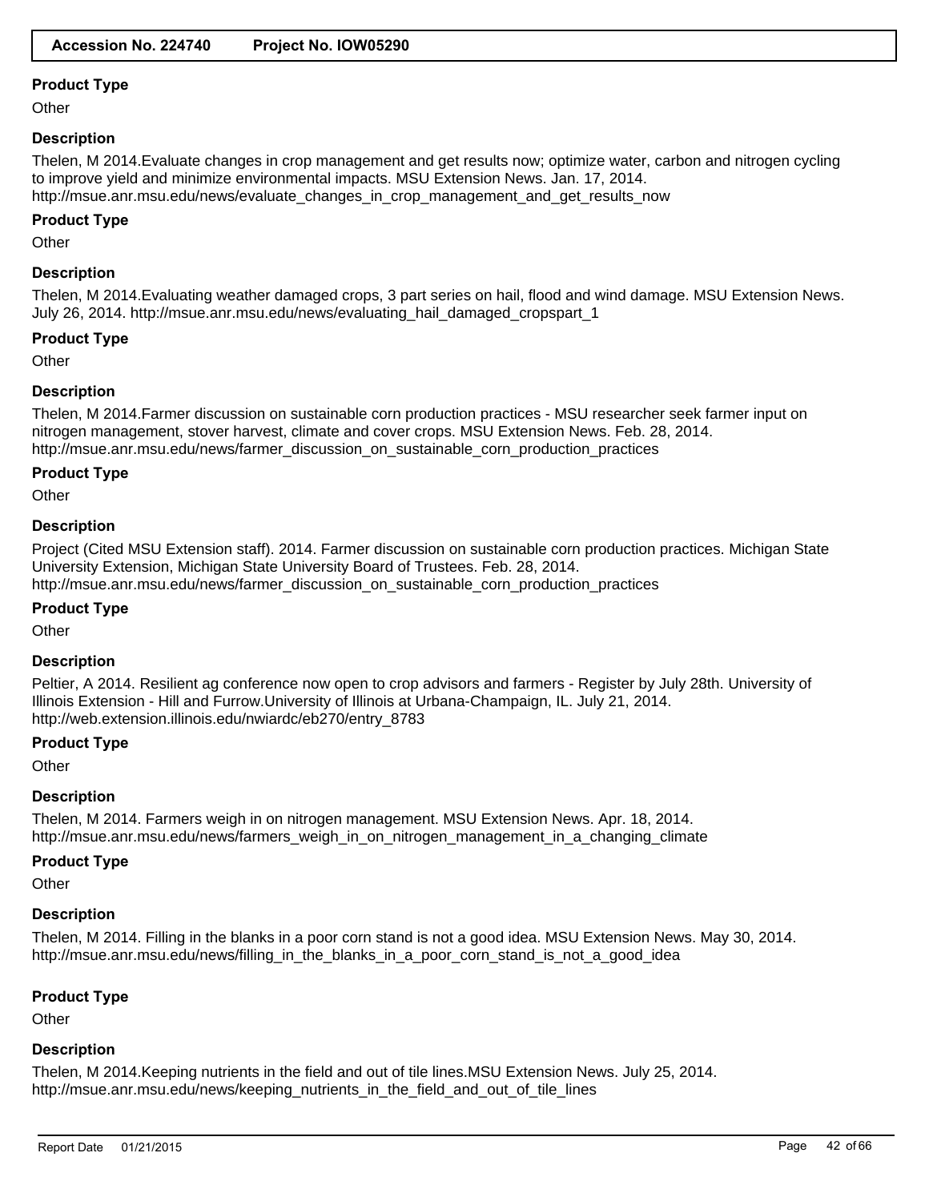### Product Type

Other

### Description

Thelen, M 2014.Evaluate changes in crop management and get results now; optimize water, carbon and nitrogen cycling to improve yield and minimize environmental impacts. MSU Extension News. Jan. 17, 2014. http://msue.anr.msu.edu/news/evaluate_changes_in_crop_management_and_get_results_now

### Product Type

Other

### Description

Thelen, M 2014.Evaluating weather damaged crops, 3 part series on hail, flood and wind damage. MSU Extension News. July 26, 2014. http://msue.anr.msu.edu/news/evaluating_hail_damaged_cropspart_1

### Product Type

Other

### Description

Thelen, M 2014.Farmer discussion on sustainable corn production practices - MSU researcher seek farmer input on nitrogen management, stover harvest, climate and cover crops. MSU Extension News. Feb. 28, 2014. http://msue.anr.msu.edu/news/farmer_discussion_on_sustainable_corn_production_practices

### Product Type

Other

### Description

Project (Cited MSU Extension staff). 2014. Farmer discussion on sustainable corn production practices. Michigan State University Extension, Michigan State University Board of Trustees. Feb. 28, 2014. http://msue.anr.msu.edu/news/farmer_discussion_on_sustainable_corn_production_practices

### Product Type

Other

### Description

Peltier, A 2014. Resilient ag conference now open to crop advisors and farmers - Register by July 28th. University of Illinois Extension - Hill and Furrow.University of Illinois at Urbana-Champaign, IL. July 21, 2014. http://web.extension.illinois.edu/nwiardc/eb270/entry_8783

### Product Type

Other

### Description

Thelen, M 2014. Farmers weigh in on nitrogen management. MSU Extension News. Apr. 18, 2014. http://msue.anr.msu.edu/news/farmers_weigh_in_on_nitrogen_management_in_a_changing_climate

### Product Type

Other

### Description

Thelen, M 2014. Filling in the blanks in a poor corn stand is not a good idea. MSU Extension News. May 30, 2014. http://msue.anr.msu.edu/news/filling_in_the_blanks_in_a_poor_corn_stand_is_not_a_good_idea

### Product Type

Other

### Description

Thelen, M 2014.Keeping nutrients in the field and out of tile lines.MSU Extension News. July 25, 2014. http://msue.anr.msu.edu/news/keeping_nutrients_in_the_field_and_out_of_tile_lines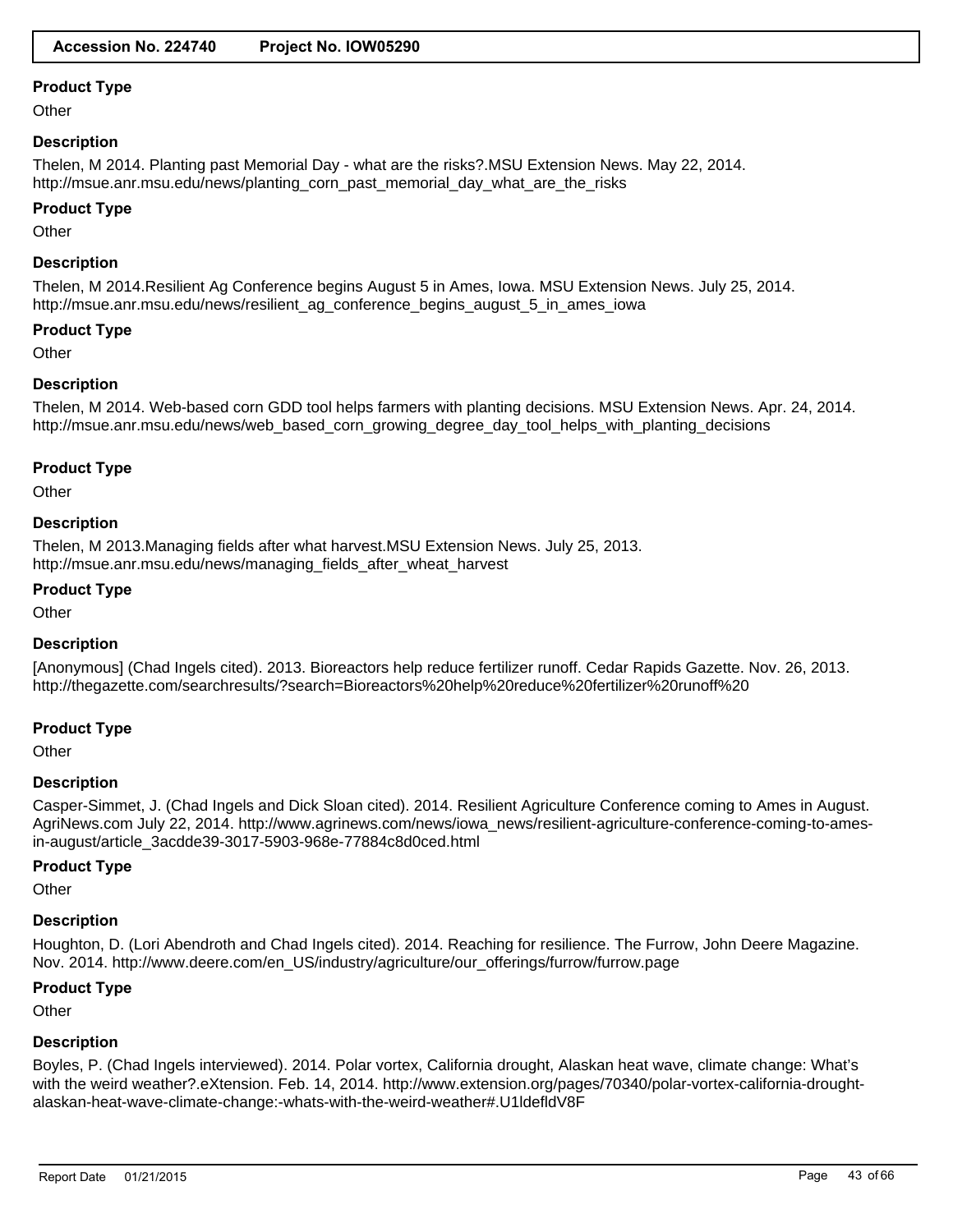**Product Type**

Other

**Description**

Thelen, M 2014. Planting past Memorial Day - what are the risks?.MSU Extension News. May 22, 2014. http://msue.anr.msu.edu/news/planting_corn_past_memorial_day_what_are_the_risks

**Product Type**

Other

**Description**

Thelen, M 2014.Resilient Ag Conference begins August 5 in Ames, Iowa. MSU Extension News. July 25, 2014. http://msue.anr.msu.edu/news/resilient_ag_conference_begins_august_5_in_ames_iowa

**Product Type**

Other

**Description**

Thelen, M 2014. Web-based corn GDD tool helps farmers with planting decisions. MSU Extension News. Apr. 24, 2014. http://msue.anr.msu.edu/news/web_based_corn_growing_degree_day_tool_helps_with_planting_decisions

**Product Type**

Other

**Description**

Thelen, M 2013.Managing fields after what harvest.MSU Extension News. July 25, 2013. http://msue.anr.msu.edu/news/managing_fields_after_wheat_harvest

**Product Type**

Other

**Description**

[Anonymous] (Chad Ingels cited). 2013. Bioreactors help reduce fertilizer runoff. Cedar Rapids Gazette. Nov. 26, 2013. http://thegazette.com/searchresults/?search=Bioreactors%20help%20reduce%20fertilizer%20runoff%20

**Product Type**

Other

**Description**

Casper-Simmet, J. (Chad Ingels and Dick Sloan cited). 2014. Resilient Agriculture Conference coming to Ames in August. AgriNews.com July 22, 2014. http://www.agrinews.com/news/iowa_news/resilient-agriculture-conference-coming-to-ames-in-august/article_3acdde39-3017-5903-968e-77884c8d0ced.html

**Product Type**

Other

**Description**

Houghton, D. (Lori Abendroth and Chad Ingels cited). 2014. Reaching for resilience. The Furrow, John Deere Magazine. Nov. 2014. http://www.deere.com/en_US/industry/agriculture/our_offerings/furrow/furrow.page

**Product Type**

Other

**Description**

Boyles, P. (Chad Ingels interviewed). 2014. Polar vortex, California drought, Alaskan heat wave, climate change: What's with the weird weather?.eXtension. Feb. 14, 2014. http://www.extension.org/pages/70340/polar-vortex-california-drought-alaskan-heat-wave-climate-change:-whats-with-the-weird-weather#.U1ldefldV8F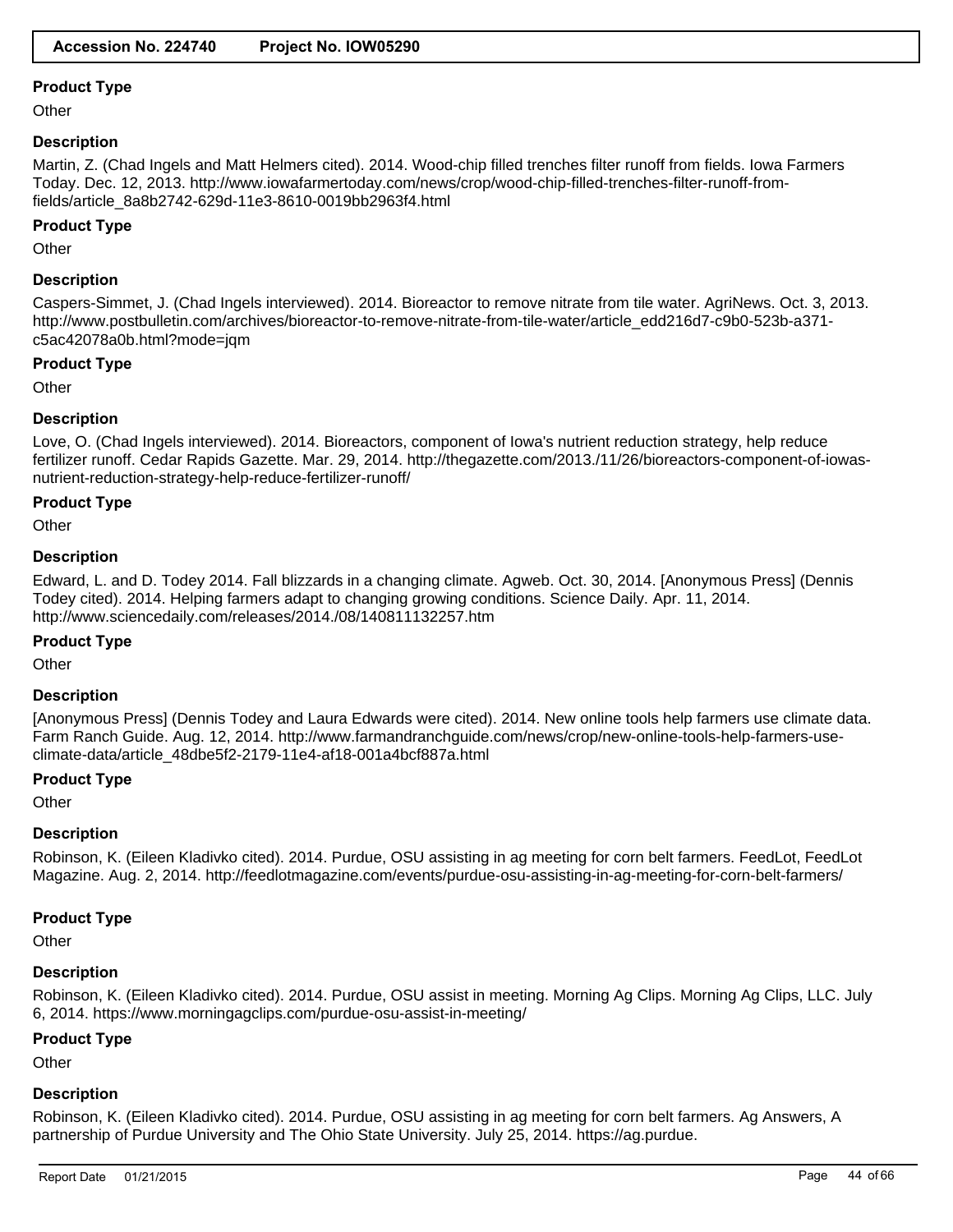### Product Type

Other

### Description

Martin, Z. (Chad Ingels and Matt Helmers cited). 2014. Wood-chip filled trenches filter runoff from fields. Iowa Farmers Today. Dec. 12, 2013. http://www.iowafarmertoday.com/news/crop/wood-chip-filled-trenches-filter-runoff-from-fields/article_8a8b2742-629d-11e3-8610-0019bb2963f4.html

### Product Type

Other

### Description

Caspers-Simmet, J. (Chad Ingels interviewed). 2014. Bioreactor to remove nitrate from tile water. AgriNews. Oct. 3, 2013. http://www.postbulletin.com/archives/bioreactor-to-remove-nitrate-from-tile-water/article_edd216d7-c9b0-523b-a371-c5ac42078a0b.html?mode=jqm

### Product Type

Other

### Description

Love, O. (Chad Ingels interviewed). 2014. Bioreactors, component of Iowa's nutrient reduction strategy, help reduce fertilizer runoff. Cedar Rapids Gazette. Mar. 29, 2014. http://thegazette.com/2013./11/26/bioreactors-component-of-iowas-nutrient-reduction-strategy-help-reduce-fertilizer-runoff/

### Product Type

Other

### Description

Edward, L. and D. Todey 2014. Fall blizzards in a changing climate. Agweb. Oct. 30, 2014. [Anonymous Press] (Dennis Todey cited). 2014. Helping farmers adapt to changing growing conditions. Science Daily. Apr. 11, 2014. http://www.sciencedaily.com/releases/2014./08/140811132257.htm

### Product Type

Other

### Description

[Anonymous Press] (Dennis Todey and Laura Edwards were cited). 2014. New online tools help farmers use climate data. Farm Ranch Guide. Aug. 12, 2014. http://www.farmandranchguide.com/news/crop/new-online-tools-help-farmers-use-climate-data/article_48dbe5f2-2179-11e4-af18-001a4bcf887a.html

### Product Type

Other

### Description

Robinson, K. (Eileen Kladivko cited). 2014. Purdue, OSU assisting in ag meeting for corn belt farmers. FeedLot, FeedLot Magazine. Aug. 2, 2014. http://feedlotmagazine.com/events/purdue-osu-assisting-in-ag-meeting-for-corn-belt-farmers/

### Product Type

Other

### Description

Robinson, K. (Eileen Kladivko cited). 2014. Purdue, OSU assist in meeting. Morning Ag Clips. Morning Ag Clips, LLC. July 6, 2014. https://www.morningagclips.com/purdue-osu-assist-in-meeting/

### Product Type

Other

### Description

Robinson, K. (Eileen Kladivko cited). 2014. Purdue, OSU assisting in ag meeting for corn belt farmers. Ag Answers, A partnership of Purdue University and The Ohio State University. July 25, 2014. https://ag.purdue.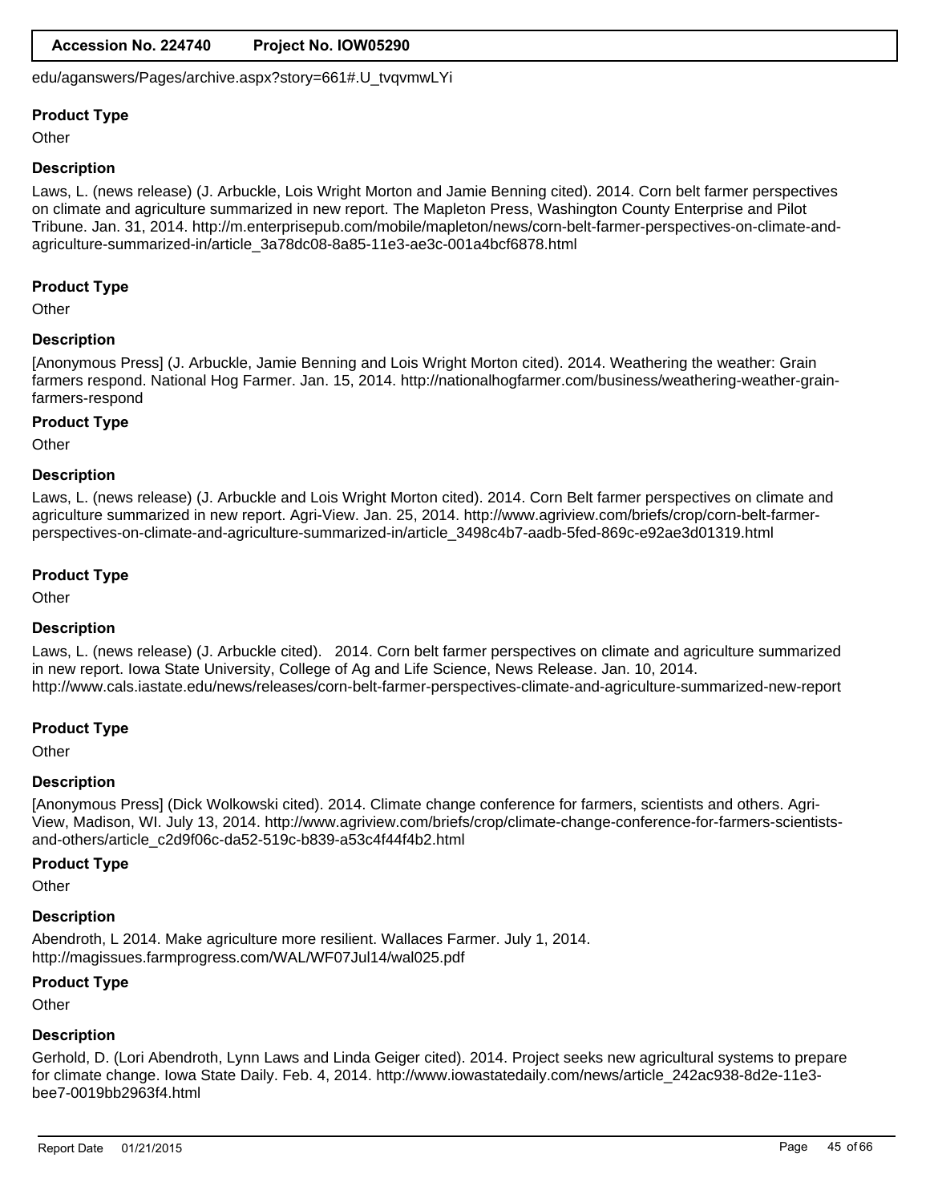edu/aganswers/Pages/archive.aspx?story=661#.U_tvqvmwLYi

**Product Type**

Other

**Description**

Laws, L. (news release) (J. Arbuckle, Lois Wright Morton and Jamie Benning cited). 2014. Corn belt farmer perspectives on climate and agriculture summarized in new report. The Mapleton Press, Washington County Enterprise and Pilot Tribune. Jan. 31, 2014. http://m.enterprisepub.com/mobile/mapleton/news/corn-belt-farmer-perspectives-on-climate-and-agriculture-summarized-in/article_3a78dc08-8a85-11e3-ae3c-001a4bcf6878.html

**Product Type**

Other

**Description**

[Anonymous Press] (J. Arbuckle, Jamie Benning and Lois Wright Morton cited). 2014. Weathering the weather: Grain farmers respond. National Hog Farmer. Jan. 15, 2014. http://nationalhogfarmer.com/business/weathering-weather-grain-farmers-respond

**Product Type**

Other

**Description**

Laws, L. (news release) (J. Arbuckle and Lois Wright Morton cited). 2014. Corn Belt farmer perspectives on climate and agriculture summarized in new report. Agri-View. Jan. 25, 2014. http://www.agriview.com/briefs/crop/corn-belt-farmer-perspectives-on-climate-and-agriculture-summarized-in/article_3498c4b7-aadb-5fed-869c-e92ae3d01319.html

**Product Type**

Other

**Description**

Laws, L. (news release) (J. Arbuckle cited). 2014. Corn belt farmer perspectives on climate and agriculture summarized in new report. Iowa State University, College of Ag and Life Science, News Release. Jan. 10, 2014. http://www.cals.iastate.edu/news/releases/corn-belt-farmer-perspectives-climate-and-agriculture-summarized-new-report

**Product Type**

Other

**Description**

[Anonymous Press] (Dick Wolkowski cited). 2014. Climate change conference for farmers, scientists and others. Agri-View, Madison, WI. July 13, 2014. http://www.agriview.com/briefs/crop/climate-change-conference-for-farmers-scientists-and-others/article_c2d9f06c-da52-519c-b839-a53c4f44f4b2.html

**Product Type**

Other

**Description**

Abendroth, L 2014. Make agriculture more resilient. Wallaces Farmer. July 1, 2014. http://magissues.farmprogress.com/WAL/WF07Jul14/wal025.pdf

**Product Type**

Other

**Description**

Gerhold, D. (Lori Abendroth, Lynn Laws and Linda Geiger cited). 2014. Project seeks new agricultural systems to prepare for climate change. Iowa State Daily. Feb. 4, 2014. http://www.iowastatedaily.com/news/article_242ac938-8d2e-11e3-bee7-0019bb2963f4.html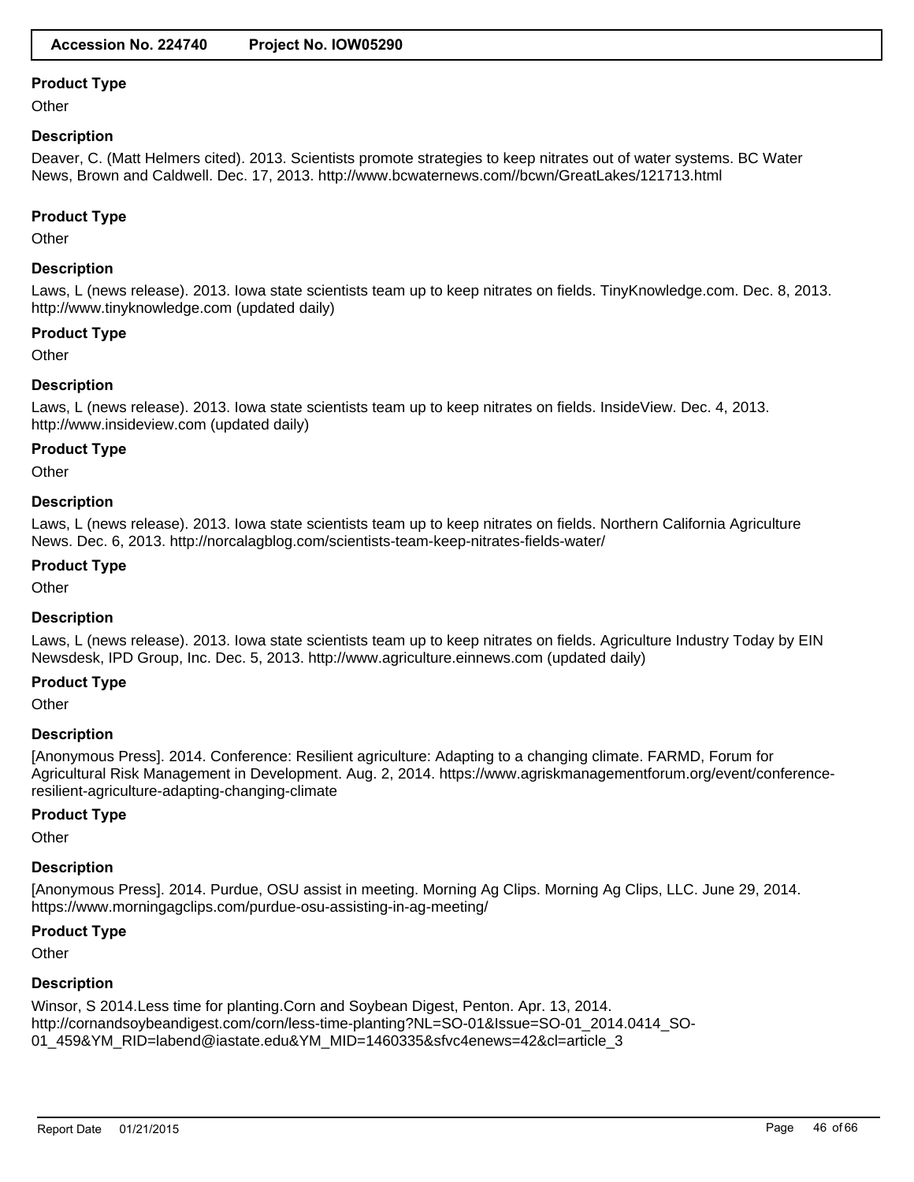**Product Type**

Other

**Description**

Deaver, C. (Matt Helmers cited). 2013. Scientists promote strategies to keep nitrates out of water systems. BC Water News, Brown and Caldwell. Dec. 17, 2013. http://www.bcwaternews.com//bcwn/GreatLakes/121713.html

**Product Type**

Other

**Description**

Laws, L (news release). 2013. Iowa state scientists team up to keep nitrates on fields. TinyKnowledge.com. Dec. 8, 2013. http://www.tinyknowledge.com (updated daily)

**Product Type**

Other

**Description**

Laws, L (news release). 2013. Iowa state scientists team up to keep nitrates on fields. InsideView. Dec. 4, 2013. http://www.insideview.com (updated daily)

**Product Type**

Other

**Description**

Laws, L (news release). 2013. Iowa state scientists team up to keep nitrates on fields. Northern California Agriculture News. Dec. 6, 2013. http://norcalagblog.com/scientists-team-keep-nitrates-fields-water/

**Product Type**

Other

**Description**

Laws, L (news release). 2013. Iowa state scientists team up to keep nitrates on fields. Agriculture Industry Today by EIN Newsdesk, IPD Group, Inc. Dec. 5, 2013. http://www.agriculture.einnews.com (updated daily)

**Product Type**

Other

**Description**

[Anonymous Press]. 2014. Conference: Resilient agriculture: Adapting to a changing climate. FARMD, Forum for Agricultural Risk Management in Development. Aug. 2, 2014. https://www.agriskmanagementforum.org/event/conference-resilient-agriculture-adapting-changing-climate

**Product Type**

Other

**Description**

[Anonymous Press]. 2014. Purdue, OSU assist in meeting. Morning Ag Clips. Morning Ag Clips, LLC. June 29, 2014. https://www.morningagclips.com/purdue-osu-assisting-in-ag-meeting/

**Product Type**

Other

**Description**

Winsor, S 2014.Less time for planting.Corn and Soybean Digest, Penton. Apr. 13, 2014. http://cornandsoybeandigest.com/corn/less-time-planting?NL=SO-01&Issue=SO-01_2014.0414_SO-01_459&YM_RID=labend@iastate.edu&YM_MID=1460335&sfvc4enews=42&cl=article_3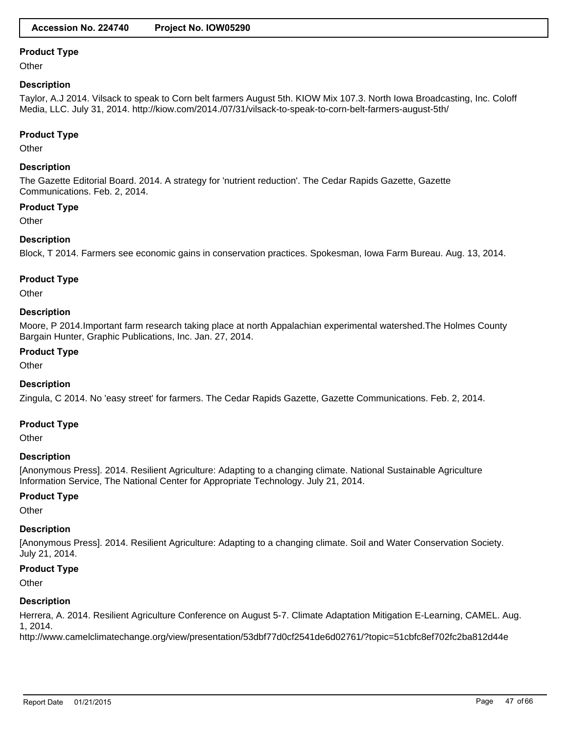**Product Type**

Other

**Description**

Taylor, A.J 2014. Vilsack to speak to Corn belt farmers August 5th. KIOW Mix 107.3. North Iowa Broadcasting, Inc. Coloff Media, LLC. July 31, 2014. http://kiow.com/2014./07/31/vilsack-to-speak-to-corn-belt-farmers-august-5th/

**Product Type**

Other

**Description**

The Gazette Editorial Board. 2014. A strategy for 'nutrient reduction'. The Cedar Rapids Gazette, Gazette Communications. Feb. 2, 2014.

**Product Type**

Other

**Description**

Block, T 2014. Farmers see economic gains in conservation practices. Spokesman, Iowa Farm Bureau. Aug. 13, 2014.

**Product Type**

Other

**Description**

Moore, P 2014.Important farm research taking place at north Appalachian experimental watershed.The Holmes County Bargain Hunter, Graphic Publications, Inc. Jan. 27, 2014.

**Product Type**

Other

**Description**

Zingula, C 2014. No 'easy street' for farmers. The Cedar Rapids Gazette, Gazette Communications. Feb. 2, 2014.

**Product Type**

Other

**Description**

[Anonymous Press]. 2014. Resilient Agriculture: Adapting to a changing climate. National Sustainable Agriculture Information Service, The National Center for Appropriate Technology. July 21, 2014.

**Product Type**

Other

**Description**

[Anonymous Press]. 2014. Resilient Agriculture: Adapting to a changing climate. Soil and Water Conservation Society. July 21, 2014.

**Product Type**

Other

**Description**

Herrera, A. 2014. Resilient Agriculture Conference on August 5-7. Climate Adaptation Mitigation E-Learning, CAMEL. Aug. 1, 2014.
http://www.camelclimatechange.org/view/presentation/53dbf77d0cf2541de6d02761/?topic=51cbfc8ef702fc2ba812d44e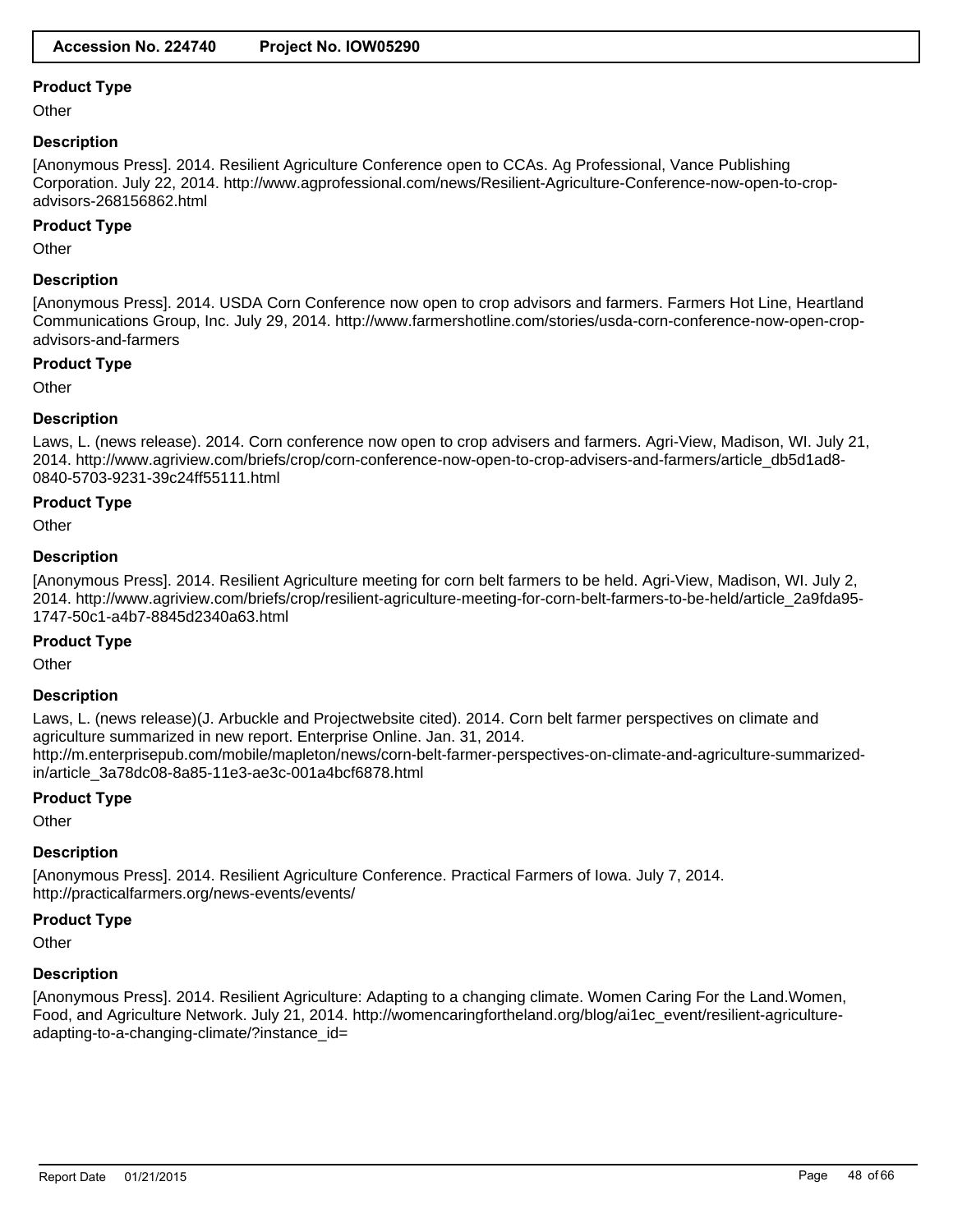**Accession No.** 224740 **Project No.** IOW05290

### Product Type

Other

### Description

[Anonymous Press]. 2014. Resilient Agriculture Conference open to CCAs. Ag Professional, Vance Publishing Corporation. July 22, 2014. http://www.agprofessional.com/news/Resilient-Agriculture-Conference-now-open-to-crop-advisors-268156862.html

### Product Type

Other

### Description

[Anonymous Press]. 2014. USDA Corn Conference now open to crop advisors and farmers. Farmers Hot Line, Heartland Communications Group, Inc. July 29, 2014. http://www.farmershotline.com/stories/usda-corn-conference-now-open-crop-advisors-and-farmers

### Product Type

Other

### Description

Laws, L. (news release). 2014. Corn conference now open to crop advisers and farmers. Agri-View, Madison, WI. July 21, 2014. http://www.agriview.com/briefs/crop/corn-conference-now-open-to-crop-advisers-and-farmers/article_db5d1ad8-0840-5703-9231-39c24ff55111.html

### Product Type

Other

### Description

[Anonymous Press]. 2014. Resilient Agriculture meeting for corn belt farmers to be held. Agri-View, Madison, WI. July 2, 2014. http://www.agriview.com/briefs/crop/resilient-agriculture-meeting-for-corn-belt-farmers-to-be-held/article_2a9fda95-1747-50c1-a4b7-8845d2340a63.html

### Product Type

Other

### Description

Laws, L. (news release)(J. Arbuckle and Projectwebsite cited). 2014. Corn belt farmer perspectives on climate and agriculture summarized in new report. Enterprise Online. Jan. 31, 2014. http://m.enterprisepub.com/mobile/mapleton/news/corn-belt-farmer-perspectives-on-climate-and-agriculture-summarized-in/article_3a78dc08-8a85-11e3-ae3c-001a4bcf6878.html

### Product Type

Other

### Description

[Anonymous Press]. 2014. Resilient Agriculture Conference. Practical Farmers of Iowa. July 7, 2014. http://practicalfarmers.org/news-events/events/

### Product Type

Other

### Description

[Anonymous Press]. 2014. Resilient Agriculture: Adapting to a changing climate. Women Caring For the Land.Women, Food, and Agriculture Network. July 21, 2014. http://womencaringfortheland.org/blog/ai1ec_event/resilient-agriculture-adapting-to-a-changing-climate/?instance_id=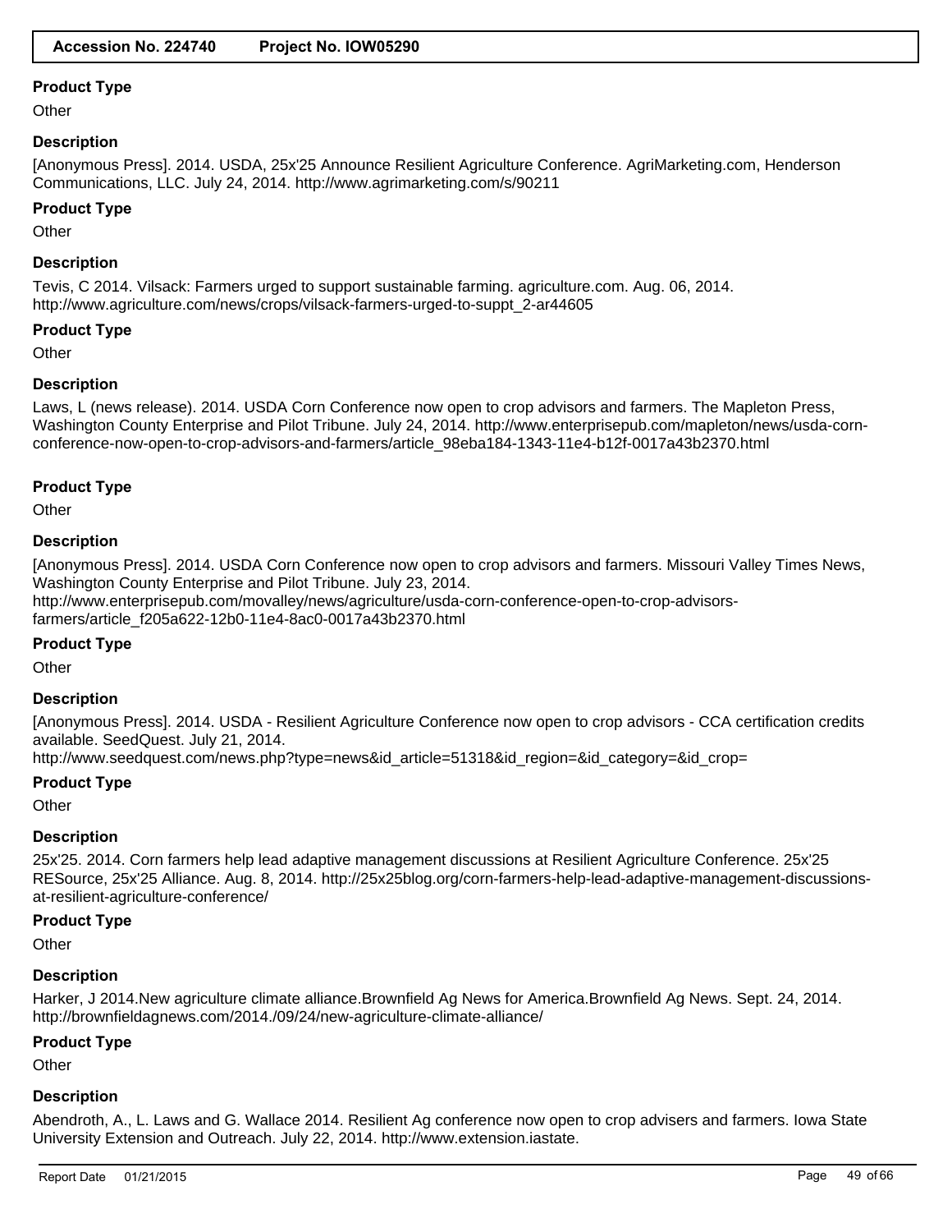### Product Type

Other

### Description

[Anonymous Press]. 2014. USDA, 25x'25 Announce Resilient Agriculture Conference. AgriMarketing.com, Henderson Communications, LLC. July 24, 2014. http://www.agrimarketing.com/s/90211

### Product Type

Other

### Description

Tevis, C 2014. Vilsack: Farmers urged to support sustainable farming. agriculture.com. Aug. 06, 2014. http://www.agriculture.com/news/crops/vilsack-farmers-urged-to-suppt_2-ar44605

### Product Type

Other

### Description

Laws, L (news release). 2014. USDA Corn Conference now open to crop advisors and farmers. The Mapleton Press, Washington County Enterprise and Pilot Tribune. July 24, 2014. http://www.enterprisepub.com/mapleton/news/usda-corn-conference-now-open-to-crop-advisors-and-farmers/article_98eba184-1343-11e4-b12f-0017a43b2370.html

### Product Type

Other

### Description

[Anonymous Press]. 2014. USDA Corn Conference now open to crop advisors and farmers. Missouri Valley Times News, Washington County Enterprise and Pilot Tribune. July 23, 2014. http://www.enterprisepub.com/movalley/news/agriculture/usda-corn-conference-open-to-crop-advisors-farmers/article_f205a622-12b0-11e4-8ac0-0017a43b2370.html

### Product Type

Other

### Description

[Anonymous Press]. 2014. USDA - Resilient Agriculture Conference now open to crop advisors - CCA certification credits available. SeedQuest. July 21, 2014.
http://www.seedquest.com/news.php?type=news&id_article=51318&id_region=&id_category=&id_crop=

### Product Type

Other

### Description

25x'25. 2014. Corn farmers help lead adaptive management discussions at Resilient Agriculture Conference. 25x'25 RESource, 25x'25 Alliance. Aug. 8, 2014. http://25x25blog.org/corn-farmers-help-lead-adaptive-management-discussions-at-resilient-agriculture-conference/

### Product Type

Other

### Description

Harker, J 2014.New agriculture climate alliance.Brownfield Ag News for America.Brownfield Ag News. Sept. 24, 2014. http://brownfieldagnews.com/2014./09/24/new-agriculture-climate-alliance/

### Product Type

Other

### Description

Abendroth, A., L. Laws and G. Wallace 2014. Resilient Ag conference now open to crop advisers and farmers. Iowa State University Extension and Outreach. July 22, 2014. http://www.extension.iastate.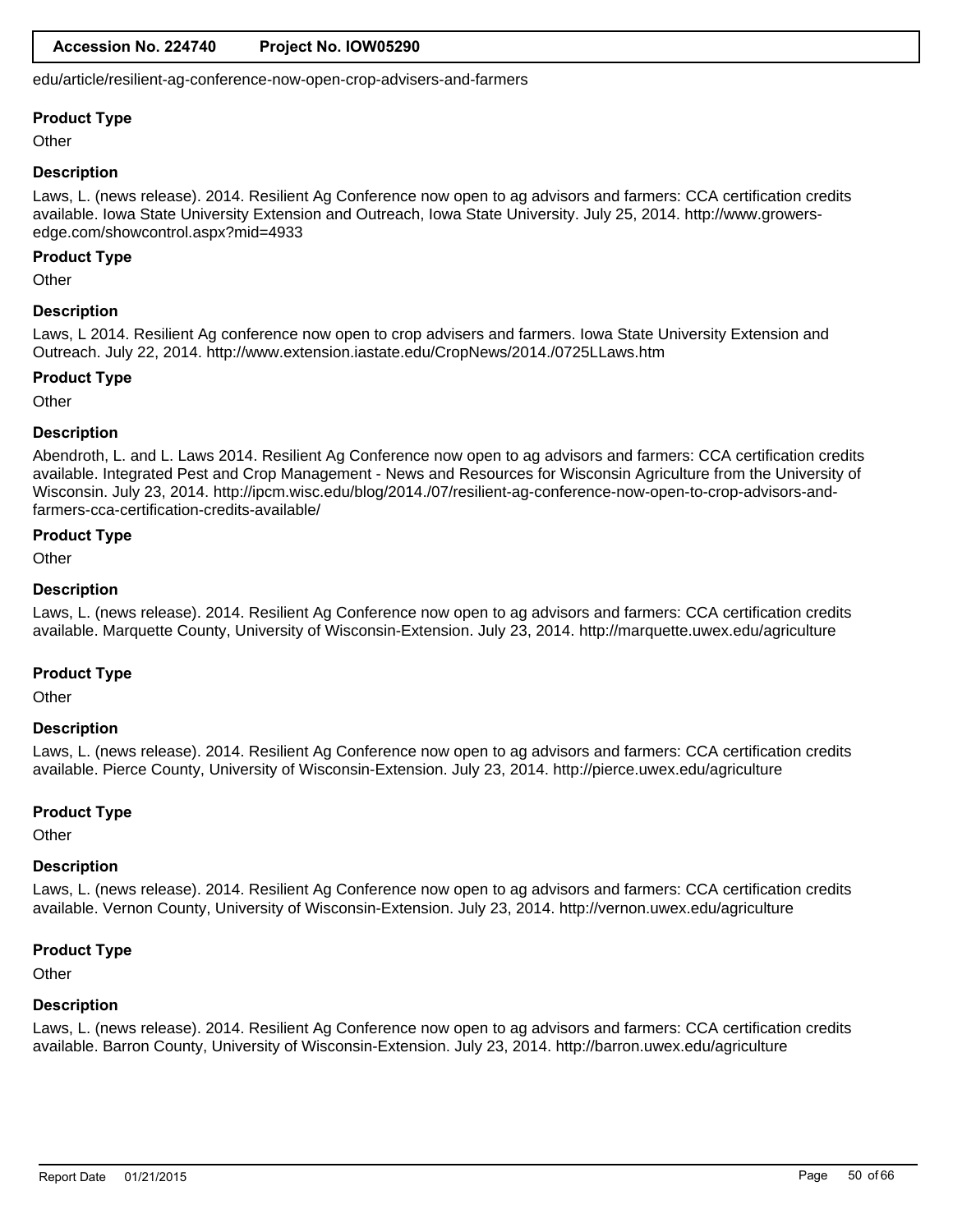edu/article/resilient-ag-conference-now-open-crop-advisers-and-farmers

**Product Type**

Other

**Description**

Laws, L. (news release). 2014. Resilient Ag Conference now open to ag advisors and farmers: CCA certification credits available. Iowa State University Extension and Outreach, Iowa State University. July 25, 2014. http://www.growers-edge.com/showcontrol.aspx?mid=4933

**Product Type**

Other

**Description**

Laws, L 2014. Resilient Ag conference now open to crop advisers and farmers. Iowa State University Extension and Outreach. July 22, 2014. http://www.extension.iastate.edu/CropNews/2014./0725LLaws.htm

**Product Type**

Other

**Description**

Abendroth, L. and L. Laws 2014. Resilient Ag Conference now open to ag advisors and farmers: CCA certification credits available. Integrated Pest and Crop Management - News and Resources for Wisconsin Agriculture from the University of Wisconsin. July 23, 2014. http://ipcm.wisc.edu/blog/2014./07/resilient-ag-conference-now-open-to-crop-advisors-and-farmers-cca-certification-credits-available/

**Product Type**

Other

**Description**

Laws, L. (news release). 2014. Resilient Ag Conference now open to ag advisors and farmers: CCA certification credits available. Marquette County, University of Wisconsin-Extension. July 23, 2014. http://marquette.uwex.edu/agriculture

**Product Type**

Other

**Description**

Laws, L. (news release). 2014. Resilient Ag Conference now open to ag advisors and farmers: CCA certification credits available. Pierce County, University of Wisconsin-Extension. July 23, 2014. http://pierce.uwex.edu/agriculture

**Product Type**

Other

**Description**

Laws, L. (news release). 2014. Resilient Ag Conference now open to ag advisors and farmers: CCA certification credits available. Vernon County, University of Wisconsin-Extension. July 23, 2014. http://vernon.uwex.edu/agriculture

**Product Type**

Other

**Description**

Laws, L. (news release). 2014. Resilient Ag Conference now open to ag advisors and farmers: CCA certification credits available. Barron County, University of Wisconsin-Extension. July 23, 2014. http://barron.uwex.edu/agriculture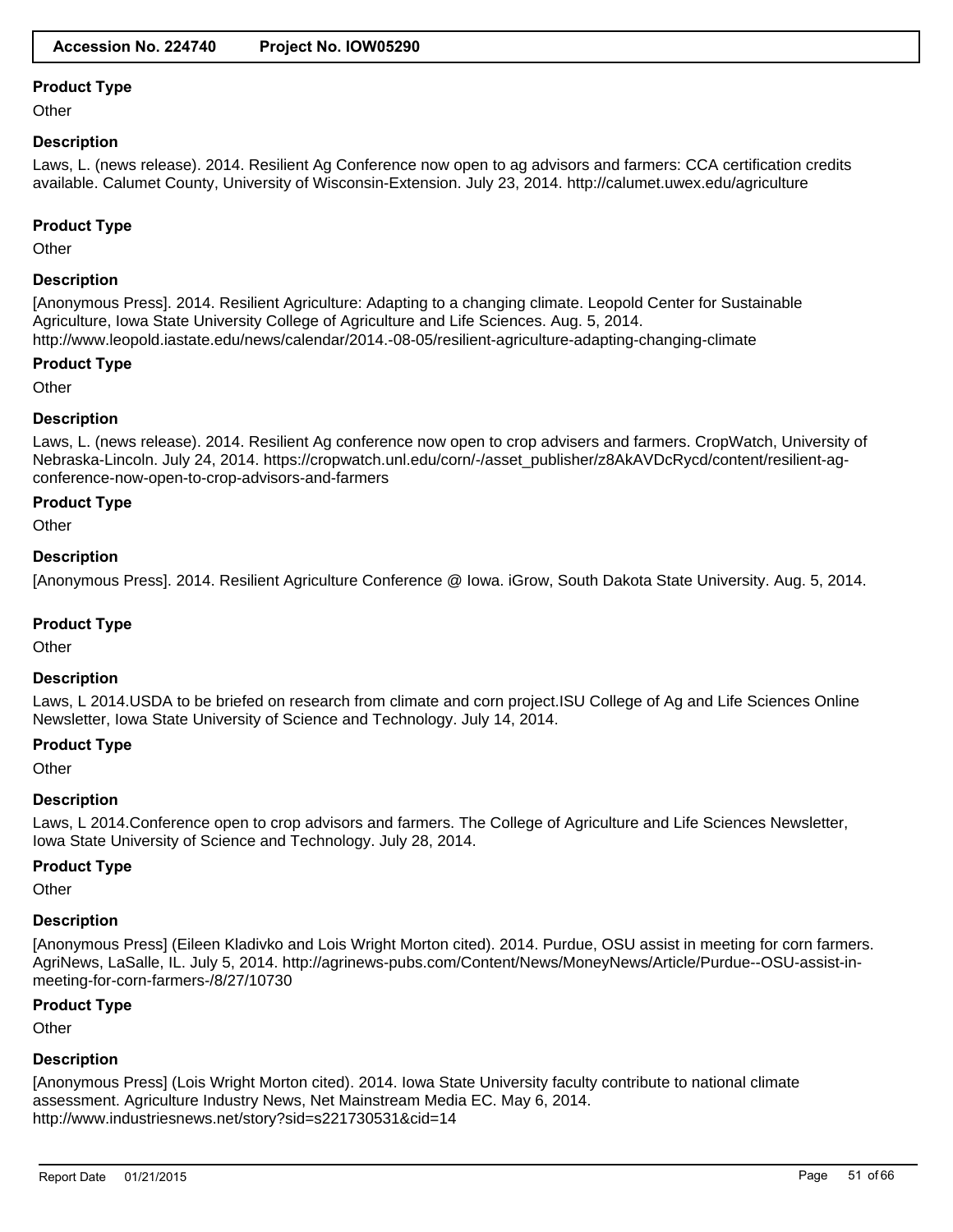**Product Type**

Other

**Description**

Laws, L. (news release). 2014. Resilient Ag Conference now open to ag advisors and farmers: CCA certification credits available. Calumet County, University of Wisconsin-Extension. July 23, 2014. http://calumet.uwex.edu/agriculture

**Product Type**

Other

**Description**

[Anonymous Press]. 2014. Resilient Agriculture: Adapting to a changing climate. Leopold Center for Sustainable Agriculture, Iowa State University College of Agriculture and Life Sciences. Aug. 5, 2014. http://www.leopold.iastate.edu/news/calendar/2014.-08-05/resilient-agriculture-adapting-changing-climate

**Product Type**

Other

**Description**

Laws, L. (news release). 2014. Resilient Ag conference now open to crop advisers and farmers. CropWatch, University of Nebraska-Lincoln. July 24, 2014. https://cropwatch.unl.edu/corn/-/asset_publisher/z8AkAVDcRycd/content/resilient-ag-conference-now-open-to-crop-advisors-and-farmers

**Product Type**

Other

**Description**

[Anonymous Press]. 2014. Resilient Agriculture Conference @ Iowa. iGrow, South Dakota State University. Aug. 5, 2014.

**Product Type**

Other

**Description**

Laws, L 2014.USDA to be briefed on research from climate and corn project.ISU College of Ag and Life Sciences Online Newsletter, Iowa State University of Science and Technology. July 14, 2014.

**Product Type**

Other

**Description**

Laws, L 2014.Conference open to crop advisors and farmers. The College of Agriculture and Life Sciences Newsletter, Iowa State University of Science and Technology. July 28, 2014.

**Product Type**

Other

**Description**

[Anonymous Press] (Eileen Kladivko and Lois Wright Morton cited). 2014. Purdue, OSU assist in meeting for corn farmers. AgriNews, LaSalle, IL. July 5, 2014. http://agrinews-pubs.com/Content/News/MoneyNews/Article/Purdue--OSU-assist-in-meeting-for-corn-farmers-/8/27/10730

**Product Type**

Other

**Description**

[Anonymous Press] (Lois Wright Morton cited). 2014. Iowa State University faculty contribute to national climate assessment. Agriculture Industry News, Net Mainstream Media EC. May 6, 2014. http://www.industriesnews.net/story?sid=s221730531&cid=14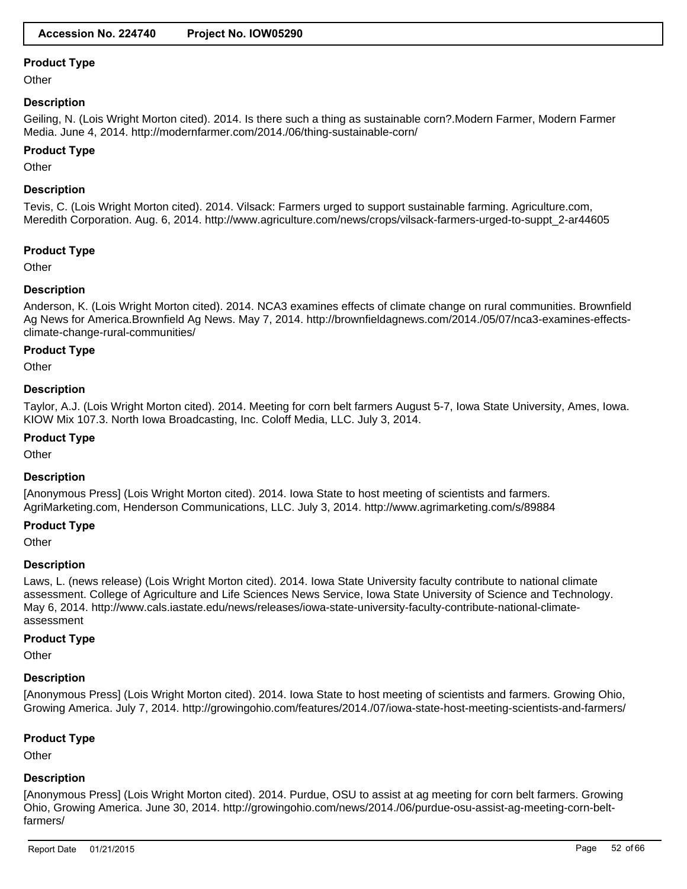### Product Type

Other

### Description

Geiling, N. (Lois Wright Morton cited). 2014. Is there such a thing as sustainable corn?.Modern Farmer, Modern Farmer Media. June 4, 2014. http://modernfarmer.com/2014./06/thing-sustainable-corn/

### Product Type

Other

### Description

Tevis, C. (Lois Wright Morton cited). 2014. Vilsack: Farmers urged to support sustainable farming. Agriculture.com, Meredith Corporation. Aug. 6, 2014. http://www.agriculture.com/news/crops/vilsack-farmers-urged-to-suppt_2-ar44605

### Product Type

Other

### Description

Anderson, K. (Lois Wright Morton cited). 2014. NCA3 examines effects of climate change on rural communities. Brownfield Ag News for America.Brownfield Ag News. May 7, 2014. http://brownfieldagnews.com/2014./05/07/nca3-examines-effects-climate-change-rural-communities/

### Product Type

Other

### Description

Taylor, A.J. (Lois Wright Morton cited). 2014. Meeting for corn belt farmers August 5-7, Iowa State University, Ames, Iowa. KIOW Mix 107.3. North Iowa Broadcasting, Inc. Coloff Media, LLC. July 3, 2014.

### Product Type

Other

### Description

[Anonymous Press] (Lois Wright Morton cited). 2014. Iowa State to host meeting of scientists and farmers. AgriMarketing.com, Henderson Communications, LLC. July 3, 2014. http://www.agrimarketing.com/s/89884

### Product Type

Other

### Description

Laws, L. (news release) (Lois Wright Morton cited). 2014. Iowa State University faculty contribute to national climate assessment. College of Agriculture and Life Sciences News Service, Iowa State University of Science and Technology. May 6, 2014. http://www.cals.iastate.edu/news/releases/iowa-state-university-faculty-contribute-national-climate-assessment

### Product Type

Other

### Description

[Anonymous Press] (Lois Wright Morton cited). 2014. Iowa State to host meeting of scientists and farmers. Growing Ohio, Growing America. July 7, 2014. http://growingohio.com/features/2014./07/iowa-state-host-meeting-scientists-and-farmers/

### Product Type

Other

### Description

[Anonymous Press] (Lois Wright Morton cited). 2014. Purdue, OSU to assist at ag meeting for corn belt farmers. Growing Ohio, Growing America. June 30, 2014. http://growingohio.com/news/2014./06/purdue-osu-assist-ag-meeting-corn-belt-farmers/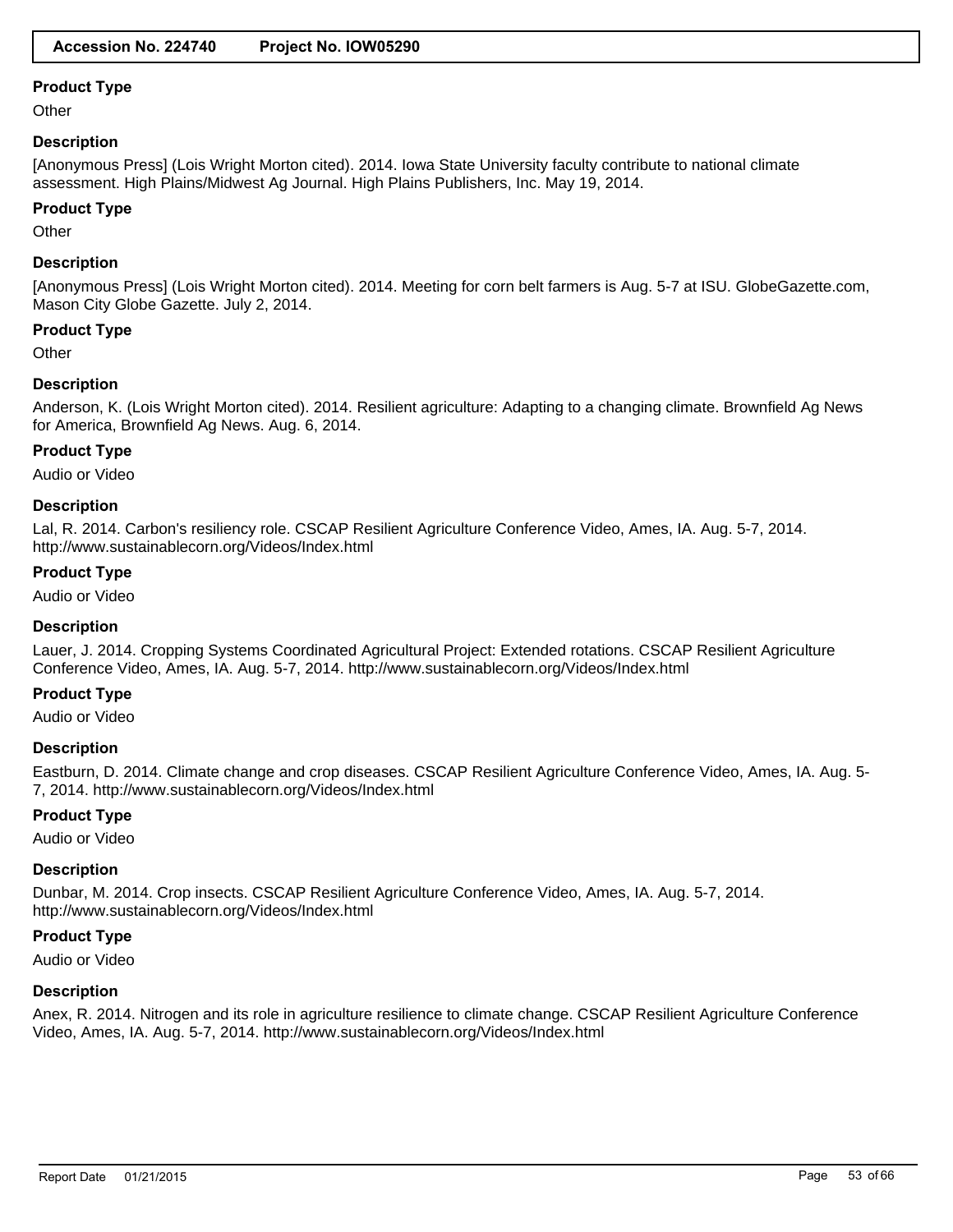### Product Type

Other

### Description

[Anonymous Press] (Lois Wright Morton cited). 2014. Iowa State University faculty contribute to national climate assessment. High Plains/Midwest Ag Journal. High Plains Publishers, Inc. May 19, 2014.

### Product Type

Other

### Description

[Anonymous Press] (Lois Wright Morton cited). 2014. Meeting for corn belt farmers is Aug. 5-7 at ISU. GlobeGazette.com, Mason City Globe Gazette. July 2, 2014.

### Product Type

Other

### Description

Anderson, K. (Lois Wright Morton cited). 2014. Resilient agriculture: Adapting to a changing climate. Brownfield Ag News for America, Brownfield Ag News. Aug. 6, 2014.

### Product Type

Audio or Video

### Description

Lal, R. 2014. Carbon's resiliency role. CSCAP Resilient Agriculture Conference Video, Ames, IA. Aug. 5-7, 2014. http://www.sustainablecorn.org/Videos/Index.html

### Product Type

Audio or Video

### Description

Lauer, J. 2014. Cropping Systems Coordinated Agricultural Project: Extended rotations. CSCAP Resilient Agriculture Conference Video, Ames, IA. Aug. 5-7, 2014. http://www.sustainablecorn.org/Videos/Index.html

### Product Type

Audio or Video

### Description

Eastburn, D. 2014. Climate change and crop diseases. CSCAP Resilient Agriculture Conference Video, Ames, IA. Aug. 5-7, 2014. http://www.sustainablecorn.org/Videos/Index.html

### Product Type

Audio or Video

### Description

Dunbar, M. 2014. Crop insects. CSCAP Resilient Agriculture Conference Video, Ames, IA. Aug. 5-7, 2014. http://www.sustainablecorn.org/Videos/Index.html

### Product Type

Audio or Video

### Description

Anex, R. 2014. Nitrogen and its role in agriculture resilience to climate change. CSCAP Resilient Agriculture Conference Video, Ames, IA. Aug. 5-7, 2014. http://www.sustainablecorn.org/Videos/Index.html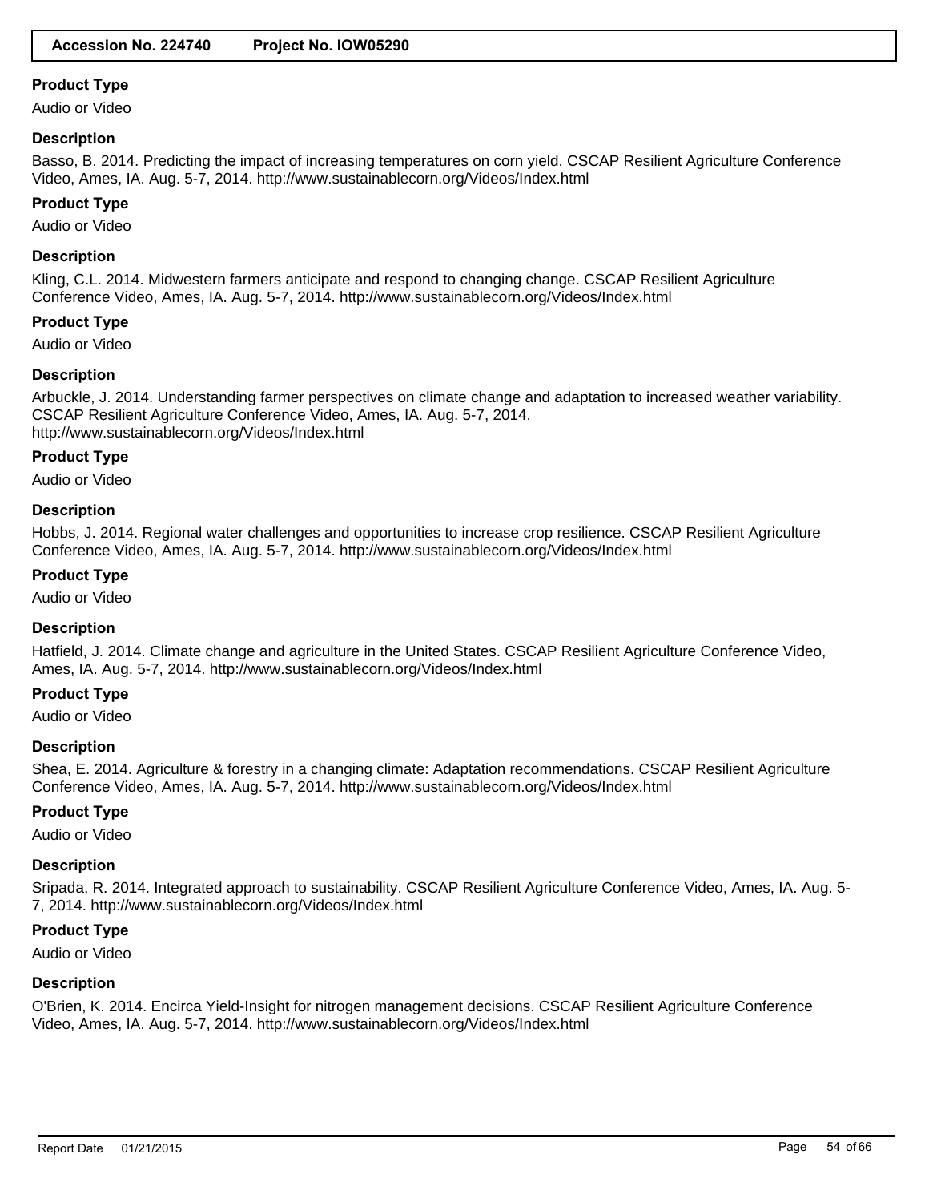### Product Type

Audio or Video

### Description

Basso, B. 2014. Predicting the impact of increasing temperatures on corn yield. CSCAP Resilient Agriculture Conference Video, Ames, IA. Aug. 5-7, 2014. http://www.sustainablecorn.org/Videos/Index.html

### Product Type

Audio or Video

### Description

Kling, C.L. 2014. Midwestern farmers anticipate and respond to changing change. CSCAP Resilient Agriculture Conference Video, Ames, IA. Aug. 5-7, 2014. http://www.sustainablecorn.org/Videos/Index.html

### Product Type

Audio or Video

### Description

Arbuckle, J. 2014. Understanding farmer perspectives on climate change and adaptation to increased weather variability. CSCAP Resilient Agriculture Conference Video, Ames, IA. Aug. 5-7, 2014. http://www.sustainablecorn.org/Videos/Index.html

### Product Type

Audio or Video

### Description

Hobbs, J. 2014. Regional water challenges and opportunities to increase crop resilience. CSCAP Resilient Agriculture Conference Video, Ames, IA. Aug. 5-7, 2014. http://www.sustainablecorn.org/Videos/Index.html

### Product Type

Audio or Video

### Description

Hatfield, J. 2014. Climate change and agriculture in the United States. CSCAP Resilient Agriculture Conference Video, Ames, IA. Aug. 5-7, 2014. http://www.sustainablecorn.org/Videos/Index.html

### Product Type

Audio or Video

### Description

Shea, E. 2014. Agriculture & forestry in a changing climate: Adaptation recommendations. CSCAP Resilient Agriculture Conference Video, Ames, IA. Aug. 5-7, 2014. http://www.sustainablecorn.org/Videos/Index.html

### Product Type

Audio or Video

### Description

Sripada, R. 2014. Integrated approach to sustainability. CSCAP Resilient Agriculture Conference Video, Ames, IA. Aug. 5-7, 2014. http://www.sustainablecorn.org/Videos/Index.html

### Product Type

Audio or Video

### Description

O'Brien, K. 2014. Encirca Yield-Insight for nitrogen management decisions. CSCAP Resilient Agriculture Conference Video, Ames, IA. Aug. 5-7, 2014. http://www.sustainablecorn.org/Videos/Index.html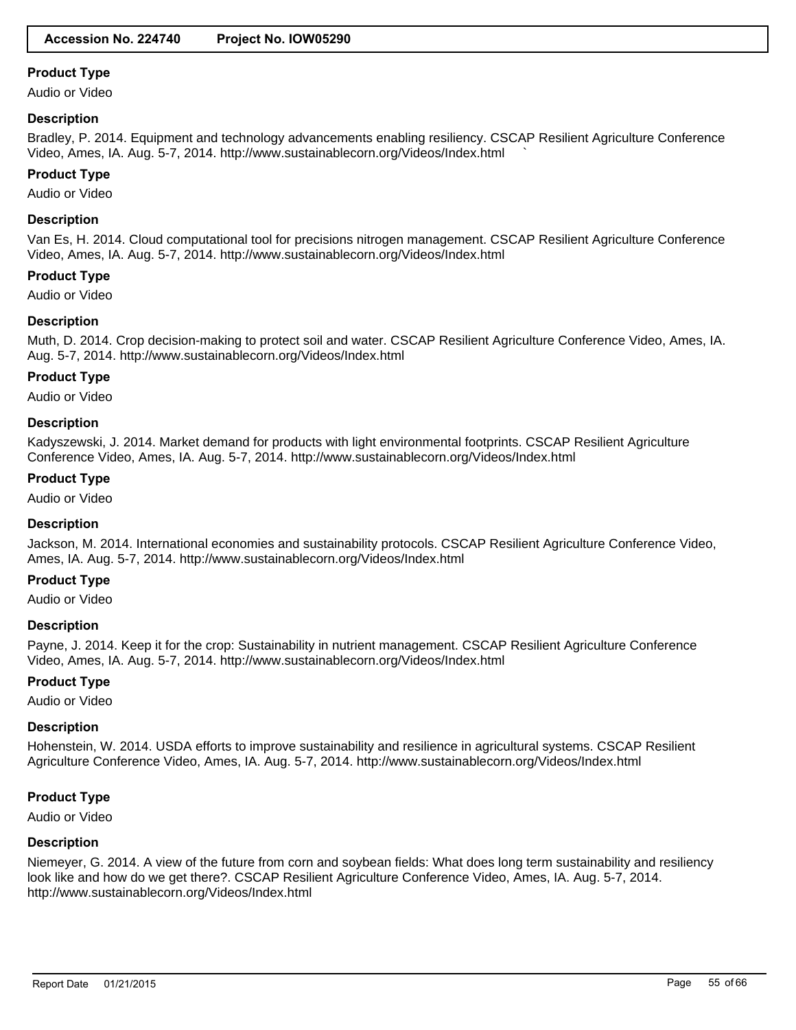**Accession No. 224740 Project No. IOW05290**

**Product Type**

Audio or Video

**Description**

Bradley, P. 2014. Equipment and technology advancements enabling resiliency. CSCAP Resilient Agriculture Conference Video, Ames, IA. Aug. 5-7, 2014. http://www.sustainablecorn.org/Videos/Index.html `

**Product Type**

Audio or Video

**Description**

Van Es, H. 2014. Cloud computational tool for precisions nitrogen management. CSCAP Resilient Agriculture Conference Video, Ames, IA. Aug. 5-7, 2014. http://www.sustainablecorn.org/Videos/Index.html

**Product Type**

Audio or Video

**Description**

Muth, D. 2014. Crop decision-making to protect soil and water. CSCAP Resilient Agriculture Conference Video, Ames, IA. Aug. 5-7, 2014. http://www.sustainablecorn.org/Videos/Index.html

**Product Type**

Audio or Video

**Description**

Kadyszewski, J. 2014. Market demand for products with light environmental footprints. CSCAP Resilient Agriculture Conference Video, Ames, IA. Aug. 5-7, 2014. http://www.sustainablecorn.org/Videos/Index.html

**Product Type**

Audio or Video

**Description**

Jackson, M. 2014. International economies and sustainability protocols. CSCAP Resilient Agriculture Conference Video, Ames, IA. Aug. 5-7, 2014. http://www.sustainablecorn.org/Videos/Index.html

**Product Type**

Audio or Video

**Description**

Payne, J. 2014. Keep it for the crop: Sustainability in nutrient management. CSCAP Resilient Agriculture Conference Video, Ames, IA. Aug. 5-7, 2014. http://www.sustainablecorn.org/Videos/Index.html

**Product Type**

Audio or Video

**Description**

Hohenstein, W. 2014. USDA efforts to improve sustainability and resilience in agricultural systems. CSCAP Resilient Agriculture Conference Video, Ames, IA. Aug. 5-7, 2014. http://www.sustainablecorn.org/Videos/Index.html

**Product Type**

Audio or Video

**Description**

Niemeyer, G. 2014. A view of the future from corn and soybean fields: What does long term sustainability and resiliency look like and how do we get there?. CSCAP Resilient Agriculture Conference Video, Ames, IA. Aug. 5-7, 2014. http://www.sustainablecorn.org/Videos/Index.html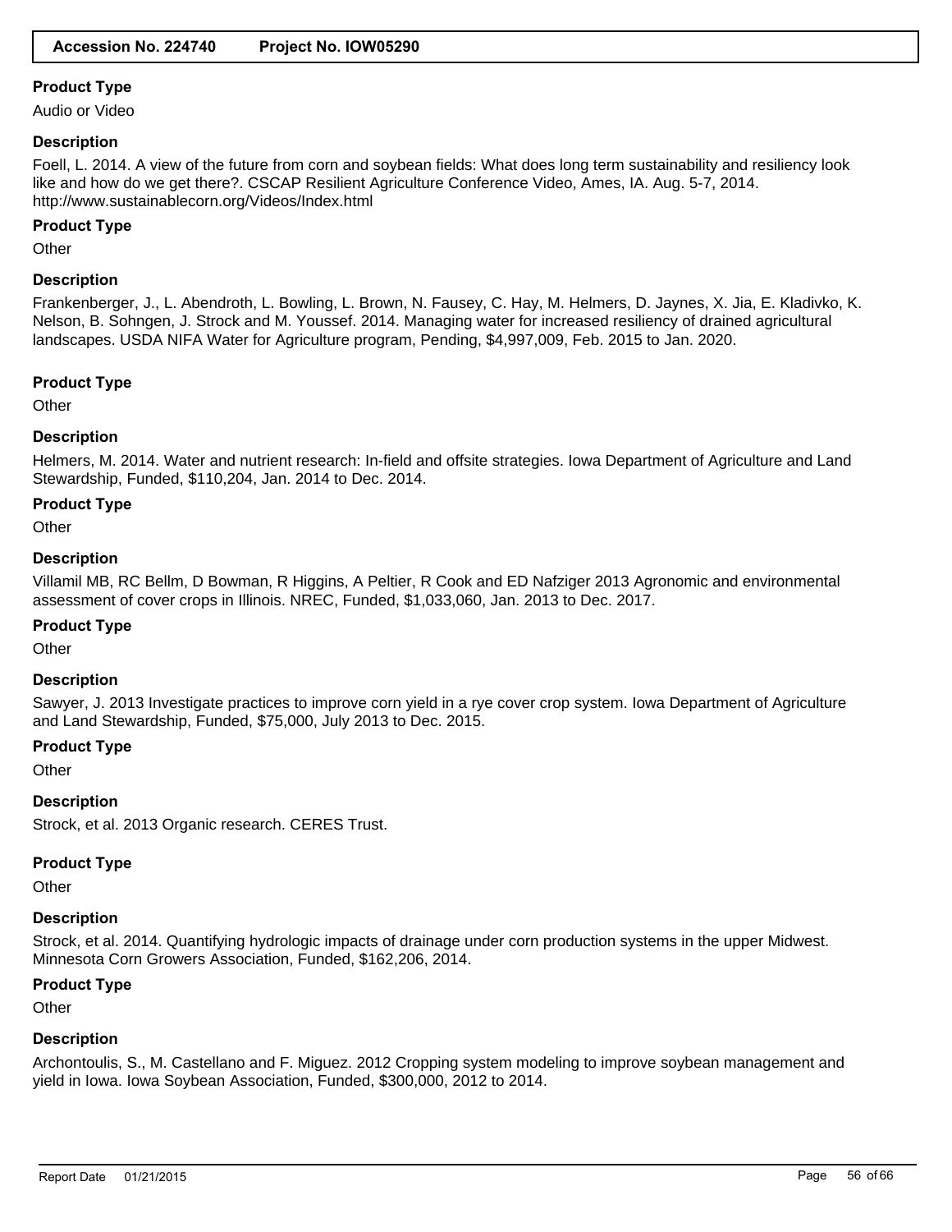**Product Type**

Audio or Video

**Description**

Foell, L. 2014. A view of the future from corn and soybean fields: What does long term sustainability and resiliency look like and how do we get there?. CSCAP Resilient Agriculture Conference Video, Ames, IA. Aug. 5-7, 2014. http://www.sustainablecorn.org/Videos/Index.html

**Product Type**

Other

**Description**

Frankenberger, J., L. Abendroth, L. Bowling, L. Brown, N. Fausey, C. Hay, M. Helmers, D. Jaynes, X. Jia, E. Kladivko, K. Nelson, B. Sohngen, J. Strock and M. Youssef. 2014. Managing water for increased resiliency of drained agricultural landscapes. USDA NIFA Water for Agriculture program, Pending, $4,997,009, Feb. 2015 to Jan. 2020.

**Product Type**

Other

**Description**

Helmers, M. 2014. Water and nutrient research: In-field and offsite strategies. Iowa Department of Agriculture and Land Stewardship, Funded, $110,204, Jan. 2014 to Dec. 2014.

**Product Type**

Other

**Description**

Villamil MB, RC Bellm, D Bowman, R Higgins, A Peltier, R Cook and ED Nafziger 2013 Agronomic and environmental assessment of cover crops in Illinois. NREC, Funded, $1,033,060, Jan. 2013 to Dec. 2017.

**Product Type**

Other

**Description**

Sawyer, J. 2013 Investigate practices to improve corn yield in a rye cover crop system. Iowa Department of Agriculture and Land Stewardship, Funded, $75,000, July 2013 to Dec. 2015.

**Product Type**

Other

**Description**

Strock, et al. 2013 Organic research. CERES Trust.

**Product Type**

Other

**Description**

Strock, et al. 2014. Quantifying hydrologic impacts of drainage under corn production systems in the upper Midwest. Minnesota Corn Growers Association, Funded, $162,206, 2014.

**Product Type**

Other

**Description**

Archontoulis, S., M. Castellano and F. Miguez. 2012 Cropping system modeling to improve soybean management and yield in Iowa. Iowa Soybean Association, Funded, $300,000, 2012 to 2014.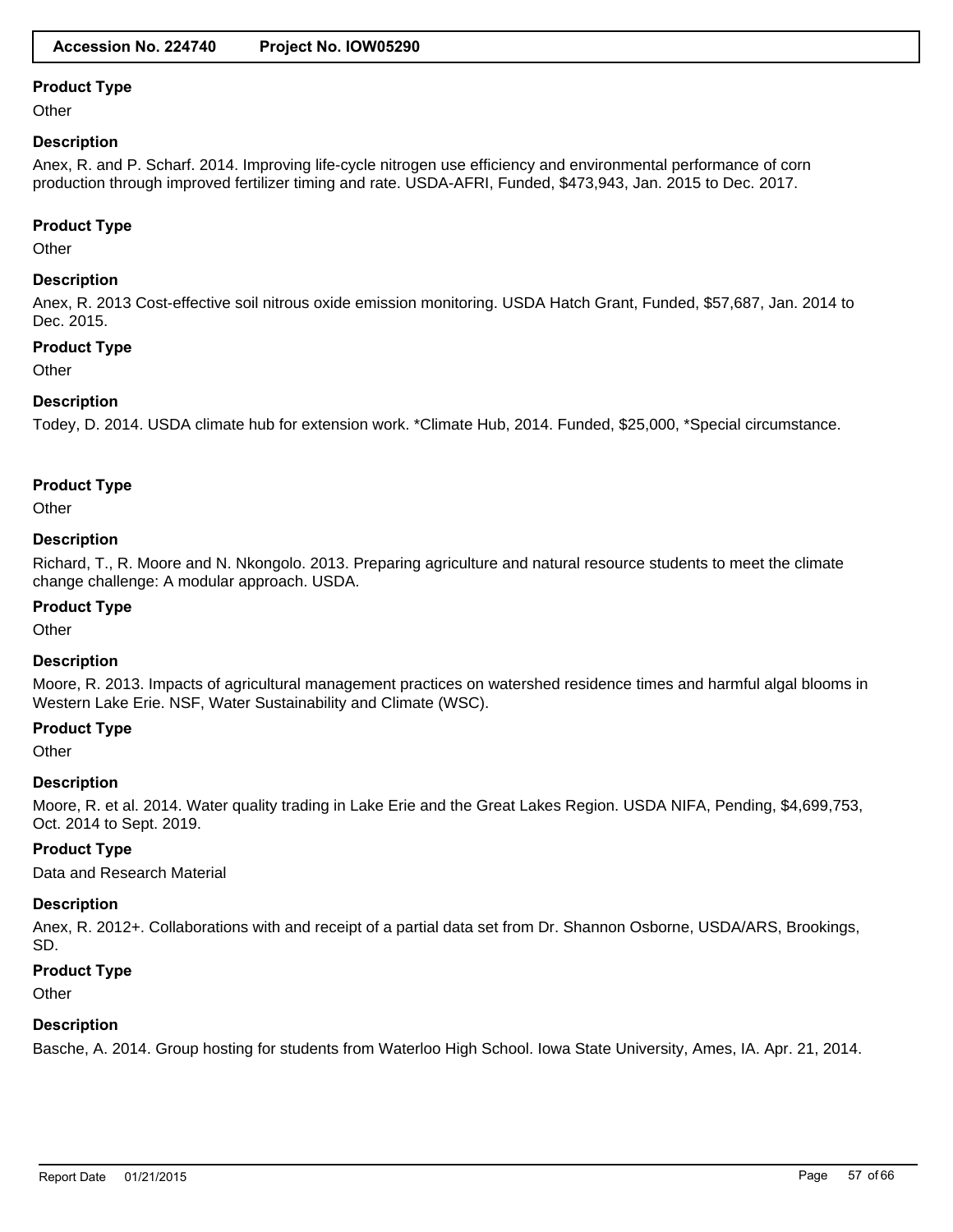**Accession No. 224740 Project No. IOW05290**

**Product Type**

Other

**Description**

Anex, R. and P. Scharf. 2014. Improving life-cycle nitrogen use efficiency and environmental performance of corn production through improved fertilizer timing and rate. USDA-AFRI, Funded, $473,943, Jan. 2015 to Dec. 2017.

**Product Type**

Other

**Description**

Anex, R. 2013 Cost-effective soil nitrous oxide emission monitoring. USDA Hatch Grant, Funded, $57,687, Jan. 2014 to Dec. 2015.

**Product Type**

Other

**Description**

Todey, D. 2014. USDA climate hub for extension work. *Climate Hub, 2014. Funded, $25,000, *Special circumstance.

**Product Type**

Other

**Description**

Richard, T., R. Moore and N. Nkongolo. 2013. Preparing agriculture and natural resource students to meet the climate change challenge: A modular approach. USDA.

**Product Type**

Other

**Description**

Moore, R. 2013. Impacts of agricultural management practices on watershed residence times and harmful algal blooms in Western Lake Erie. NSF, Water Sustainability and Climate (WSC).

**Product Type**

Other

**Description**

Moore, R. et al. 2014. Water quality trading in Lake Erie and the Great Lakes Region. USDA NIFA, Pending, $4,699,753, Oct. 2014 to Sept. 2019.

**Product Type**

Data and Research Material

**Description**

Anex, R. 2012+. Collaborations with and receipt of a partial data set from Dr. Shannon Osborne, USDA/ARS, Brookings, SD.

**Product Type**

Other

**Description**

Basche, A. 2014. Group hosting for students from Waterloo High School. Iowa State University, Ames, IA. Apr. 21, 2014.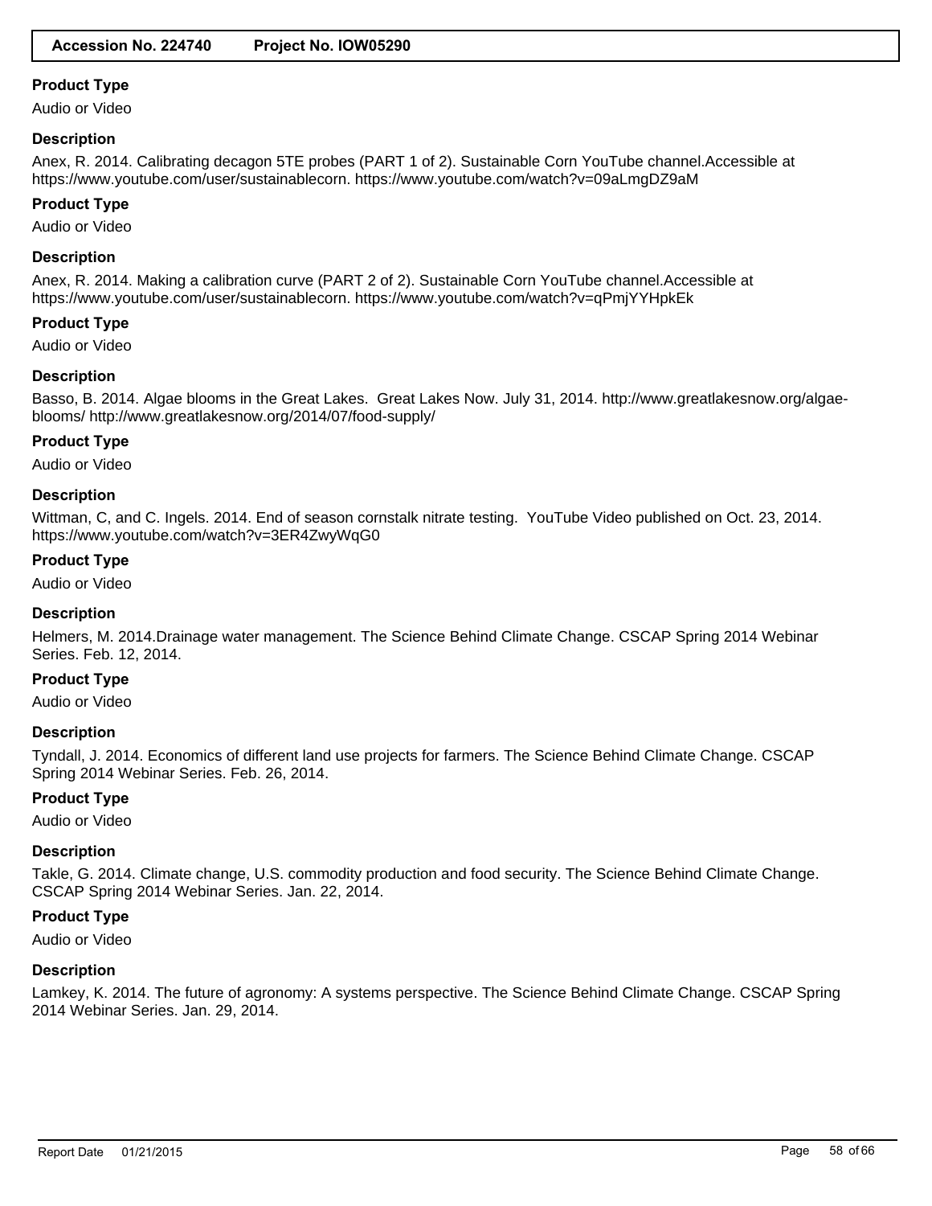**Product Type**

Audio or Video

**Description**

Anex, R. 2014. Calibrating decagon 5TE probes (PART 1 of 2). Sustainable Corn YouTube channel.Accessible at https://www.youtube.com/user/sustainablecorn. https://www.youtube.com/watch?v=09aLmgDZ9aM

**Product Type**

Audio or Video

**Description**

Anex, R. 2014. Making a calibration curve (PART 2 of 2). Sustainable Corn YouTube channel.Accessible at https://www.youtube.com/user/sustainablecorn. https://www.youtube.com/watch?v=qPmjYYHpkEk

**Product Type**

Audio or Video

**Description**

Basso, B. 2014. Algae blooms in the Great Lakes. Great Lakes Now. July 31, 2014. http://www.greatlakesnow.org/algae-blooms/ http://www.greatlakesnow.org/2014/07/food-supply/

**Product Type**

Audio or Video

**Description**

Wittman, C, and C. Ingels. 2014. End of season cornstalk nitrate testing. YouTube Video published on Oct. 23, 2014. https://www.youtube.com/watch?v=3ER4ZwyWqG0

**Product Type**

Audio or Video

**Description**

Helmers, M. 2014.Drainage water management. The Science Behind Climate Change. CSCAP Spring 2014 Webinar Series. Feb. 12, 2014.

**Product Type**

Audio or Video

**Description**

Tyndall, J. 2014. Economics of different land use projects for farmers. The Science Behind Climate Change. CSCAP Spring 2014 Webinar Series. Feb. 26, 2014.

**Product Type**

Audio or Video

**Description**

Takle, G. 2014. Climate change, U.S. commodity production and food security. The Science Behind Climate Change. CSCAP Spring 2014 Webinar Series. Jan. 22, 2014.

**Product Type**

Audio or Video

**Description**

Lamkey, K. 2014. The future of agronomy: A systems perspective. The Science Behind Climate Change. CSCAP Spring 2014 Webinar Series. Jan. 29, 2014.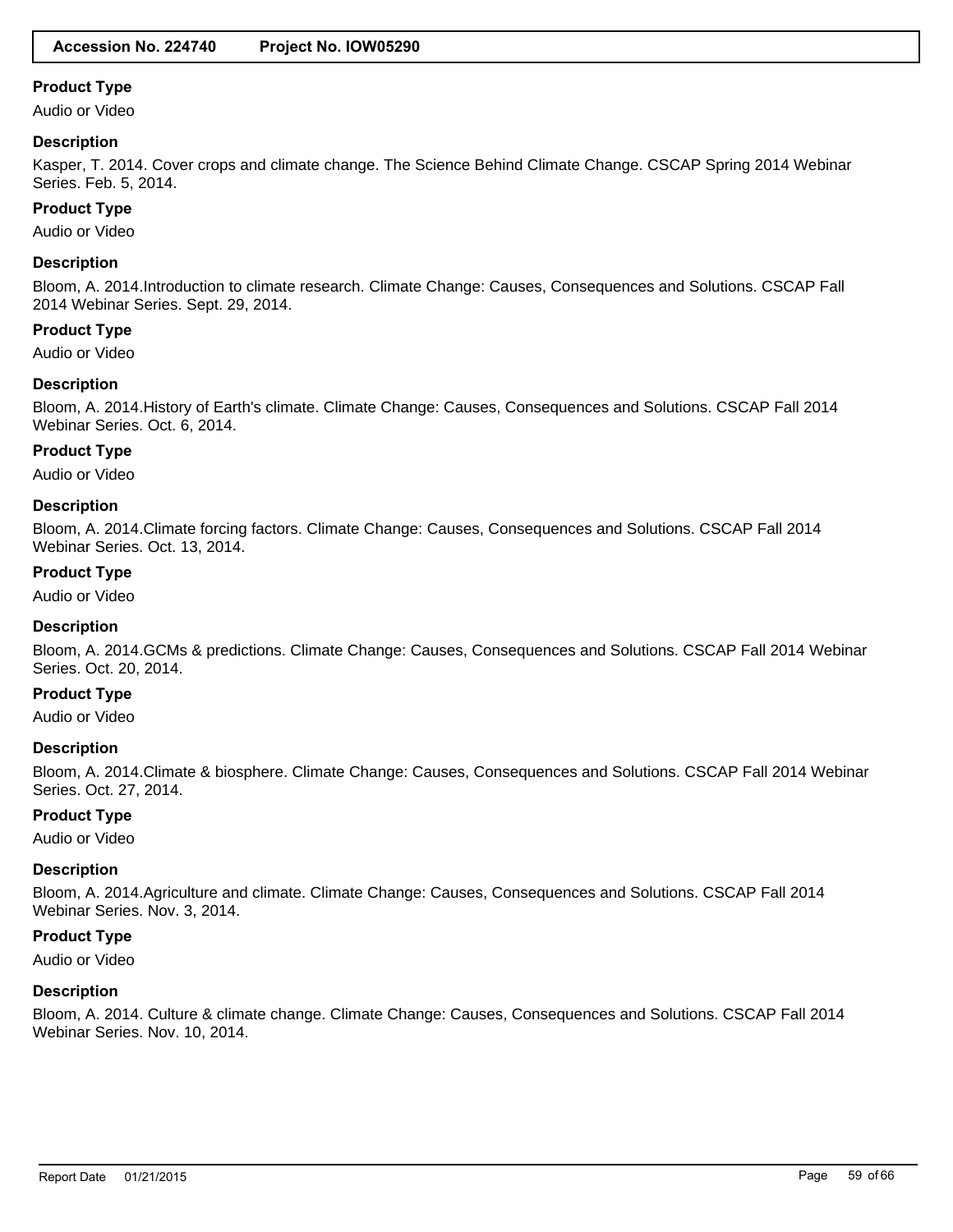**Product Type**

Audio or Video

**Description**

Kasper, T. 2014. Cover crops and climate change. The Science Behind Climate Change. CSCAP Spring 2014 Webinar Series. Feb. 5, 2014.

**Product Type**

Audio or Video

**Description**

Bloom, A. 2014.Introduction to climate research. Climate Change: Causes, Consequences and Solutions. CSCAP Fall 2014 Webinar Series. Sept. 29, 2014.

**Product Type**

Audio or Video

**Description**

Bloom, A. 2014.History of Earth's climate. Climate Change: Causes, Consequences and Solutions. CSCAP Fall 2014 Webinar Series. Oct. 6, 2014.

**Product Type**

Audio or Video

**Description**

Bloom, A. 2014.Climate forcing factors. Climate Change: Causes, Consequences and Solutions. CSCAP Fall 2014 Webinar Series. Oct. 13, 2014.

**Product Type**

Audio or Video

**Description**

Bloom, A. 2014.GCMs & predictions. Climate Change: Causes, Consequences and Solutions. CSCAP Fall 2014 Webinar Series. Oct. 20, 2014.

**Product Type**

Audio or Video

**Description**

Bloom, A. 2014.Climate & biosphere. Climate Change: Causes, Consequences and Solutions. CSCAP Fall 2014 Webinar Series. Oct. 27, 2014.

**Product Type**

Audio or Video

**Description**

Bloom, A. 2014.Agriculture and climate. Climate Change: Causes, Consequences and Solutions. CSCAP Fall 2014 Webinar Series. Nov. 3, 2014.

**Product Type**

Audio or Video

**Description**

Bloom, A. 2014. Culture & climate change. Climate Change: Causes, Consequences and Solutions. CSCAP Fall 2014 Webinar Series. Nov. 10, 2014.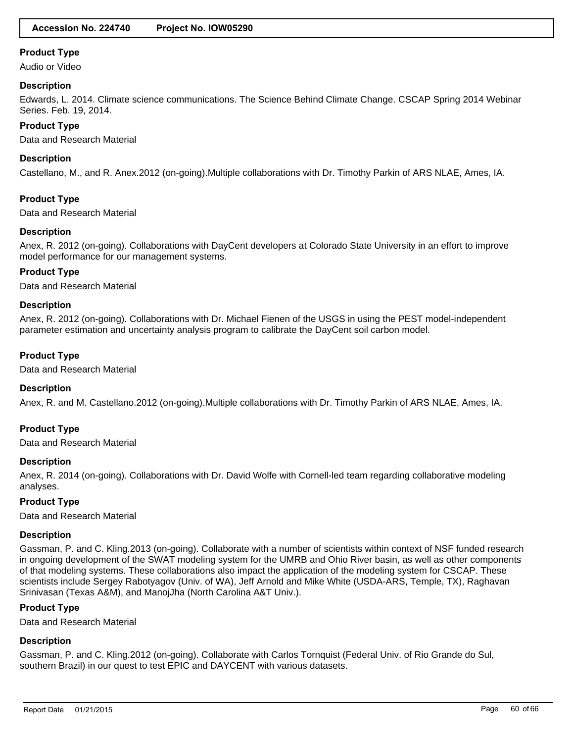**Accession No. 224740 Project No. IOW05290**

**Product Type**

Audio or Video

**Description**

Edwards, L. 2014. Climate science communications. The Science Behind Climate Change. CSCAP Spring 2014 Webinar Series. Feb. 19, 2014.

**Product Type**

Data and Research Material

**Description**

Castellano, M., and R. Anex.2012 (on-going).Multiple collaborations with Dr. Timothy Parkin of ARS NLAE, Ames, IA.

**Product Type**

Data and Research Material

**Description**

Anex, R. 2012 (on-going). Collaborations with DayCent developers at Colorado State University in an effort to improve model performance for our management systems.

**Product Type**

Data and Research Material

**Description**

Anex, R. 2012 (on-going). Collaborations with Dr. Michael Fienen of the USGS in using the PEST model-independent parameter estimation and uncertainty analysis program to calibrate the DayCent soil carbon model.

**Product Type**

Data and Research Material

**Description**

Anex, R. and M. Castellano.2012 (on-going).Multiple collaborations with Dr. Timothy Parkin of ARS NLAE, Ames, IA.

**Product Type**

Data and Research Material

**Description**

Anex, R. 2014 (on-going). Collaborations with Dr. David Wolfe with Cornell-led team regarding collaborative modeling analyses.

**Product Type**

Data and Research Material

**Description**

Gassman, P. and C. Kling.2013 (on-going). Collaborate with a number of scientists within context of NSF funded research in ongoing development of the SWAT modeling system for the UMRB and Ohio River basin, as well as other components of that modeling systems. These collaborations also impact the application of the modeling system for CSCAP. These scientists include Sergey Rabotyagov (Univ. of WA), Jeff Arnold and Mike White (USDA-ARS, Temple, TX), Raghavan Srinivasan (Texas A&M), and ManojJha (North Carolina A&T Univ.).

**Product Type**

Data and Research Material

**Description**

Gassman, P. and C. Kling.2012 (on-going). Collaborate with Carlos Tornquist (Federal Univ. of Rio Grande do Sul, southern Brazil) in our quest to test EPIC and DAYCENT with various datasets.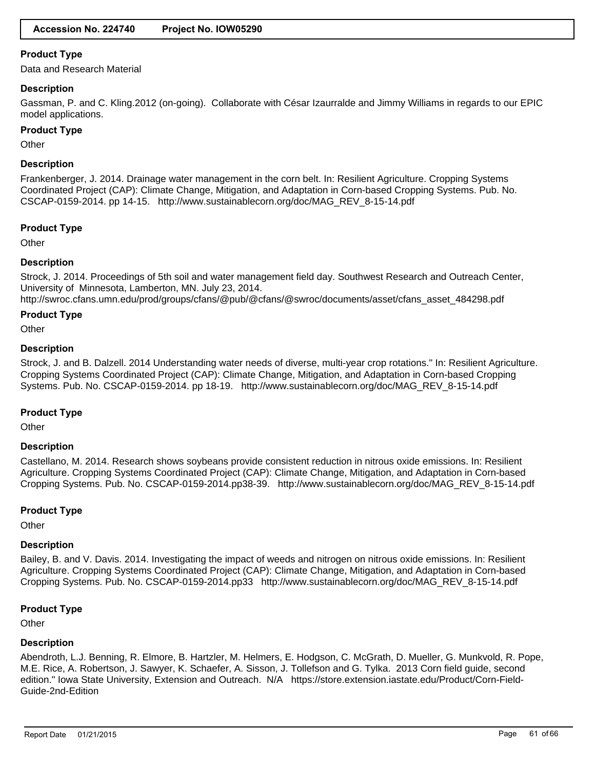**Accession No. 224740 Project No. IOW05290**

### Product Type

Data and Research Material

### Description

Gassman, P. and C. Kling.2012 (on-going). Collaborate with César Izaurralde and Jimmy Williams in regards to our EPIC model applications.

### Product Type

Other

### Description

Frankenberger, J. 2014. Drainage water management in the corn belt. In: Resilient Agriculture. Cropping Systems Coordinated Project (CAP): Climate Change, Mitigation, and Adaptation in Corn-based Cropping Systems. Pub. No. CSCAP-0159-2014. pp 14-15. http://www.sustainablecorn.org/doc/MAG_REV_8-15-14.pdf

### Product Type

Other

### Description

Strock, J. 2014. Proceedings of 5th soil and water management field day. Southwest Research and Outreach Center, University of Minnesota, Lamberton, MN. July 23, 2014.
http://swroc.cfans.umn.edu/prod/groups/cfans/@pub/@cfans/@swroc/documents/asset/cfans_asset_484298.pdf

### Product Type

Other

### Description

Strock, J. and B. Dalzell. 2014 Understanding water needs of diverse, multi-year crop rotations." In: Resilient Agriculture. Cropping Systems Coordinated Project (CAP): Climate Change, Mitigation, and Adaptation in Corn-based Cropping Systems. Pub. No. CSCAP-0159-2014. pp 18-19. http://www.sustainablecorn.org/doc/MAG_REV_8-15-14.pdf

### Product Type

Other

### Description

Castellano, M. 2014. Research shows soybeans provide consistent reduction in nitrous oxide emissions. In: Resilient Agriculture. Cropping Systems Coordinated Project (CAP): Climate Change, Mitigation, and Adaptation in Corn-based Cropping Systems. Pub. No. CSCAP-0159-2014.pp38-39. http://www.sustainablecorn.org/doc/MAG_REV_8-15-14.pdf

### Product Type

Other

### Description

Bailey, B. and V. Davis. 2014. Investigating the impact of weeds and nitrogen on nitrous oxide emissions. In: Resilient Agriculture. Cropping Systems Coordinated Project (CAP): Climate Change, Mitigation, and Adaptation in Corn-based Cropping Systems. Pub. No. CSCAP-0159-2014.pp33 http://www.sustainablecorn.org/doc/MAG_REV_8-15-14.pdf

### Product Type

Other

### Description

Abendroth, L.J. Benning, R. Elmore, B. Hartzler, M. Helmers, E. Hodgson, C. McGrath, D. Mueller, G. Munkvold, R. Pope, M.E. Rice, A. Robertson, J. Sawyer, K. Schaefer, A. Sisson, J. Tollefson and G. Tylka. 2013 Corn field guide, second edition." Iowa State University, Extension and Outreach. N/A https://store.extension.iastate.edu/Product/Corn-Field-Guide-2nd-Edition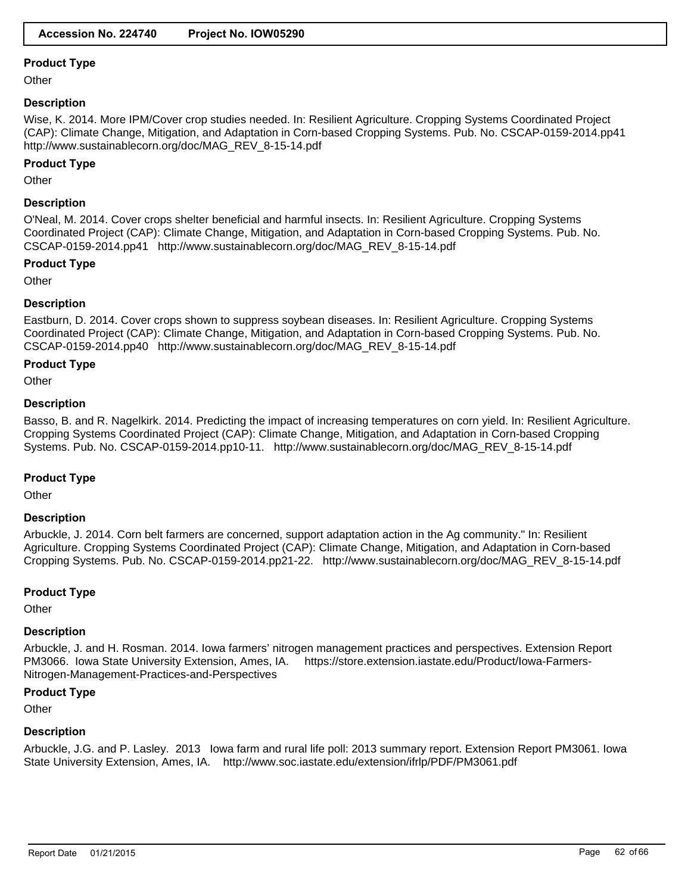**Accession No. 224740    Project No. IOW05290**

**Product Type**

Other

**Description**

Wise, K. 2014. More IPM/Cover crop studies needed. In: Resilient Agriculture. Cropping Systems Coordinated Project (CAP): Climate Change, Mitigation, and Adaptation in Corn-based Cropping Systems. Pub. No. CSCAP-0159-2014.pp41 http://www.sustainablecorn.org/doc/MAG_REV_8-15-14.pdf

**Product Type**

Other

**Description**

O'Neal, M. 2014. Cover crops shelter beneficial and harmful insects. In: Resilient Agriculture. Cropping Systems Coordinated Project (CAP): Climate Change, Mitigation, and Adaptation in Corn-based Cropping Systems. Pub. No. CSCAP-0159-2014.pp41 http://www.sustainablecorn.org/doc/MAG_REV_8-15-14.pdf

**Product Type**

Other

**Description**

Eastburn, D. 2014. Cover crops shown to suppress soybean diseases. In: Resilient Agriculture. Cropping Systems Coordinated Project (CAP): Climate Change, Mitigation, and Adaptation in Corn-based Cropping Systems. Pub. No. CSCAP-0159-2014.pp40 http://www.sustainablecorn.org/doc/MAG_REV_8-15-14.pdf

**Product Type**

Other

**Description**

Basso, B. and R. Nagelkirk. 2014. Predicting the impact of increasing temperatures on corn yield. In: Resilient Agriculture. Cropping Systems Coordinated Project (CAP): Climate Change, Mitigation, and Adaptation in Corn-based Cropping Systems. Pub. No. CSCAP-0159-2014.pp10-11. http://www.sustainablecorn.org/doc/MAG_REV_8-15-14.pdf

**Product Type**

Other

**Description**

Arbuckle, J. 2014. Corn belt farmers are concerned, support adaptation action in the Ag community." In: Resilient Agriculture. Cropping Systems Coordinated Project (CAP): Climate Change, Mitigation, and Adaptation in Corn-based Cropping Systems. Pub. No. CSCAP-0159-2014.pp21-22. http://www.sustainablecorn.org/doc/MAG_REV_8-15-14.pdf

**Product Type**

Other

**Description**

Arbuckle, J. and H. Rosman. 2014. Iowa farmers' nitrogen management practices and perspectives. Extension Report PM3066. Iowa State University Extension, Ames, IA. https://store.extension.iastate.edu/Product/Iowa-Farmers-Nitrogen-Management-Practices-and-Perspectives

**Product Type**

Other

**Description**

Arbuckle, J.G. and P. Lasley. 2013 Iowa farm and rural life poll: 2013 summary report. Extension Report PM3061. Iowa State University Extension, Ames, IA. http://www.soc.iastate.edu/extension/ifrlp/PDF/PM3061.pdf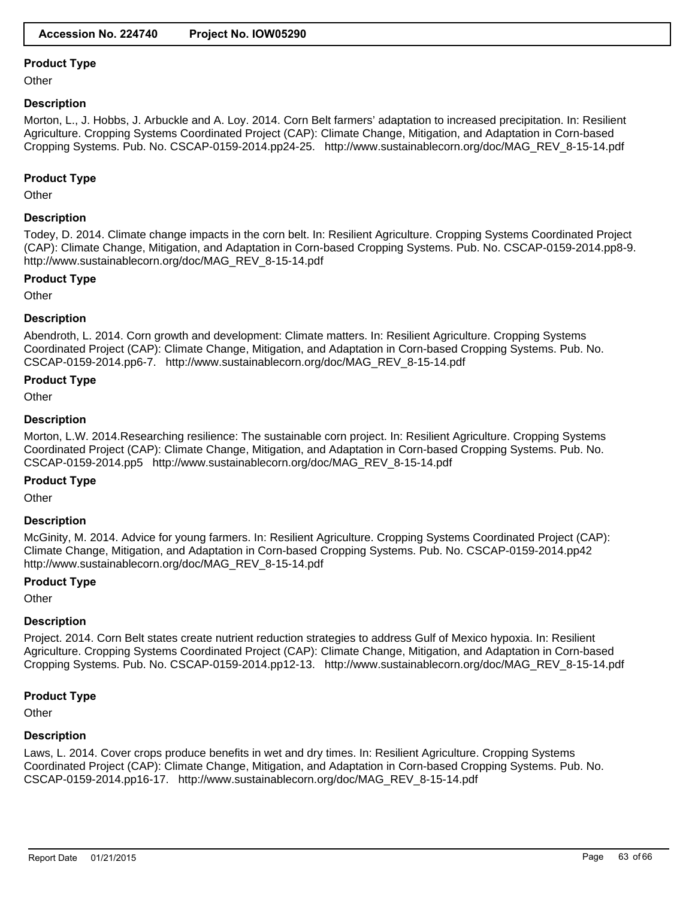### Product Type

Other

### Description

Morton, L., J. Hobbs, J. Arbuckle and A. Loy. 2014. Corn Belt farmers' adaptation to increased precipitation. In: Resilient Agriculture. Cropping Systems Coordinated Project (CAP): Climate Change, Mitigation, and Adaptation in Corn-based Cropping Systems. Pub. No. CSCAP-0159-2014.pp24-25. http://www.sustainablecorn.org/doc/MAG_REV_8-15-14.pdf

### Product Type

Other

### Description

Todey, D. 2014. Climate change impacts in the corn belt. In: Resilient Agriculture. Cropping Systems Coordinated Project (CAP): Climate Change, Mitigation, and Adaptation in Corn-based Cropping Systems. Pub. No. CSCAP-0159-2014.pp8-9. http://www.sustainablecorn.org/doc/MAG_REV_8-15-14.pdf

### Product Type

Other

### Description

Abendroth, L. 2014. Corn growth and development: Climate matters. In: Resilient Agriculture. Cropping Systems Coordinated Project (CAP): Climate Change, Mitigation, and Adaptation in Corn-based Cropping Systems. Pub. No. CSCAP-0159-2014.pp6-7. http://www.sustainablecorn.org/doc/MAG_REV_8-15-14.pdf

### Product Type

Other

### Description

Morton, L.W. 2014.Researching resilience: The sustainable corn project. In: Resilient Agriculture. Cropping Systems Coordinated Project (CAP): Climate Change, Mitigation, and Adaptation in Corn-based Cropping Systems. Pub. No. CSCAP-0159-2014.pp5 http://www.sustainablecorn.org/doc/MAG_REV_8-15-14.pdf

### Product Type

Other

### Description

McGinity, M. 2014. Advice for young farmers. In: Resilient Agriculture. Cropping Systems Coordinated Project (CAP): Climate Change, Mitigation, and Adaptation in Corn-based Cropping Systems. Pub. No. CSCAP-0159-2014.pp42 http://www.sustainablecorn.org/doc/MAG_REV_8-15-14.pdf

### Product Type

Other

### Description

Project. 2014. Corn Belt states create nutrient reduction strategies to address Gulf of Mexico hypoxia. In: Resilient Agriculture. Cropping Systems Coordinated Project (CAP): Climate Change, Mitigation, and Adaptation in Corn-based Cropping Systems. Pub. No. CSCAP-0159-2014.pp12-13. http://www.sustainablecorn.org/doc/MAG_REV_8-15-14.pdf

### Product Type

Other

### Description

Laws, L. 2014. Cover crops produce benefits in wet and dry times. In: Resilient Agriculture. Cropping Systems Coordinated Project (CAP): Climate Change, Mitigation, and Adaptation in Corn-based Cropping Systems. Pub. No. CSCAP-0159-2014.pp16-17. http://www.sustainablecorn.org/doc/MAG_REV_8-15-14.pdf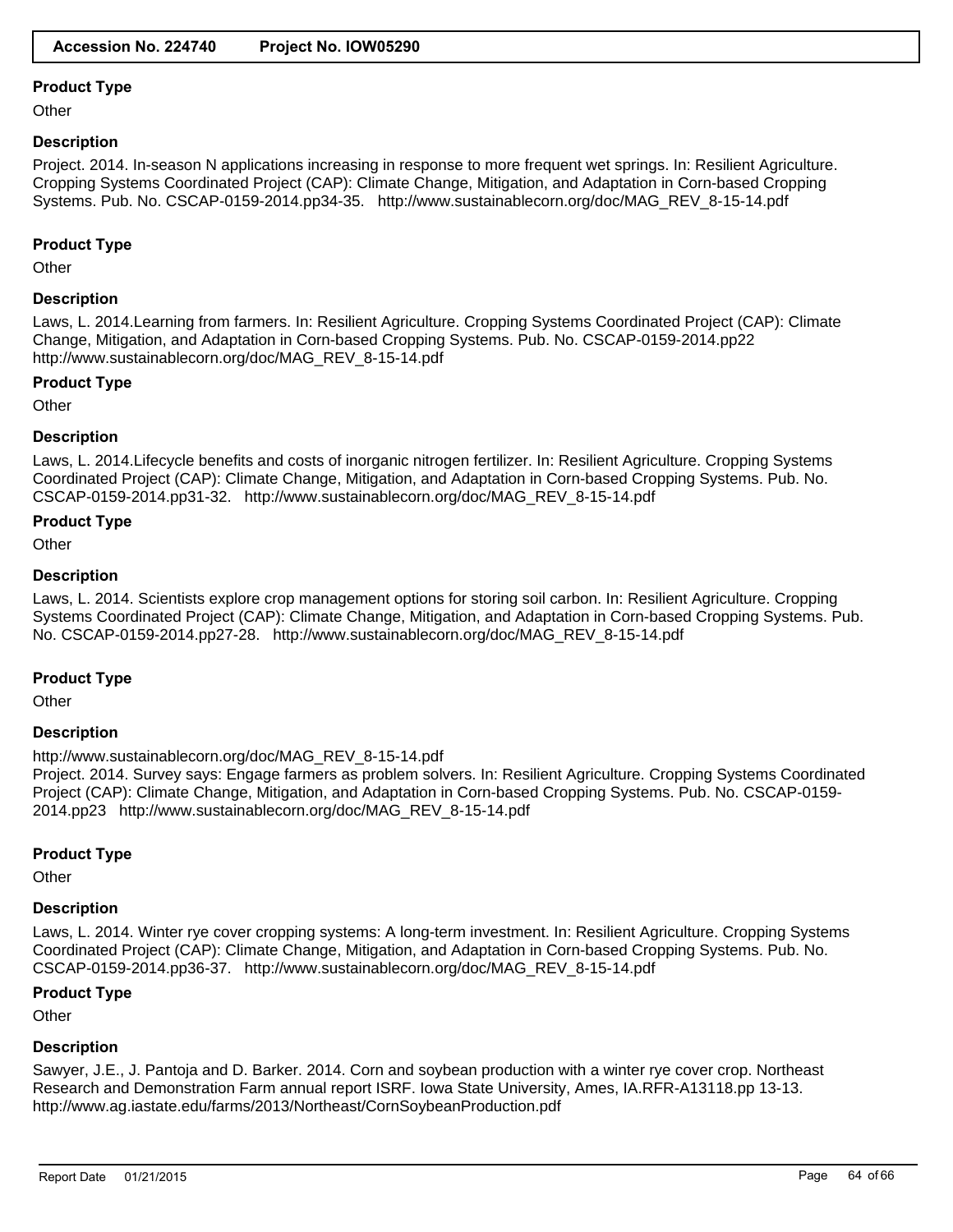**Product Type**

Other

**Description**

Project. 2014. In-season N applications increasing in response to more frequent wet springs. In: Resilient Agriculture. Cropping Systems Coordinated Project (CAP): Climate Change, Mitigation, and Adaptation in Corn-based Cropping Systems. Pub. No. CSCAP-0159-2014.pp34-35. http://www.sustainablecorn.org/doc/MAG_REV_8-15-14.pdf

**Product Type**

Other

**Description**

Laws, L. 2014.Learning from farmers. In: Resilient Agriculture. Cropping Systems Coordinated Project (CAP): Climate Change, Mitigation, and Adaptation in Corn-based Cropping Systems. Pub. No. CSCAP-0159-2014.pp22 http://www.sustainablecorn.org/doc/MAG_REV_8-15-14.pdf

**Product Type**

Other

**Description**

Laws, L. 2014.Lifecycle benefits and costs of inorganic nitrogen fertilizer. In: Resilient Agriculture. Cropping Systems Coordinated Project (CAP): Climate Change, Mitigation, and Adaptation in Corn-based Cropping Systems. Pub. No. CSCAP-0159-2014.pp31-32. http://www.sustainablecorn.org/doc/MAG_REV_8-15-14.pdf

**Product Type**

Other

**Description**

Laws, L. 2014. Scientists explore crop management options for storing soil carbon. In: Resilient Agriculture. Cropping Systems Coordinated Project (CAP): Climate Change, Mitigation, and Adaptation in Corn-based Cropping Systems. Pub. No. CSCAP-0159-2014.pp27-28. http://www.sustainablecorn.org/doc/MAG_REV_8-15-14.pdf

**Product Type**

Other

**Description**

http://www.sustainablecorn.org/doc/MAG_REV_8-15-14.pdf
Project. 2014. Survey says: Engage farmers as problem solvers. In: Resilient Agriculture. Cropping Systems Coordinated Project (CAP): Climate Change, Mitigation, and Adaptation in Corn-based Cropping Systems. Pub. No. CSCAP-0159-2014.pp23 http://www.sustainablecorn.org/doc/MAG_REV_8-15-14.pdf

**Product Type**

Other

**Description**

Laws, L. 2014. Winter rye cover cropping systems: A long-term investment. In: Resilient Agriculture. Cropping Systems Coordinated Project (CAP): Climate Change, Mitigation, and Adaptation in Corn-based Cropping Systems. Pub. No. CSCAP-0159-2014.pp36-37. http://www.sustainablecorn.org/doc/MAG_REV_8-15-14.pdf

**Product Type**

Other

**Description**

Sawyer, J.E., J. Pantoja and D. Barker. 2014. Corn and soybean production with a winter rye cover crop. Northeast Research and Demonstration Farm annual report ISRF. Iowa State University, Ames, IA.RFR-A13118.pp 13-13. http://www.ag.iastate.edu/farms/2013/Northeast/CornSoybeanProduction.pdf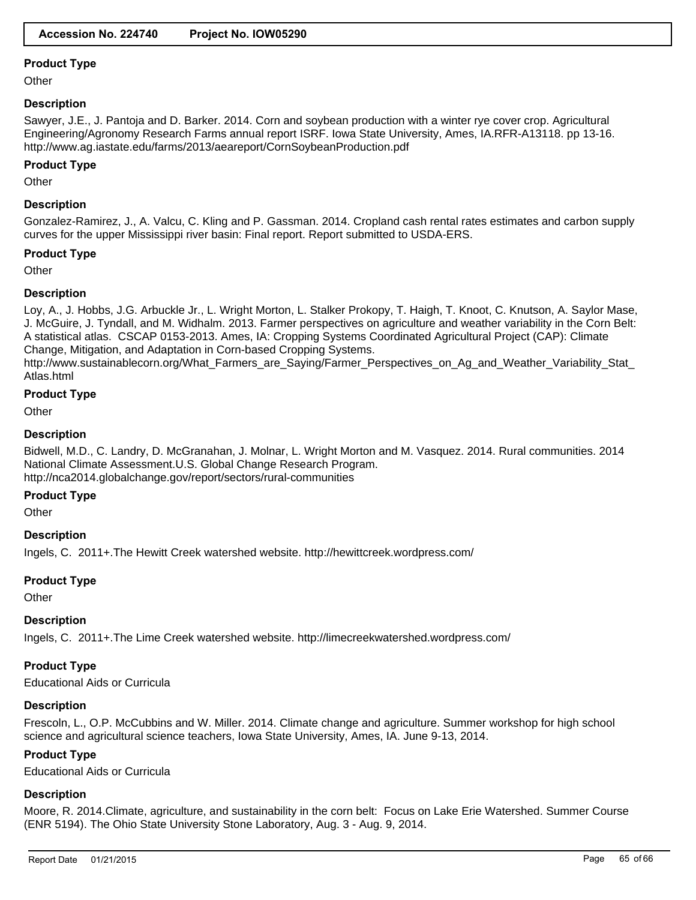**Product Type**

Other

**Description**

Sawyer, J.E., J. Pantoja and D. Barker. 2014. Corn and soybean production with a winter rye cover crop. Agricultural Engineering/Agronomy Research Farms annual report ISRF. Iowa State University, Ames, IA.RFR-A13118. pp 13-16. http://www.ag.iastate.edu/farms/2013/aeareport/CornSoybeanProduction.pdf

**Product Type**

Other

**Description**

Gonzalez-Ramirez, J., A. Valcu, C. Kling and P. Gassman. 2014. Cropland cash rental rates estimates and carbon supply curves for the upper Mississippi river basin: Final report. Report submitted to USDA-ERS.

**Product Type**

Other

**Description**

Loy, A., J. Hobbs, J.G. Arbuckle Jr., L. Wright Morton, L. Stalker Prokopy, T. Haigh, T. Knoot, C. Knutson, A. Saylor Mase, J. McGuire, J. Tyndall, and M. Widhalm. 2013. Farmer perspectives on agriculture and weather variability in the Corn Belt: A statistical atlas. CSCAP 0153-2013. Ames, IA: Cropping Systems Coordinated Agricultural Project (CAP): Climate Change, Mitigation, and Adaptation in Corn-based Cropping Systems. http://www.sustainablecorn.org/What_Farmers_are_Saying/Farmer_Perspectives_on_Ag_and_Weather_Variability_Stat_Atlas.html

**Product Type**

Other

**Description**

Bidwell, M.D., C. Landry, D. McGranahan, J. Molnar, L. Wright Morton and M. Vasquez. 2014. Rural communities. 2014 National Climate Assessment.U.S. Global Change Research Program. http://nca2014.globalchange.gov/report/sectors/rural-communities

**Product Type**

Other

**Description**

Ingels, C. 2011+.The Hewitt Creek watershed website. http://hewittcreek.wordpress.com/

**Product Type**

Other

**Description**

Ingels, C. 2011+.The Lime Creek watershed website. http://limecreekwatershed.wordpress.com/

**Product Type**

Educational Aids or Curricula

**Description**

Frescoln, L., O.P. McCubbins and W. Miller. 2014. Climate change and agriculture. Summer workshop for high school science and agricultural science teachers, Iowa State University, Ames, IA. June 9-13, 2014.

**Product Type**

Educational Aids or Curricula

**Description**

Moore, R. 2014.Climate, agriculture, and sustainability in the corn belt: Focus on Lake Erie Watershed. Summer Course (ENR 5194). The Ohio State University Stone Laboratory, Aug. 3 - Aug. 9, 2014.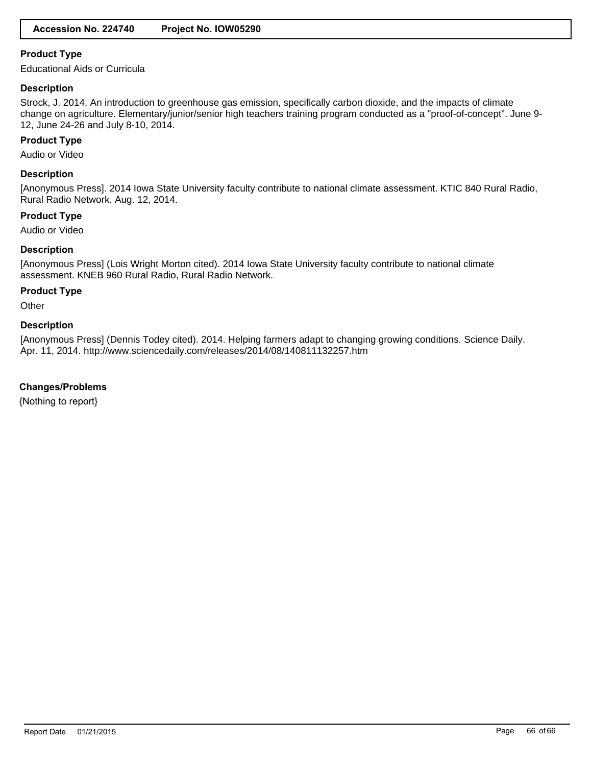**Accession No. 224740 Project No. IOW05290**

### Product Type

Educational Aids or Curricula

### Description

Strock, J. 2014. An introduction to greenhouse gas emission, specifically carbon dioxide, and the impacts of climate change on agriculture. Elementary/junior/senior high teachers training program conducted as a "proof-of-concept". June 9-12, June 24-26 and July 8-10, 2014.

### Product Type

Audio or Video

### Description

[Anonymous Press]. 2014 Iowa State University faculty contribute to national climate assessment. KTIC 840 Rural Radio, Rural Radio Network. Aug. 12, 2014.

### Product Type

Audio or Video

### Description

[Anonymous Press] (Lois Wright Morton cited). 2014 Iowa State University faculty contribute to national climate assessment. KNEB 960 Rural Radio, Rural Radio Network.

### Product Type

Other

### Description

[Anonymous Press] (Dennis Todey cited). 2014. Helping farmers adapt to changing growing conditions. Science Daily. Apr. 11, 2014. http://www.sciencedaily.com/releases/2014/08/140811132257.htm

## Changes/Problems

{Nothing to report}